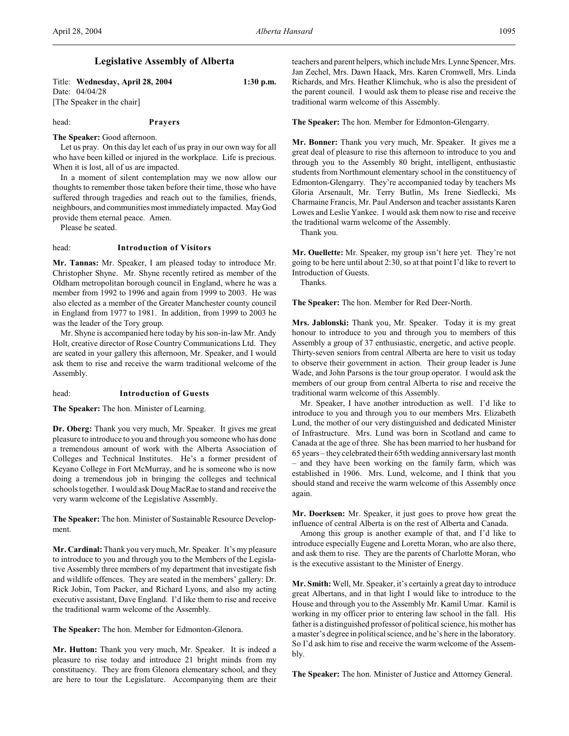# Legislative Assembly of Alberta

Title: **Wednesday, April 28, 2004** 1:30 p.m.
Date: 04/04/28
[The Speaker in the chair]

head: **Prayers**

**The Speaker:** Good afternoon.

Let us pray. On this day let each of us pray in our own way for all who have been killed or injured in the workplace. Life is precious. When it is lost, all of us are impacted.

In a moment of silent contemplation may we now allow our thoughts to remember those taken before their time, those who have suffered through tragedies and reach out to the families, friends, neighbours, and communities most immediately impacted. May God provide them eternal peace. Amen.

Please be seated.

head: **Introduction of Visitors**

**Mr. Tannas:** Mr. Speaker, I am pleased today to introduce Mr. Christopher Shyne. Mr. Shyne recently retired as member of the Oldham metropolitan borough council in England, where he was a member from 1992 to 1996 and again from 1999 to 2003. He was also elected as a member of the Greater Manchester county council in England from 1977 to 1981. In addition, from 1999 to 2003 he was the leader of the Tory group.

Mr. Shyne is accompanied here today by his son-in-law Mr. Andy Holt, creative director of Rose Country Communications Ltd. They are seated in your gallery this afternoon, Mr. Speaker, and I would ask them to rise and receive the warm traditional welcome of the Assembly.

head: **Introduction of Guests**

**The Speaker:** The hon. Minister of Learning.

**Dr. Oberg:** Thank you very much, Mr. Speaker. It gives me great pleasure to introduce to you and through you someone who has done a tremendous amount of work with the Alberta Association of Colleges and Technical Institutes. He's a former president of Keyano College in Fort McMurray, and he is someone who is now doing a tremendous job in bringing the colleges and technical schools together. I would ask Doug MacRae to stand and receive the very warm welcome of the Legislative Assembly.

**The Speaker:** The hon. Minister of Sustainable Resource Development.

**Mr. Cardinal:** Thank you very much, Mr. Speaker. It's my pleasure to introduce to you and through you to the Members of the Legislative Assembly three members of my department that investigate fish and wildlife offences. They are seated in the members' gallery: Dr. Rick Jobin, Tom Packer, and Richard Lyons, and also my acting executive assistant, Dave England. I'd like them to rise and receive the traditional warm welcome of the Assembly.

**The Speaker:** The hon. Member for Edmonton-Glenora.

**Mr. Hutton:** Thank you very much, Mr. Speaker. It is indeed a pleasure to rise today and introduce 21 bright minds from my constituency. They are from Glenora elementary school, and they are here to tour the Legislature. Accompanying them are their teachers and parent helpers, which include Mrs. Lynne Spencer, Mrs. Jan Zechel, Mrs. Dawn Haack, Mrs. Karen Cromwell, Mrs. Linda Richards, and Mrs. Heather Klimchuk, who is also the president of the parent council. I would ask them to please rise and receive the traditional warm welcome of this Assembly.

**The Speaker:** The hon. Member for Edmonton-Glengarry.

**Mr. Bonner:** Thank you very much, Mr. Speaker. It gives me a great deal of pleasure to rise this afternoon to introduce to you and through you to the Assembly 80 bright, intelligent, enthusiastic students from Northmount elementary school in the constituency of Edmonton-Glengarry. They're accompanied today by teachers Ms Gloria Arsenault, Mr. Terry Butlin, Ms Irene Siedlecki, Ms Charmaine Francis, Mr. Paul Anderson and teacher assistants Karen Lowes and Leslie Yankee. I would ask them now to rise and receive the traditional warm welcome of the Assembly.

Thank you.

**Mr. Ouellette:** Mr. Speaker, my group isn't here yet. They're not going to be here until about 2:30, so at that point I'd like to revert to Introduction of Guests.

Thanks.

**The Speaker:** The hon. Member for Red Deer-North.

**Mrs. Jablonski:** Thank you, Mr. Speaker. Today it is my great honour to introduce to you and through you to members of this Assembly a group of 37 enthusiastic, energetic, and active people. Thirty-seven seniors from central Alberta are here to visit us today to observe their government in action. Their group leader is June Wade, and John Parsons is the tour group operator. I would ask the members of our group from central Alberta to rise and receive the traditional warm welcome of this Assembly.

Mr. Speaker, I have another introduction as well. I'd like to introduce to you and through you to our members Mrs. Elizabeth Lund, the mother of our very distinguished and dedicated Minister of Infrastructure. Mrs. Lund was born in Scotland and came to Canada at the age of three. She has been married to her husband for 65 years – they celebrated their 65th wedding anniversary last month – and they have been working on the family farm, which was established in 1906. Mrs. Lund, welcome, and I think that you should stand and receive the warm welcome of this Assembly once again.

**Mr. Doerksen:** Mr. Speaker, it just goes to prove how great the influence of central Alberta is on the rest of Alberta and Canada.

Among this group is another example of that, and I'd like to introduce especially Eugene and Loretta Moran, who are also there, and ask them to rise. They are the parents of Charlotte Moran, who is the executive assistant to the Minister of Energy.

**Mr. Smith:** Well, Mr. Speaker, it's certainly a great day to introduce great Albertans, and in that light I would like to introduce to the House and through you to the Assembly Mr. Kamil Umar. Kamil is working in my officer prior to entering law school in the fall. His father is a distinguished professor of political science, his mother has a master's degree in political science, and he's here in the laboratory. So I'd ask him to rise and receive the warm welcome of the Assembly.

**The Speaker:** The hon. Minister of Justice and Attorney General.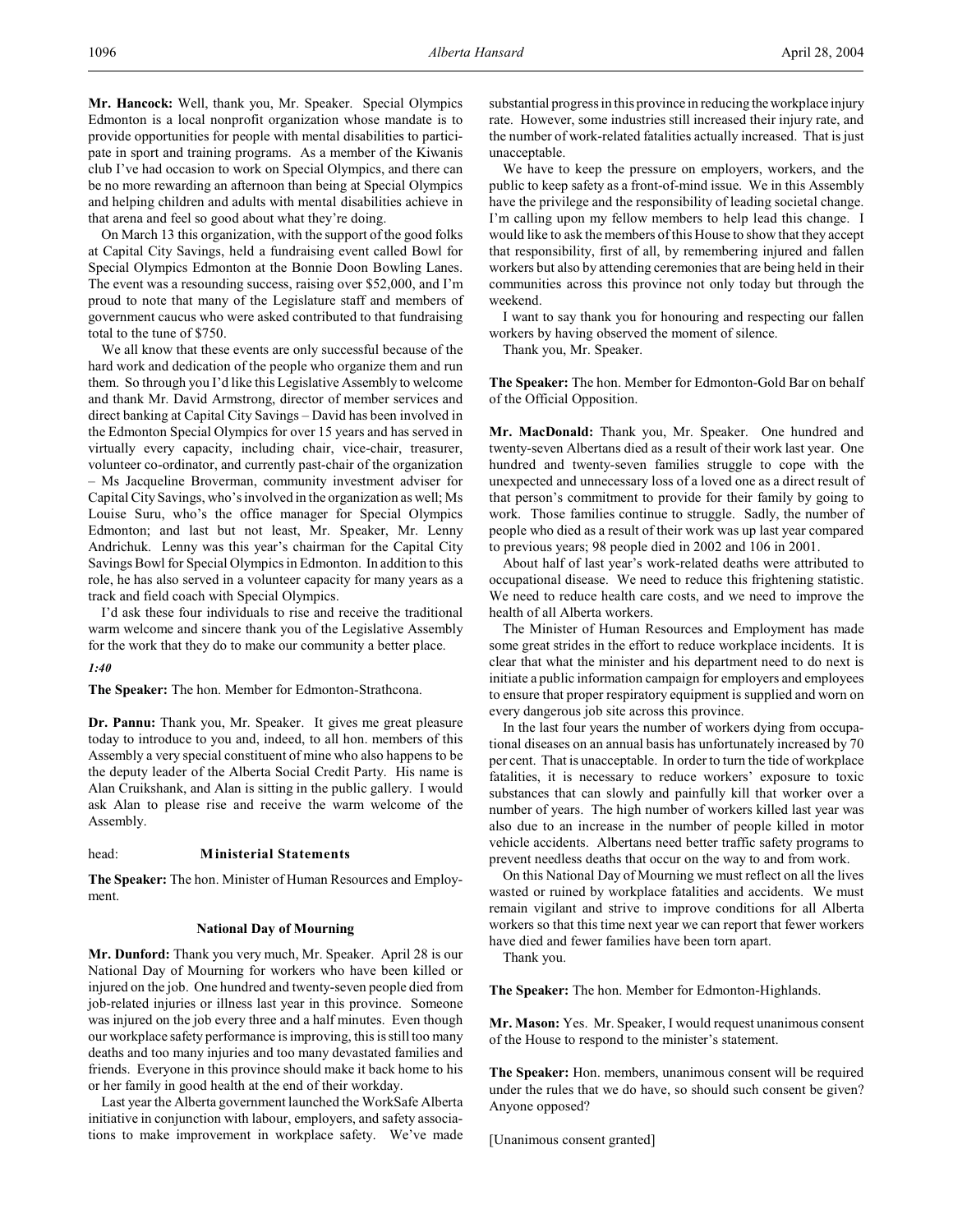**Mr. Hancock:** Well, thank you, Mr. Speaker. Special Olympics Edmonton is a local nonprofit organization whose mandate is to provide opportunities for people with mental disabilities to participate in sport and training programs. As a member of the Kiwanis club I've had occasion to work on Special Olympics, and there can be no more rewarding an afternoon than being at Special Olympics and helping children and adults with mental disabilities achieve in that arena and feel so good about what they're doing.

On March 13 this organization, with the support of the good folks at Capital City Savings, held a fundraising event called Bowl for Special Olympics Edmonton at the Bonnie Doon Bowling Lanes. The event was a resounding success, raising over $52,000, and I'm proud to note that many of the Legislature staff and members of government caucus who were asked contributed to that fundraising total to the tune of $750.

We all know that these events are only successful because of the hard work and dedication of the people who organize them and run them. So through you I'd like this Legislative Assembly to welcome and thank Mr. David Armstrong, director of member services and direct banking at Capital City Savings – David has been involved in the Edmonton Special Olympics for over 15 years and has served in virtually every capacity, including chair, vice-chair, treasurer, volunteer co-ordinator, and currently past-chair of the organization – Ms Jacqueline Broverman, community investment adviser for Capital City Savings, who's involved in the organization as well; Ms Louise Suru, who's the office manager for Special Olympics Edmonton; and last but not least, Mr. Speaker, Mr. Lenny Andrichuk. Lenny was this year's chairman for the Capital City Savings Bowl for Special Olympics in Edmonton. In addition to this role, he has also served in a volunteer capacity for many years as a track and field coach with Special Olympics.

I'd ask these four individuals to rise and receive the traditional warm welcome and sincere thank you of the Legislative Assembly for the work that they do to make our community a better place.

*1:40*

**The Speaker:** The hon. Member for Edmonton-Strathcona.

**Dr. Pannu:** Thank you, Mr. Speaker. It gives me great pleasure today to introduce to you and, indeed, to all hon. members of this Assembly a very special constituent of mine who also happens to be the deputy leader of the Alberta Social Credit Party. His name is Alan Cruikshank, and Alan is sitting in the public gallery. I would ask Alan to please rise and receive the warm welcome of the Assembly.

head: **Ministerial Statements**

**The Speaker:** The hon. Minister of Human Resources and Employment.

### National Day of Mourning

**Mr. Dunford:** Thank you very much, Mr. Speaker. April 28 is our National Day of Mourning for workers who have been killed or injured on the job. One hundred and twenty-seven people died from job-related injuries or illness last year in this province. Someone was injured on the job every three and a half minutes. Even though our workplace safety performance is improving, this is still too many deaths and too many injuries and too many devastated families and friends. Everyone in this province should make it back home to his or her family in good health at the end of their workday.

Last year the Alberta government launched the WorkSafe Alberta initiative in conjunction with labour, employers, and safety associations to make improvement in workplace safety. We've made substantial progress in this province in reducing the workplace injury rate. However, some industries still increased their injury rate, and the number of work-related fatalities actually increased. That is just unacceptable.

We have to keep the pressure on employers, workers, and the public to keep safety as a front-of-mind issue. We in this Assembly have the privilege and the responsibility of leading societal change. I'm calling upon my fellow members to help lead this change. I would like to ask the members of this House to show that they accept that responsibility, first of all, by remembering injured and fallen workers but also by attending ceremonies that are being held in their communities across this province not only today but through the weekend.

I want to say thank you for honouring and respecting our fallen workers by having observed the moment of silence.

Thank you, Mr. Speaker.

**The Speaker:** The hon. Member for Edmonton-Gold Bar on behalf of the Official Opposition.

**Mr. MacDonald:** Thank you, Mr. Speaker. One hundred and twenty-seven Albertans died as a result of their work last year. One hundred and twenty-seven families struggle to cope with the unexpected and unnecessary loss of a loved one as a direct result of that person's commitment to provide for their family by going to work. Those families continue to struggle. Sadly, the number of people who died as a result of their work was up last year compared to previous years; 98 people died in 2002 and 106 in 2001.

About half of last year's work-related deaths were attributed to occupational disease. We need to reduce this frightening statistic. We need to reduce health care costs, and we need to improve the health of all Alberta workers.

The Minister of Human Resources and Employment has made some great strides in the effort to reduce workplace incidents. It is clear that what the minister and his department need to do next is initiate a public information campaign for employers and employees to ensure that proper respiratory equipment is supplied and worn on every dangerous job site across this province.

In the last four years the number of workers dying from occupational diseases on an annual basis has unfortunately increased by 70 per cent. That is unacceptable. In order to turn the tide of workplace fatalities, it is necessary to reduce workers' exposure to toxic substances that can slowly and painfully kill that worker over a number of years. The high number of workers killed last year was also due to an increase in the number of people killed in motor vehicle accidents. Albertans need better traffic safety programs to prevent needless deaths that occur on the way to and from work.

On this National Day of Mourning we must reflect on all the lives wasted or ruined by workplace fatalities and accidents. We must remain vigilant and strive to improve conditions for all Alberta workers so that this time next year we can report that fewer workers have died and fewer families have been torn apart.

Thank you.

**The Speaker:** The hon. Member for Edmonton-Highlands.

**Mr. Mason:** Yes. Mr. Speaker, I would request unanimous consent of the House to respond to the minister's statement.

**The Speaker:** Hon. members, unanimous consent will be required under the rules that we do have, so should such consent be given? Anyone opposed?

[Unanimous consent granted]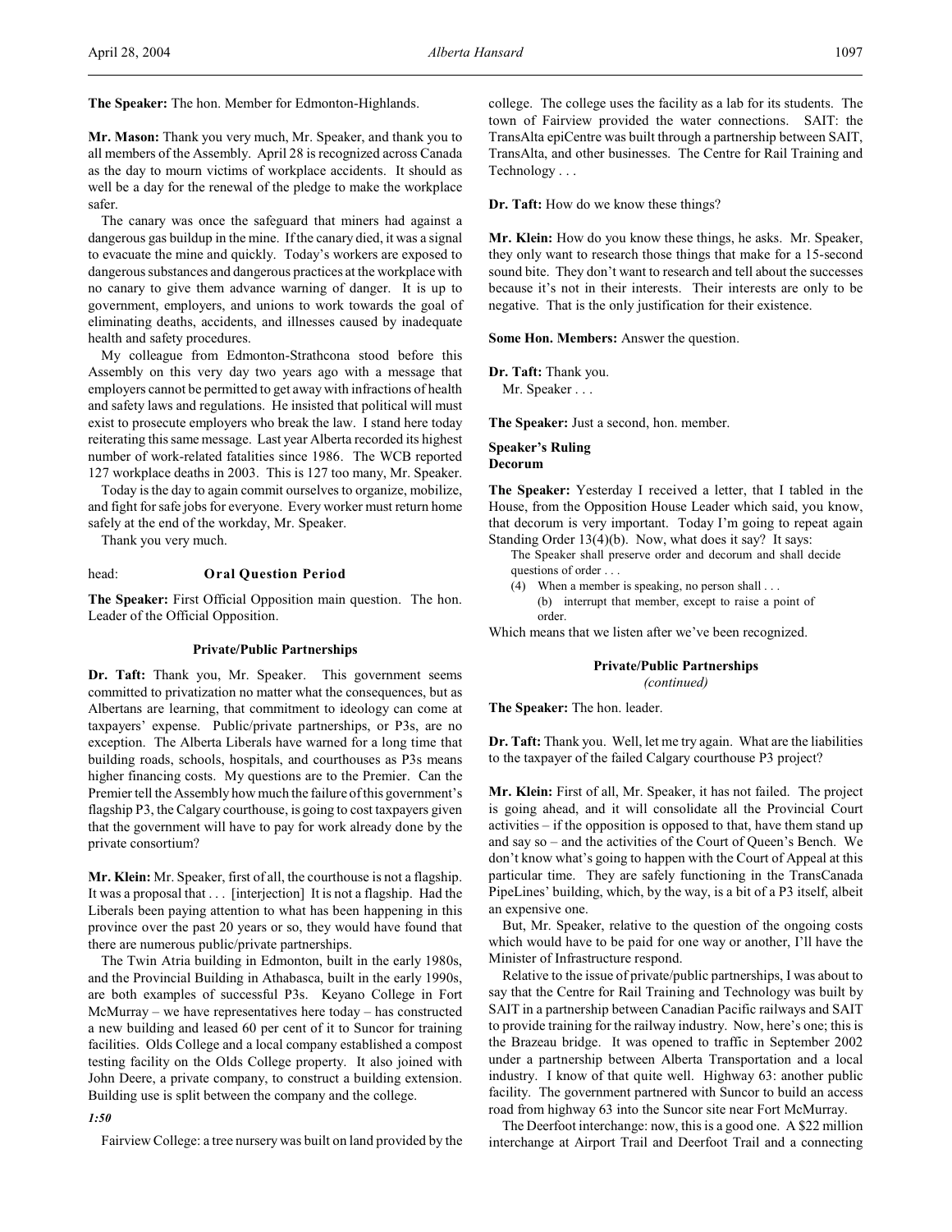**The Speaker:** The hon. Member for Edmonton-Highlands.

**Mr. Mason:** Thank you very much, Mr. Speaker, and thank you to all members of the Assembly. April 28 is recognized across Canada as the day to mourn victims of workplace accidents. It should as well be a day for the renewal of the pledge to make the workplace safer.

The canary was once the safeguard that miners had against a dangerous gas buildup in the mine. If the canary died, it was a signal to evacuate the mine and quickly. Today's workers are exposed to dangerous substances and dangerous practices at the workplace with no canary to give them advance warning of danger. It is up to government, employers, and unions to work towards the goal of eliminating deaths, accidents, and illnesses caused by inadequate health and safety procedures.

My colleague from Edmonton-Strathcona stood before this Assembly on this very day two years ago with a message that employers cannot be permitted to get away with infractions of health and safety laws and regulations. He insisted that political will must exist to prosecute employers who break the law. I stand here today reiterating this same message. Last year Alberta recorded its highest number of work-related fatalities since 1986. The WCB reported 127 workplace deaths in 2003. This is 127 too many, Mr. Speaker.

Today is the day to again commit ourselves to organize, mobilize, and fight for safe jobs for everyone. Every worker must return home safely at the end of the workday, Mr. Speaker.

Thank you very much.

head: **Oral Question Period**

**The Speaker:** First Official Opposition main question. The hon. Leader of the Official Opposition.

### Private/Public Partnerships

**Dr. Taft:** Thank you, Mr. Speaker. This government seems committed to privatization no matter what the consequences, but as Albertans are learning, that commitment to ideology can come at taxpayers' expense. Public/private partnerships, or P3s, are no exception. The Alberta Liberals have warned for a long time that building roads, schools, hospitals, and courthouses as P3s means higher financing costs. My questions are to the Premier. Can the Premier tell the Assembly how much the failure of this government's flagship P3, the Calgary courthouse, is going to cost taxpayers given that the government will have to pay for work already done by the private consortium?

**Mr. Klein:** Mr. Speaker, first of all, the courthouse is not a flagship. It was a proposal that . . . [interjection] It is not a flagship. Had the Liberals been paying attention to what has been happening in this province over the past 20 years or so, they would have found that there are numerous public/private partnerships.

The Twin Atria building in Edmonton, built in the early 1980s, and the Provincial Building in Athabasca, built in the early 1990s, are both examples of successful P3s. Keyano College in Fort McMurray – we have representatives here today – has constructed a new building and leased 60 per cent of it to Suncor for training facilities. Olds College and a local company established a compost testing facility on the Olds College property. It also joined with John Deere, a private company, to construct a building extension. Building use is split between the company and the college.

*1:50*

Fairview College: a tree nursery was built on land provided by the college. The college uses the facility as a lab for its students. The town of Fairview provided the water connections. SAIT: the TransAlta epiCentre was built through a partnership between SAIT, TransAlta, and other businesses. The Centre for Rail Training and Technology . . .

**Dr. Taft:** How do we know these things?

**Mr. Klein:** How do you know these things, he asks. Mr. Speaker, they only want to research those things that make for a 15-second sound bite. They don't want to research and tell about the successes because it's not in their interests. Their interests are only to be negative. That is the only justification for their existence.

**Some Hon. Members:** Answer the question.

**Dr. Taft:** Thank you.
Mr. Speaker . . .

**The Speaker:** Just a second, hon. member.

**Speaker's Ruling**
**Decorum**

**The Speaker:** Yesterday I received a letter, that I tabled in the House, from the Opposition House Leader which said, you know, that decorum is very important. Today I'm going to repeat again Standing Order 13(4)(b). Now, what does it say? It says:

> The Speaker shall preserve order and decorum and shall decide questions of order . . .
> (4) When a member is speaking, no person shall . . .
> (b) interrupt that member, except to raise a point of order.

Which means that we listen after we've been recognized.

### Private/Public Partnerships
*(continued)*

**The Speaker:** The hon. leader.

**Dr. Taft:** Thank you. Well, let me try again. What are the liabilities to the taxpayer of the failed Calgary courthouse P3 project?

**Mr. Klein:** First of all, Mr. Speaker, it has not failed. The project is going ahead, and it will consolidate all the Provincial Court activities – if the opposition is opposed to that, have them stand up and say so – and the activities of the Court of Queen's Bench. We don't know what's going to happen with the Court of Appeal at this particular time. They are safely functioning in the TransCanada PipeLines' building, which, by the way, is a bit of a P3 itself, albeit an expensive one.

But, Mr. Speaker, relative to the question of the ongoing costs which would have to be paid for one way or another, I'll have the Minister of Infrastructure respond.

Relative to the issue of private/public partnerships, I was about to say that the Centre for Rail Training and Technology was built by SAIT in a partnership between Canadian Pacific railways and SAIT to provide training for the railway industry. Now, here's one; this is the Brazeau bridge. It was opened to traffic in September 2002 under a partnership between Alberta Transportation and a local industry. I know of that quite well. Highway 63: another public facility. The government partnered with Suncor to build an access road from highway 63 into the Suncor site near Fort McMurray.

The Deerfoot interchange: now, this is a good one. A $22 million interchange at Airport Trail and Deerfoot Trail and a connecting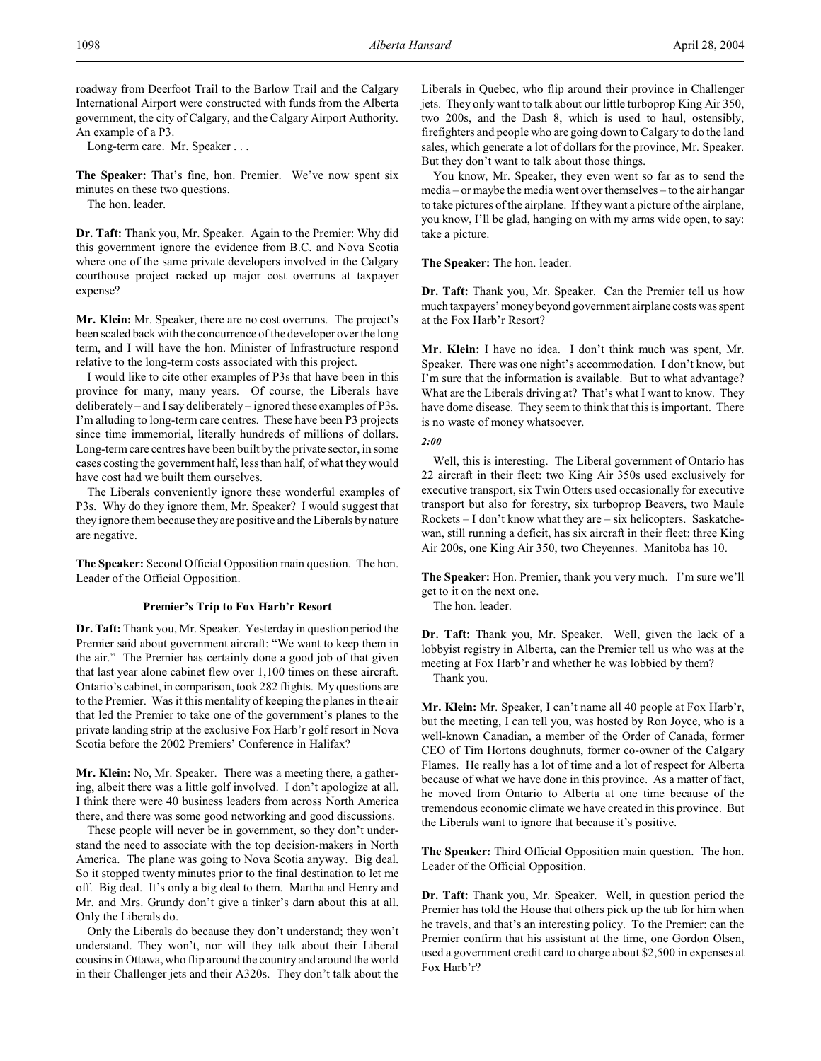roadway from Deerfoot Trail to the Barlow Trail and the Calgary International Airport were constructed with funds from the Alberta government, the city of Calgary, and the Calgary Airport Authority. An example of a P3.

Long-term care. Mr. Speaker . . .

**The Speaker:** That's fine, hon. Premier. We've now spent six minutes on these two questions.

The hon. leader.

**Dr. Taft:** Thank you, Mr. Speaker. Again to the Premier: Why did this government ignore the evidence from B.C. and Nova Scotia where one of the same private developers involved in the Calgary courthouse project racked up major cost overruns at taxpayer expense?

**Mr. Klein:** Mr. Speaker, there are no cost overruns. The project's been scaled back with the concurrence of the developer over the long term, and I will have the hon. Minister of Infrastructure respond relative to the long-term costs associated with this project.

I would like to cite other examples of P3s that have been in this province for many, many years. Of course, the Liberals have deliberately – and I say deliberately – ignored these examples of P3s. I'm alluding to long-term care centres. These have been P3 projects since time immemorial, literally hundreds of millions of dollars. Long-term care centres have been built by the private sector, in some cases costing the government half, less than half, of what they would have cost had we built them ourselves.

The Liberals conveniently ignore these wonderful examples of P3s. Why do they ignore them, Mr. Speaker? I would suggest that they ignore them because they are positive and the Liberals by nature are negative.

**The Speaker:** Second Official Opposition main question. The hon. Leader of the Official Opposition.

### Premier's Trip to Fox Harb'r Resort

**Dr. Taft:** Thank you, Mr. Speaker. Yesterday in question period the Premier said about government aircraft: "We want to keep them in the air." The Premier has certainly done a good job of that given that last year alone cabinet flew over 1,100 times on these aircraft. Ontario's cabinet, in comparison, took 282 flights. My questions are to the Premier. Was it this mentality of keeping the planes in the air that led the Premier to take one of the government's planes to the private landing strip at the exclusive Fox Harb'r golf resort in Nova Scotia before the 2002 Premiers' Conference in Halifax?

**Mr. Klein:** No, Mr. Speaker. There was a meeting there, a gathering, albeit there was a little golf involved. I don't apologize at all. I think there were 40 business leaders from across North America there, and there was some good networking and good discussions.

These people will never be in government, so they don't understand the need to associate with the top decision-makers in North America. The plane was going to Nova Scotia anyway. Big deal. So it stopped twenty minutes prior to the final destination to let me off. Big deal. It's only a big deal to them. Martha and Henry and Mr. and Mrs. Grundy don't give a tinker's darn about this at all. Only the Liberals do.

Only the Liberals do because they don't understand; they won't understand. They won't, nor will they talk about their Liberal cousins in Ottawa, who flip around the country and around the world in their Challenger jets and their A320s. They don't talk about the Liberals in Quebec, who flip around their province in Challenger jets. They only want to talk about our little turboprop King Air 350, two 200s, and the Dash 8, which is used to haul, ostensibly, firefighters and people who are going down to Calgary to do the land sales, which generate a lot of dollars for the province, Mr. Speaker. But they don't want to talk about those things.

You know, Mr. Speaker, they even went so far as to send the media – or maybe the media went over themselves – to the air hangar to take pictures of the airplane. If they want a picture of the airplane, you know, I'll be glad, hanging on with my arms wide open, to say: take a picture.

**The Speaker:** The hon. leader.

**Dr. Taft:** Thank you, Mr. Speaker. Can the Premier tell us how much taxpayers' money beyond government airplane costs was spent at the Fox Harb'r Resort?

**Mr. Klein:** I have no idea. I don't think much was spent, Mr. Speaker. There was one night's accommodation. I don't know, but I'm sure that the information is available. But to what advantage? What are the Liberals driving at? That's what I want to know. They have dome disease. They seem to think that this is important. There is no waste of money whatsoever.

*2:00*

Well, this is interesting. The Liberal government of Ontario has 22 aircraft in their fleet: two King Air 350s used exclusively for executive transport, six Twin Otters used occasionally for executive transport but also for forestry, six turboprop Beavers, two Maule Rockets – I don't know what they are – six helicopters. Saskatchewan, still running a deficit, has six aircraft in their fleet: three King Air 200s, one King Air 350, two Cheyennes. Manitoba has 10.

**The Speaker:** Hon. Premier, thank you very much. I'm sure we'll get to it on the next one.

The hon. leader.

**Dr. Taft:** Thank you, Mr. Speaker. Well, given the lack of a lobbyist registry in Alberta, can the Premier tell us who was at the meeting at Fox Harb'r and whether he was lobbied by them?

Thank you.

**Mr. Klein:** Mr. Speaker, I can't name all 40 people at Fox Harb'r, but the meeting, I can tell you, was hosted by Ron Joyce, who is a well-known Canadian, a member of the Order of Canada, former CEO of Tim Hortons doughnuts, former co-owner of the Calgary Flames. He really has a lot of time and a lot of respect for Alberta because of what we have done in this province. As a matter of fact, he moved from Ontario to Alberta at one time because of the tremendous economic climate we have created in this province. But the Liberals want to ignore that because it's positive.

**The Speaker:** Third Official Opposition main question. The hon. Leader of the Official Opposition.

**Dr. Taft:** Thank you, Mr. Speaker. Well, in question period the Premier has told the House that others pick up the tab for him when he travels, and that's an interesting policy. To the Premier: can the Premier confirm that his assistant at the time, one Gordon Olsen, used a government credit card to charge about $2,500 in expenses at Fox Harb'r?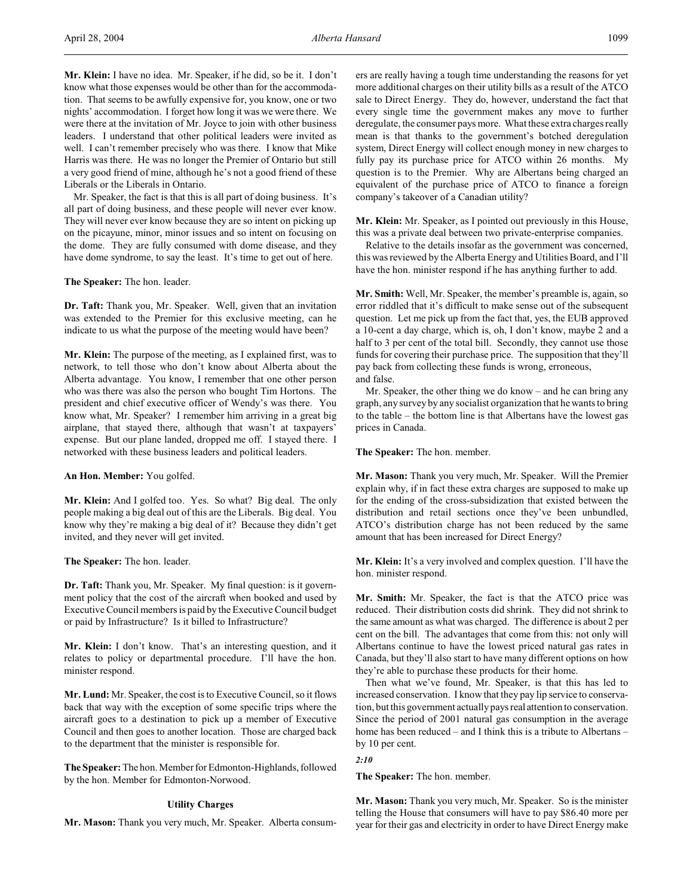**Mr. Klein:** I have no idea. Mr. Speaker, if he did, so be it. I don't know what those expenses would be other than for the accommodation. That seems to be awfully expensive for, you know, one or two nights' accommodation. I forget how long it was we were there. We were there at the invitation of Mr. Joyce to join with other business leaders. I understand that other political leaders were invited as well. I can't remember precisely who was there. I know that Mike Harris was there. He was no longer the Premier of Ontario but still a very good friend of mine, although he's not a good friend of these Liberals or the Liberals in Ontario.

Mr. Speaker, the fact is that this is all part of doing business. It's all part of doing business, and these people will never ever know. They will never ever know because they are so intent on picking up on the picayune, minor, minor issues and so intent on focusing on the dome. They are fully consumed with dome disease, and they have dome syndrome, to say the least. It's time to get out of here.

**The Speaker:** The hon. leader.

**Dr. Taft:** Thank you, Mr. Speaker. Well, given that an invitation was extended to the Premier for this exclusive meeting, can he indicate to us what the purpose of the meeting would have been?

**Mr. Klein:** The purpose of the meeting, as I explained first, was to network, to tell those who don't know about Alberta about the Alberta advantage. You know, I remember that one other person who was there was also the person who bought Tim Hortons. The president and chief executive officer of Wendy's was there. You know what, Mr. Speaker? I remember him arriving in a great big airplane, that stayed there, although that wasn't at taxpayers' expense. But our plane landed, dropped me off. I stayed there. I networked with these business leaders and political leaders.

**An Hon. Member:** You golfed.

**Mr. Klein:** And I golfed too. Yes. So what? Big deal. The only people making a big deal out of this are the Liberals. Big deal. You know why they're making a big deal of it? Because they didn't get invited, and they never will get invited.

**The Speaker:** The hon. leader.

**Dr. Taft:** Thank you, Mr. Speaker. My final question: is it government policy that the cost of the aircraft when booked and used by Executive Council members is paid by the Executive Council budget or paid by Infrastructure? Is it billed to Infrastructure?

**Mr. Klein:** I don't know. That's an interesting question, and it relates to policy or departmental procedure. I'll have the hon. minister respond.

**Mr. Lund:** Mr. Speaker, the cost is to Executive Council, so it flows back that way with the exception of some specific trips where the aircraft goes to a destination to pick up a member of Executive Council and then goes to another location. Those are charged back to the department that the minister is responsible for.

**The Speaker:** The hon. Member for Edmonton-Highlands, followed by the hon. Member for Edmonton-Norwood.

### Utility Charges

**Mr. Mason:** Thank you very much, Mr. Speaker. Alberta consumers are really having a tough time understanding the reasons for yet more additional charges on their utility bills as a result of the ATCO sale to Direct Energy. They do, however, understand the fact that every single time the government makes any move to further deregulate, the consumer pays more. What these extra charges really mean is that thanks to the government's botched deregulation system, Direct Energy will collect enough money in new charges to fully pay its purchase price for ATCO within 26 months. My question is to the Premier. Why are Albertans being charged an equivalent of the purchase price of ATCO to finance a foreign company's takeover of a Canadian utility?

**Mr. Klein:** Mr. Speaker, as I pointed out previously in this House, this was a private deal between two private-enterprise companies.

Relative to the details insofar as the government was concerned, this was reviewed by the Alberta Energy and Utilities Board, and I'll have the hon. minister respond if he has anything further to add.

**Mr. Smith:** Well, Mr. Speaker, the member's preamble is, again, so error riddled that it's difficult to make sense out of the subsequent question. Let me pick up from the fact that, yes, the EUB approved a 10-cent a day charge, which is, oh, I don't know, maybe 2 and a half to 3 per cent of the total bill. Secondly, they cannot use those funds for covering their purchase price. The supposition that they'll pay back from collecting these funds is wrong, erroneous, and false.

Mr. Speaker, the other thing we do know – and he can bring any graph, any survey by any socialist organization that he wants to bring to the table – the bottom line is that Albertans have the lowest gas prices in Canada.

**The Speaker:** The hon. member.

**Mr. Mason:** Thank you very much, Mr. Speaker. Will the Premier explain why, if in fact these extra charges are supposed to make up for the ending of the cross-subsidization that existed between the distribution and retail sections once they've been unbundled, ATCO's distribution charge has not been reduced by the same amount that has been increased for Direct Energy?

**Mr. Klein:** It's a very involved and complex question. I'll have the hon. minister respond.

**Mr. Smith:** Mr. Speaker, the fact is that the ATCO price was reduced. Their distribution costs did shrink. They did not shrink to the same amount as what was charged. The difference is about 2 per cent on the bill. The advantages that come from this: not only will Albertans continue to have the lowest priced natural gas rates in Canada, but they'll also start to have many different options on how they're able to purchase these products for their home.

Then what we've found, Mr. Speaker, is that this has led to increased conservation. I know that they pay lip service to conservation, but this government actually pays real attention to conservation. Since the period of 2001 natural gas consumption in the average home has been reduced – and I think this is a tribute to Albertans – by 10 per cent.

*2:10*

**The Speaker:** The hon. member.

**Mr. Mason:** Thank you very much, Mr. Speaker. So is the minister telling the House that consumers will have to pay $86.40 more per year for their gas and electricity in order to have Direct Energy make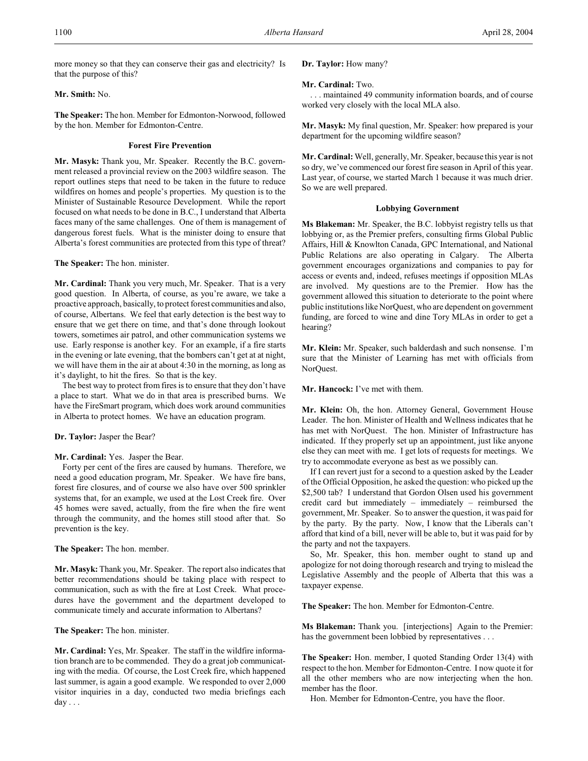more money so that they can conserve their gas and electricity? Is that the purpose of this?

**Mr. Smith:** No.

**The Speaker:** The hon. Member for Edmonton-Norwood, followed by the hon. Member for Edmonton-Centre.

### Forest Fire Prevention

**Mr. Masyk:** Thank you, Mr. Speaker. Recently the B.C. government released a provincial review on the 2003 wildfire season. The report outlines steps that need to be taken in the future to reduce wildfires on homes and people's properties. My question is to the Minister of Sustainable Resource Development. While the report focused on what needs to be done in B.C., I understand that Alberta faces many of the same challenges. One of them is management of dangerous forest fuels. What is the minister doing to ensure that Alberta's forest communities are protected from this type of threat?

**The Speaker:** The hon. minister.

**Mr. Cardinal:** Thank you very much, Mr. Speaker. That is a very good question. In Alberta, of course, as you're aware, we take a proactive approach, basically, to protect forest communities and also, of course, Albertans. We feel that early detection is the best way to ensure that we get there on time, and that's done through lookout towers, sometimes air patrol, and other communication systems we use. Early response is another key. For an example, if a fire starts in the evening or late evening, that the bombers can't get at at night, we will have them in the air at about 4:30 in the morning, as long as it's daylight, to hit the fires. So that is the key.

The best way to protect from fires is to ensure that they don't have a place to start. What we do in that area is prescribed burns. We have the FireSmart program, which does work around communities in Alberta to protect homes. We have an education program.

**Dr. Taylor:** Jasper the Bear?

**Mr. Cardinal:** Yes. Jasper the Bear.

Forty per cent of the fires are caused by humans. Therefore, we need a good education program, Mr. Speaker. We have fire bans, forest fire closures, and of course we also have over 500 sprinkler systems that, for an example, we used at the Lost Creek fire. Over 45 homes were saved, actually, from the fire when the fire went through the community, and the homes still stood after that. So prevention is the key.

**The Speaker:** The hon. member.

**Mr. Masyk:** Thank you, Mr. Speaker. The report also indicates that better recommendations should be taking place with respect to communication, such as with the fire at Lost Creek. What procedures have the government and the department developed to communicate timely and accurate information to Albertans?

**The Speaker:** The hon. minister.

**Mr. Cardinal:** Yes, Mr. Speaker. The staff in the wildfire information branch are to be commended. They do a great job communicating with the media. Of course, the Lost Creek fire, which happened last summer, is again a good example. We responded to over 2,000 visitor inquiries in a day, conducted two media briefings each day . . .

**Dr. Taylor:** How many?

**Mr. Cardinal:** Two.

. . . maintained 49 community information boards, and of course worked very closely with the local MLA also.

**Mr. Masyk:** My final question, Mr. Speaker: how prepared is your department for the upcoming wildfire season?

**Mr. Cardinal:** Well, generally, Mr. Speaker, because this year is not so dry, we've commenced our forest fire season in April of this year. Last year, of course, we started March 1 because it was much drier. So we are well prepared.

### Lobbying Government

**Ms Blakeman:** Mr. Speaker, the B.C. lobbyist registry tells us that lobbying or, as the Premier prefers, consulting firms Global Public Affairs, Hill & Knowlton Canada, GPC International, and National Public Relations are also operating in Calgary. The Alberta government encourages organizations and companies to pay for access or events and, indeed, refuses meetings if opposition MLAs are involved. My questions are to the Premier. How has the government allowed this situation to deteriorate to the point where public institutions like NorQuest, who are dependent on government funding, are forced to wine and dine Tory MLAs in order to get a hearing?

**Mr. Klein:** Mr. Speaker, such balderdash and such nonsense. I'm sure that the Minister of Learning has met with officials from NorQuest.

**Mr. Hancock:** I've met with them.

**Mr. Klein:** Oh, the hon. Attorney General, Government House Leader. The hon. Minister of Health and Wellness indicates that he has met with NorQuest. The hon. Minister of Infrastructure has indicated. If they properly set up an appointment, just like anyone else they can meet with me. I get lots of requests for meetings. We try to accommodate everyone as best as we possibly can.

If I can revert just for a second to a question asked by the Leader of the Official Opposition, he asked the question: who picked up the $2,500 tab? I understand that Gordon Olsen used his government credit card but immediately – immediately – reimbursed the government, Mr. Speaker. So to answer the question, it was paid for by the party. By the party. Now, I know that the Liberals can't afford that kind of a bill, never will be able to, but it was paid for by the party and not the taxpayers.

So, Mr. Speaker, this hon. member ought to stand up and apologize for not doing thorough research and trying to mislead the Legislative Assembly and the people of Alberta that this was a taxpayer expense.

**The Speaker:** The hon. Member for Edmonton-Centre.

**Ms Blakeman:** Thank you. [interjections] Again to the Premier: has the government been lobbied by representatives . . .

**The Speaker:** Hon. member, I quoted Standing Order 13(4) with respect to the hon. Member for Edmonton-Centre. I now quote it for all the other members who are now interjecting when the hon. member has the floor.

Hon. Member for Edmonton-Centre, you have the floor.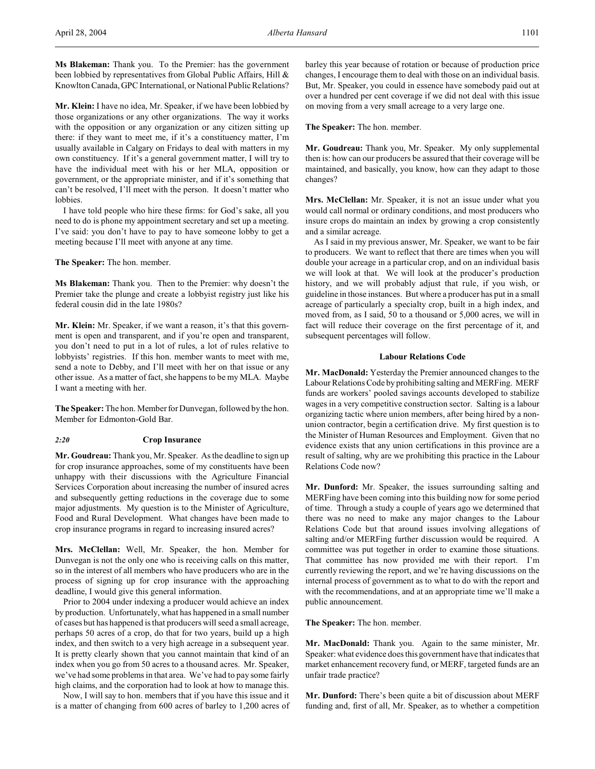**Ms Blakeman:** Thank you. To the Premier: has the government been lobbied by representatives from Global Public Affairs, Hill & Knowlton Canada, GPC International, or National Public Relations?

**Mr. Klein:** I have no idea, Mr. Speaker, if we have been lobbied by those organizations or any other organizations. The way it works with the opposition or any organization or any citizen sitting up there: if they want to meet me, if it's a constituency matter, I'm usually available in Calgary on Fridays to deal with matters in my own constituency. If it's a general government matter, I will try to have the individual meet with his or her MLA, opposition or government, or the appropriate minister, and if it's something that can't be resolved, I'll meet with the person. It doesn't matter who lobbies.

I have told people who hire these firms: for God's sake, all you need to do is phone my appointment secretary and set up a meeting. I've said: you don't have to pay to have someone lobby to get a meeting because I'll meet with anyone at any time.

**The Speaker:** The hon. member.

**Ms Blakeman:** Thank you. Then to the Premier: why doesn't the Premier take the plunge and create a lobbyist registry just like his federal cousin did in the late 1980s?

**Mr. Klein:** Mr. Speaker, if we want a reason, it's that this government is open and transparent, and if you're open and transparent, you don't need to put in a lot of rules, a lot of rules relative to lobbyists' registries. If this hon. member wants to meet with me, send a note to Debby, and I'll meet with her on that issue or any other issue. As a matter of fact, she happens to be my MLA. Maybe I want a meeting with her.

**The Speaker:** The hon. Member for Dunvegan, followed by the hon. Member for Edmonton-Gold Bar.

*2:20*

## Crop Insurance

**Mr. Goudreau:** Thank you, Mr. Speaker. As the deadline to sign up for crop insurance approaches, some of my constituents have been unhappy with their discussions with the Agriculture Financial Services Corporation about increasing the number of insured acres and subsequently getting reductions in the coverage due to some major adjustments. My question is to the Minister of Agriculture, Food and Rural Development. What changes have been made to crop insurance programs in regard to increasing insured acres?

**Mrs. McClellan:** Well, Mr. Speaker, the hon. Member for Dunvegan is not the only one who is receiving calls on this matter, so in the interest of all members who have producers who are in the process of signing up for crop insurance with the approaching deadline, I would give this general information.

Prior to 2004 under indexing a producer would achieve an index by production. Unfortunately, what has happened in a small number of cases but has happened is that producers will seed a small acreage, perhaps 50 acres of a crop, do that for two years, build up a high index, and then switch to a very high acreage in a subsequent year. It is pretty clearly shown that you cannot maintain that kind of an index when you go from 50 acres to a thousand acres. Mr. Speaker, we've had some problems in that area. We've had to pay some fairly high claims, and the corporation had to look at how to manage this.

Now, I will say to hon. members that if you have this issue and it is a matter of changing from 600 acres of barley to 1,200 acres of barley this year because of rotation or because of production price changes, I encourage them to deal with those on an individual basis. But, Mr. Speaker, you could in essence have somebody paid out at over a hundred per cent coverage if we did not deal with this issue on moving from a very small acreage to a very large one.

**The Speaker:** The hon. member.

**Mr. Goudreau:** Thank you, Mr. Speaker. My only supplemental then is: how can our producers be assured that their coverage will be maintained, and basically, you know, how can they adapt to those changes?

**Mrs. McClellan:** Mr. Speaker, it is not an issue under what you would call normal or ordinary conditions, and most producers who insure crops do maintain an index by growing a crop consistently and a similar acreage.

As I said in my previous answer, Mr. Speaker, we want to be fair to producers. We want to reflect that there are times when you will double your acreage in a particular crop, and on an individual basis we will look at that. We will look at the producer's production history, and we will probably adjust that rule, if you wish, or guideline in those instances. But where a producer has put in a small acreage of particularly a specialty crop, built in a high index, and moved from, as I said, 50 to a thousand or 5,000 acres, we will in fact will reduce their coverage on the first percentage of it, and subsequent percentages will follow.

## Labour Relations Code

**Mr. MacDonald:** Yesterday the Premier announced changes to the Labour Relations Code by prohibiting salting and MERFing. MERF funds are workers' pooled savings accounts developed to stabilize wages in a very competitive construction sector. Salting is a labour organizing tactic where union members, after being hired by a non-union contractor, begin a certification drive. My first question is to the Minister of Human Resources and Employment. Given that no evidence exists that any union certifications in this province are a result of salting, why are we prohibiting this practice in the Labour Relations Code now?

**Mr. Dunford:** Mr. Speaker, the issues surrounding salting and MERFing have been coming into this building now for some period of time. Through a study a couple of years ago we determined that there was no need to make any major changes to the Labour Relations Code but that around issues involving allegations of salting and/or MERFing further discussion would be required. A committee was put together in order to examine those situations. That committee has now provided me with their report. I'm currently reviewing the report, and we're having discussions on the internal process of government as to what to do with the report and with the recommendations, and at an appropriate time we'll make a public announcement.

**The Speaker:** The hon. member.

**Mr. MacDonald:** Thank you. Again to the same minister, Mr. Speaker: what evidence does this government have that indicates that market enhancement recovery fund, or MERF, targeted funds are an unfair trade practice?

**Mr. Dunford:** There's been quite a bit of discussion about MERF funding and, first of all, Mr. Speaker, as to whether a competition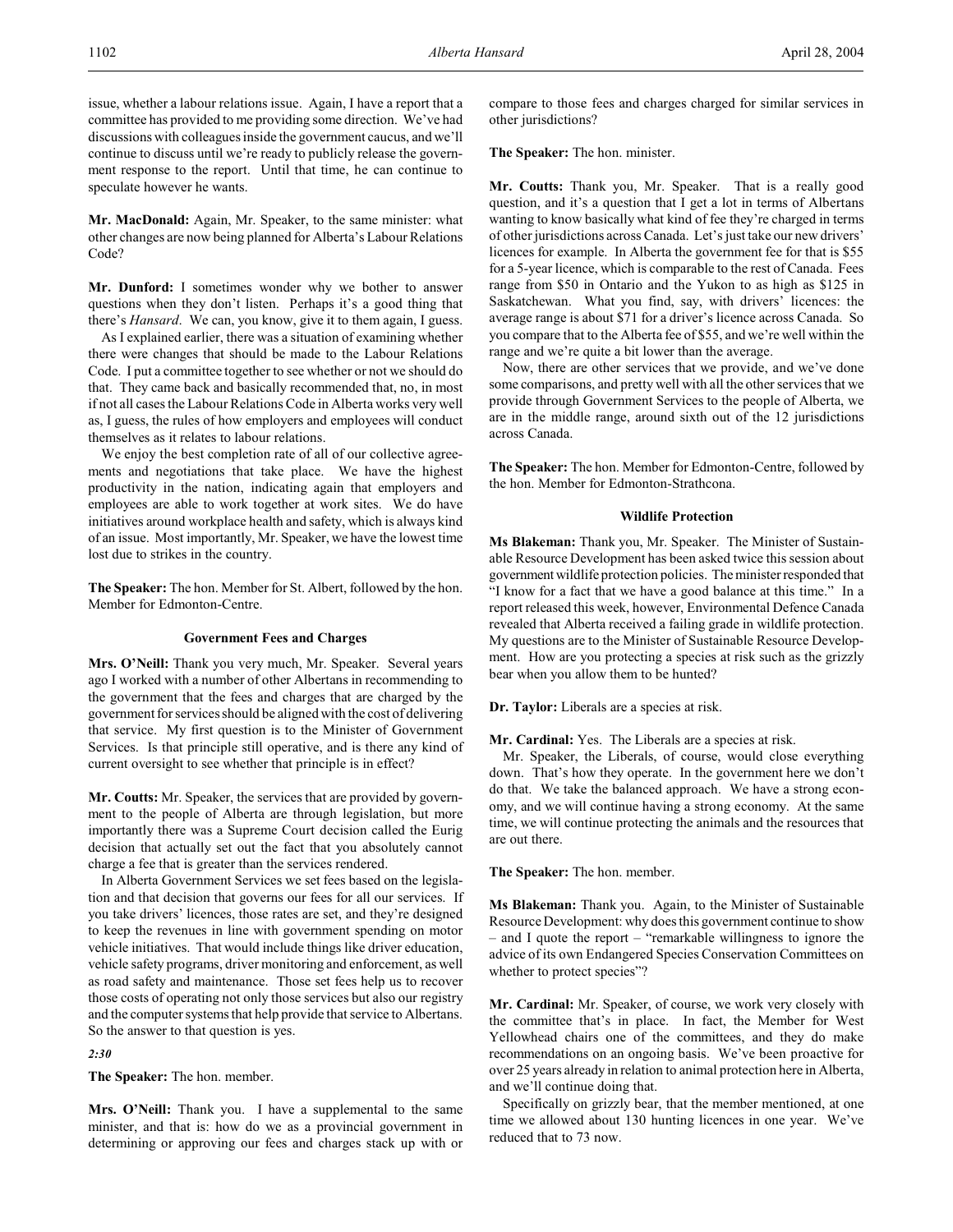issue, whether a labour relations issue. Again, I have a report that a committee has provided to me providing some direction. We've had discussions with colleagues inside the government caucus, and we'll continue to discuss until we're ready to publicly release the government response to the report. Until that time, he can continue to speculate however he wants.

**Mr. MacDonald:** Again, Mr. Speaker, to the same minister: what other changes are now being planned for Alberta's Labour Relations Code?

**Mr. Dunford:** I sometimes wonder why we bother to answer questions when they don't listen. Perhaps it's a good thing that there's *Hansard*. We can, you know, give it to them again, I guess.

As I explained earlier, there was a situation of examining whether there were changes that should be made to the Labour Relations Code. I put a committee together to see whether or not we should do that. They came back and basically recommended that, no, in most if not all cases the Labour Relations Code in Alberta works very well as, I guess, the rules of how employers and employees will conduct themselves as it relates to labour relations.

We enjoy the best completion rate of all of our collective agreements and negotiations that take place. We have the highest productivity in the nation, indicating again that employers and employees are able to work together at work sites. We do have initiatives around workplace health and safety, which is always kind of an issue. Most importantly, Mr. Speaker, we have the lowest time lost due to strikes in the country.

**The Speaker:** The hon. Member for St. Albert, followed by the hon. Member for Edmonton-Centre.

### Government Fees and Charges

**Mrs. O'Neill:** Thank you very much, Mr. Speaker. Several years ago I worked with a number of other Albertans in recommending to the government that the fees and charges that are charged by the government for services should be aligned with the cost of delivering that service. My first question is to the Minister of Government Services. Is that principle still operative, and is there any kind of current oversight to see whether that principle is in effect?

**Mr. Coutts:** Mr. Speaker, the services that are provided by government to the people of Alberta are through legislation, but more importantly there was a Supreme Court decision called the Eurig decision that actually set out the fact that you absolutely cannot charge a fee that is greater than the services rendered.

In Alberta Government Services we set fees based on the legislation and that decision that governs our fees for all our services. If you take drivers' licences, those rates are set, and they're designed to keep the revenues in line with government spending on motor vehicle initiatives. That would include things like driver education, vehicle safety programs, driver monitoring and enforcement, as well as road safety and maintenance. Those set fees help us to recover those costs of operating not only those services but also our registry and the computer systems that help provide that service to Albertans. So the answer to that question is yes.

*2:30*

**The Speaker:** The hon. member.

**Mrs. O'Neill:** Thank you. I have a supplemental to the same minister, and that is: how do we as a provincial government in determining or approving our fees and charges stack up with or compare to those fees and charges charged for similar services in other jurisdictions?

**The Speaker:** The hon. minister.

**Mr. Coutts:** Thank you, Mr. Speaker. That is a really good question, and it's a question that I get a lot in terms of Albertans wanting to know basically what kind of fee they're charged in terms of other jurisdictions across Canada. Let's just take our new drivers' licences for example. In Alberta the government fee for that is $55 for a 5-year licence, which is comparable to the rest of Canada. Fees range from $50 in Ontario and the Yukon to as high as $125 in Saskatchewan. What you find, say, with drivers' licences: the average range is about $71 for a driver's licence across Canada. So you compare that to the Alberta fee of $55, and we're well within the range and we're quite a bit lower than the average.

Now, there are other services that we provide, and we've done some comparisons, and pretty well with all the other services that we provide through Government Services to the people of Alberta, we are in the middle range, around sixth out of the 12 jurisdictions across Canada.

**The Speaker:** The hon. Member for Edmonton-Centre, followed by the hon. Member for Edmonton-Strathcona.

### Wildlife Protection

**Ms Blakeman:** Thank you, Mr. Speaker. The Minister of Sustainable Resource Development has been asked twice this session about government wildlife protection policies. The minister responded that "I know for a fact that we have a good balance at this time." In a report released this week, however, Environmental Defence Canada revealed that Alberta received a failing grade in wildlife protection. My questions are to the Minister of Sustainable Resource Development. How are you protecting a species at risk such as the grizzly bear when you allow them to be hunted?

**Dr. Taylor:** Liberals are a species at risk.

**Mr. Cardinal:** Yes. The Liberals are a species at risk.

Mr. Speaker, the Liberals, of course, would close everything down. That's how they operate. In the government here we don't do that. We take the balanced approach. We have a strong economy, and we will continue having a strong economy. At the same time, we will continue protecting the animals and the resources that are out there.

**The Speaker:** The hon. member.

**Ms Blakeman:** Thank you. Again, to the Minister of Sustainable Resource Development: why does this government continue to show – and I quote the report – "remarkable willingness to ignore the advice of its own Endangered Species Conservation Committees on whether to protect species"?

**Mr. Cardinal:** Mr. Speaker, of course, we work very closely with the committee that's in place. In fact, the Member for West Yellowhead chairs one of the committees, and they do make recommendations on an ongoing basis. We've been proactive for over 25 years already in relation to animal protection here in Alberta, and we'll continue doing that.

Specifically on grizzly bear, that the member mentioned, at one time we allowed about 130 hunting licences in one year. We've reduced that to 73 now.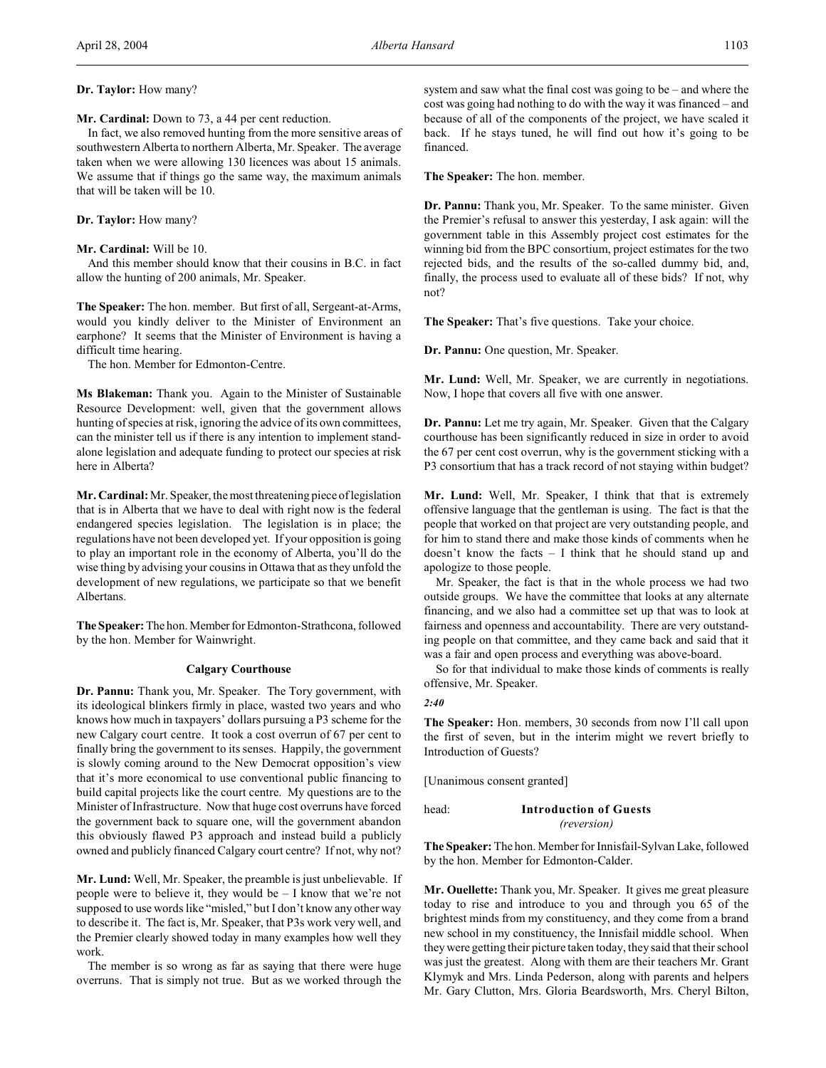**Dr. Taylor:** How many?

**Mr. Cardinal:** Down to 73, a 44 per cent reduction.

In fact, we also removed hunting from the more sensitive areas of southwestern Alberta to northern Alberta, Mr. Speaker. The average taken when we were allowing 130 licences was about 15 animals. We assume that if things go the same way, the maximum animals that will be taken will be 10.

**Dr. Taylor:** How many?

**Mr. Cardinal:** Will be 10.

And this member should know that their cousins in B.C. in fact allow the hunting of 200 animals, Mr. Speaker.

**The Speaker:** The hon. member. But first of all, Sergeant-at-Arms, would you kindly deliver to the Minister of Environment an earphone? It seems that the Minister of Environment is having a difficult time hearing.

The hon. Member for Edmonton-Centre.

**Ms Blakeman:** Thank you. Again to the Minister of Sustainable Resource Development: well, given that the government allows hunting of species at risk, ignoring the advice of its own committees, can the minister tell us if there is any intention to implement stand-alone legislation and adequate funding to protect our species at risk here in Alberta?

**Mr. Cardinal:** Mr. Speaker, the most threatening piece of legislation that is in Alberta that we have to deal with right now is the federal endangered species legislation. The legislation is in place; the regulations have not been developed yet. If your opposition is going to play an important role in the economy of Alberta, you'll do the wise thing by advising your cousins in Ottawa that as they unfold the development of new regulations, we participate so that we benefit Albertans.

**The Speaker:** The hon. Member for Edmonton-Strathcona, followed by the hon. Member for Wainwright.

### Calgary Courthouse

**Dr. Pannu:** Thank you, Mr. Speaker. The Tory government, with its ideological blinkers firmly in place, wasted two years and who knows how much in taxpayers' dollars pursuing a P3 scheme for the new Calgary court centre. It took a cost overrun of 67 per cent to finally bring the government to its senses. Happily, the government is slowly coming around to the New Democrat opposition's view that it's more economical to use conventional public financing to build capital projects like the court centre. My questions are to the Minister of Infrastructure. Now that huge cost overruns have forced the government back to square one, will the government abandon this obviously flawed P3 approach and instead build a publicly owned and publicly financed Calgary court centre? If not, why not?

**Mr. Lund:** Well, Mr. Speaker, the preamble is just unbelievable. If people were to believe it, they would be – I know that we're not supposed to use words like "misled," but I don't know any other way to describe it. The fact is, Mr. Speaker, that P3s work very well, and the Premier clearly showed today in many examples how well they work.

The member is so wrong as far as saying that there were huge overruns. That is simply not true. But as we worked through the system and saw what the final cost was going to be – and where the cost was going had nothing to do with the way it was financed – and because of all of the components of the project, we have scaled it back. If he stays tuned, he will find out how it's going to be financed.

**The Speaker:** The hon. member.

**Dr. Pannu:** Thank you, Mr. Speaker. To the same minister. Given the Premier's refusal to answer this yesterday, I ask again: will the government table in this Assembly project cost estimates for the winning bid from the BPC consortium, project estimates for the two rejected bids, and the results of the so-called dummy bid, and, finally, the process used to evaluate all of these bids? If not, why not?

**The Speaker:** That's five questions. Take your choice.

**Dr. Pannu:** One question, Mr. Speaker.

**Mr. Lund:** Well, Mr. Speaker, we are currently in negotiations. Now, I hope that covers all five with one answer.

**Dr. Pannu:** Let me try again, Mr. Speaker. Given that the Calgary courthouse has been significantly reduced in size in order to avoid the 67 per cent cost overrun, why is the government sticking with a P3 consortium that has a track record of not staying within budget?

**Mr. Lund:** Well, Mr. Speaker, I think that that is extremely offensive language that the gentleman is using. The fact is that the people that worked on that project are very outstanding people, and for him to stand there and make those kinds of comments when he doesn't know the facts – I think that he should stand up and apologize to those people.

Mr. Speaker, the fact is that in the whole process we had two outside groups. We have the committee that looks at any alternate financing, and we also had a committee set up that was to look at fairness and openness and accountability. There are very outstanding people on that committee, and they came back and said that it was a fair and open process and everything was above-board.

So for that individual to make those kinds of comments is really offensive, Mr. Speaker.

*2:40*

**The Speaker:** Hon. members, 30 seconds from now I'll call upon the first of seven, but in the interim might we revert briefly to Introduction of Guests?

[Unanimous consent granted]

head: **Introduction of Guests**
*(reversion)*

**The Speaker:** The hon. Member for Innisfail-Sylvan Lake, followed by the hon. Member for Edmonton-Calder.

**Mr. Ouellette:** Thank you, Mr. Speaker. It gives me great pleasure today to rise and introduce to you and through you 65 of the brightest minds from my constituency, and they come from a brand new school in my constituency, the Innisfail middle school. When they were getting their picture taken today, they said that their school was just the greatest. Along with them are their teachers Mr. Grant Klymyk and Mrs. Linda Pederson, along with parents and helpers Mr. Gary Clutton, Mrs. Gloria Beardsworth, Mrs. Cheryl Bilton,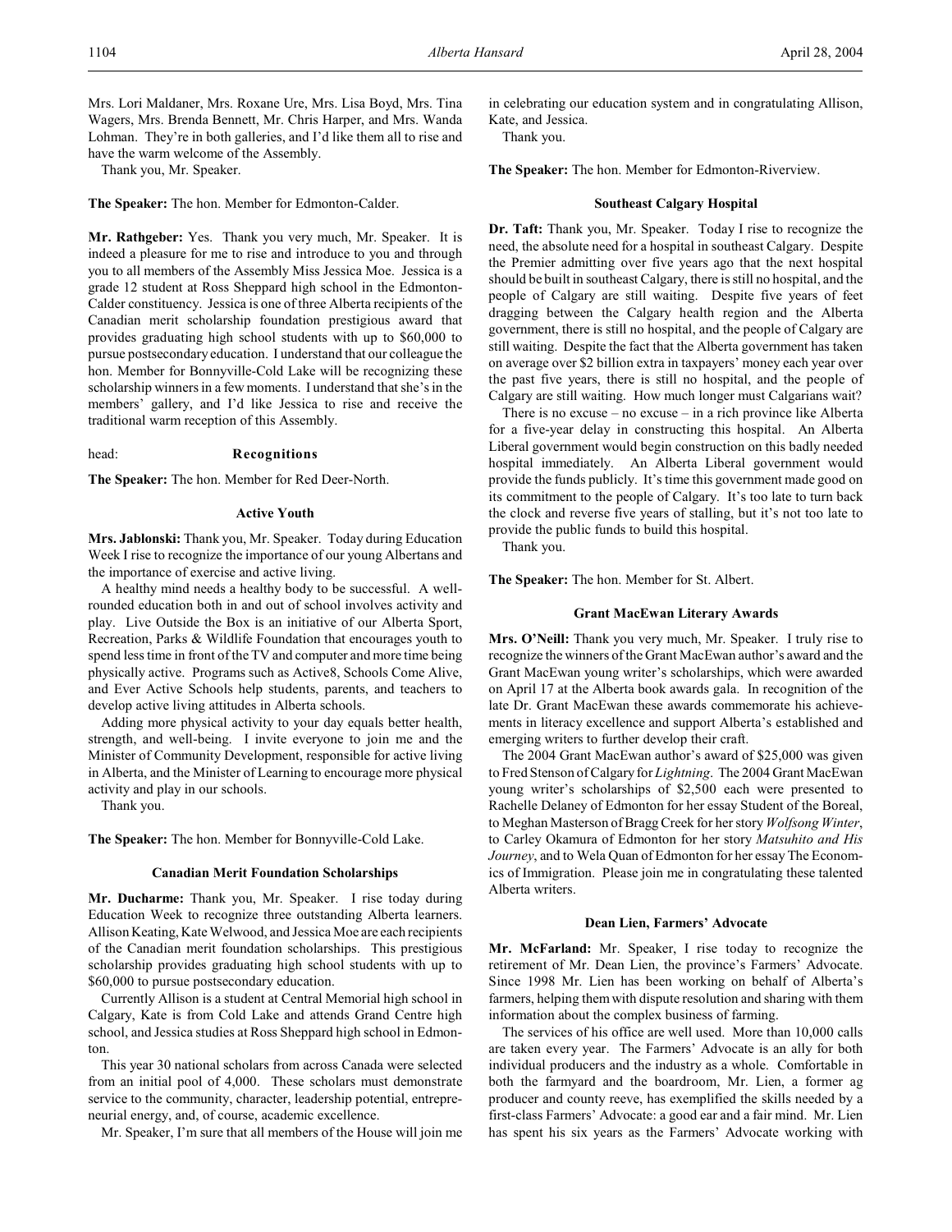Mrs. Lori Maldaner, Mrs. Roxane Ure, Mrs. Lisa Boyd, Mrs. Tina Wagers, Mrs. Brenda Bennett, Mr. Chris Harper, and Mrs. Wanda Lohman. They're in both galleries, and I'd like them all to rise and have the warm welcome of the Assembly.

Thank you, Mr. Speaker.

**The Speaker:** The hon. Member for Edmonton-Calder.

**Mr. Rathgeber:** Yes. Thank you very much, Mr. Speaker. It is indeed a pleasure for me to rise and introduce to you and through you to all members of the Assembly Miss Jessica Moe. Jessica is a grade 12 student at Ross Sheppard high school in the Edmonton-Calder constituency. Jessica is one of three Alberta recipients of the Canadian merit scholarship foundation prestigious award that provides graduating high school students with up to $60,000 to pursue postsecondary education. I understand that our colleague the hon. Member for Bonnyville-Cold Lake will be recognizing these scholarship winners in a few moments. I understand that she's in the members' gallery, and I'd like Jessica to rise and receive the traditional warm reception of this Assembly.

head: **Recognitions**

**The Speaker:** The hon. Member for Red Deer-North.

### Active Youth

**Mrs. Jablonski:** Thank you, Mr. Speaker. Today during Education Week I rise to recognize the importance of our young Albertans and the importance of exercise and active living.

A healthy mind needs a healthy body to be successful. A well-rounded education both in and out of school involves activity and play. Live Outside the Box is an initiative of our Alberta Sport, Recreation, Parks & Wildlife Foundation that encourages youth to spend less time in front of the TV and computer and more time being physically active. Programs such as Active8, Schools Come Alive, and Ever Active Schools help students, parents, and teachers to develop active living attitudes in Alberta schools.

Adding more physical activity to your day equals better health, strength, and well-being. I invite everyone to join me and the Minister of Community Development, responsible for active living in Alberta, and the Minister of Learning to encourage more physical activity and play in our schools.

Thank you.

**The Speaker:** The hon. Member for Bonnyville-Cold Lake.

### Canadian Merit Foundation Scholarships

**Mr. Ducharme:** Thank you, Mr. Speaker. I rise today during Education Week to recognize three outstanding Alberta learners. Allison Keating, Kate Welwood, and Jessica Moe are each recipients of the Canadian merit foundation scholarships. This prestigious scholarship provides graduating high school students with up to $60,000 to pursue postsecondary education.

Currently Allison is a student at Central Memorial high school in Calgary, Kate is from Cold Lake and attends Grand Centre high school, and Jessica studies at Ross Sheppard high school in Edmonton.

This year 30 national scholars from across Canada were selected from an initial pool of 4,000. These scholars must demonstrate service to the community, character, leadership potential, entrepreneurial energy, and, of course, academic excellence.

Mr. Speaker, I'm sure that all members of the House will join me in celebrating our education system and in congratulating Allison, Kate, and Jessica.

Thank you.

**The Speaker:** The hon. Member for Edmonton-Riverview.

### Southeast Calgary Hospital

**Dr. Taft:** Thank you, Mr. Speaker. Today I rise to recognize the need, the absolute need for a hospital in southeast Calgary. Despite the Premier admitting over five years ago that the next hospital should be built in southeast Calgary, there is still no hospital, and the people of Calgary are still waiting. Despite five years of feet dragging between the Calgary health region and the Alberta government, there is still no hospital, and the people of Calgary are still waiting. Despite the fact that the Alberta government has taken on average over $2 billion extra in taxpayers' money each year over the past five years, there is still no hospital, and the people of Calgary are still waiting. How much longer must Calgarians wait?

There is no excuse – no excuse – in a rich province like Alberta for a five-year delay in constructing this hospital. An Alberta Liberal government would begin construction on this badly needed hospital immediately. An Alberta Liberal government would provide the funds publicly. It's time this government made good on its commitment to the people of Calgary. It's too late to turn back the clock and reverse five years of stalling, but it's not too late to provide the public funds to build this hospital.

Thank you.

**The Speaker:** The hon. Member for St. Albert.

### Grant MacEwan Literary Awards

**Mrs. O'Neill:** Thank you very much, Mr. Speaker. I truly rise to recognize the winners of the Grant MacEwan author's award and the Grant MacEwan young writer's scholarships, which were awarded on April 17 at the Alberta book awards gala. In recognition of the late Dr. Grant MacEwan these awards commemorate his achievements in literacy excellence and support Alberta's established and emerging writers to further develop their craft.

The 2004 Grant MacEwan author's award of $25,000 was given to Fred Stenson of Calgary for *Lightning*. The 2004 Grant MacEwan young writer's scholarships of $2,500 each were presented to Rachelle Delaney of Edmonton for her essay Student of the Boreal, to Meghan Masterson of Bragg Creek for her story *Wolfsong Winter*, to Carley Okamura of Edmonton for her story *Matsuhito and His Journey*, and to Wela Quan of Edmonton for her essay The Economics of Immigration. Please join me in congratulating these talented Alberta writers.

### Dean Lien, Farmers' Advocate

**Mr. McFarland:** Mr. Speaker, I rise today to recognize the retirement of Mr. Dean Lien, the province's Farmers' Advocate. Since 1998 Mr. Lien has been working on behalf of Alberta's farmers, helping them with dispute resolution and sharing with them information about the complex business of farming.

The services of his office are well used. More than 10,000 calls are taken every year. The Farmers' Advocate is an ally for both individual producers and the industry as a whole. Comfortable in both the farmyard and the boardroom, Mr. Lien, a former ag producer and county reeve, has exemplified the skills needed by a first-class Farmers' Advocate: a good ear and a fair mind. Mr. Lien has spent his six years as the Farmers' Advocate working with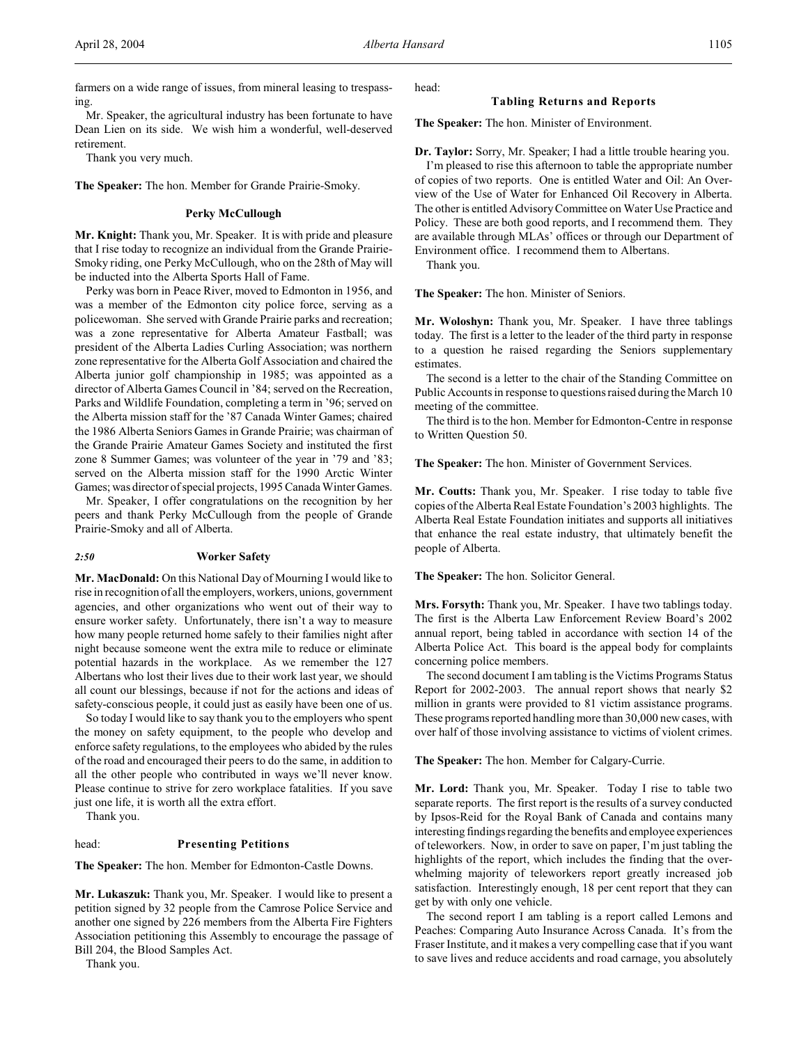farmers on a wide range of issues, from mineral leasing to trespassing.

Mr. Speaker, the agricultural industry has been fortunate to have Dean Lien on its side. We wish him a wonderful, well-deserved retirement.

Thank you very much.

**The Speaker:** The hon. Member for Grande Prairie-Smoky.

### Perky McCullough

**Mr. Knight:** Thank you, Mr. Speaker. It is with pride and pleasure that I rise today to recognize an individual from the Grande Prairie-Smoky riding, one Perky McCullough, who on the 28th of May will be inducted into the Alberta Sports Hall of Fame.

Perky was born in Peace River, moved to Edmonton in 1956, and was a member of the Edmonton city police force, serving as a policewoman. She served with Grande Prairie parks and recreation; was a zone representative for Alberta Amateur Fastball; was president of the Alberta Ladies Curling Association; was northern zone representative for the Alberta Golf Association and chaired the Alberta junior golf championship in 1985; was appointed as a director of Alberta Games Council in '84; served on the Recreation, Parks and Wildlife Foundation, completing a term in '96; served on the Alberta mission staff for the '87 Canada Winter Games; chaired the 1986 Alberta Seniors Games in Grande Prairie; was chairman of the Grande Prairie Amateur Games Society and instituted the first zone 8 Summer Games; was volunteer of the year in '79 and '83; served on the Alberta mission staff for the 1990 Arctic Winter Games; was director of special projects, 1995 Canada Winter Games.

Mr. Speaker, I offer congratulations on the recognition by her peers and thank Perky McCullough from the people of Grande Prairie-Smoky and all of Alberta.

### *2:50* Worker Safety

**Mr. MacDonald:** On this National Day of Mourning I would like to rise in recognition of all the employers, workers, unions, government agencies, and other organizations who went out of their way to ensure worker safety. Unfortunately, there isn't a way to measure how many people returned home safely to their families night after night because someone went the extra mile to reduce or eliminate potential hazards in the workplace. As we remember the 127 Albertans who lost their lives due to their work last year, we should all count our blessings, because if not for the actions and ideas of safety-conscious people, it could just as easily have been one of us.

So today I would like to say thank you to the employers who spent the money on safety equipment, to the people who develop and enforce safety regulations, to the employees who abided by the rules of the road and encouraged their peers to do the same, in addition to all the other people who contributed in ways we'll never know. Please continue to strive for zero workplace fatalities. If you save just one life, it is worth all the extra effort.

Thank you.

head: **Presenting Petitions**

**The Speaker:** The hon. Member for Edmonton-Castle Downs.

**Mr. Lukaszuk:** Thank you, Mr. Speaker. I would like to present a petition signed by 32 people from the Camrose Police Service and another one signed by 226 members from the Alberta Fire Fighters Association petitioning this Assembly to encourage the passage of Bill 204, the Blood Samples Act.

Thank you.

head:

### Tabling Returns and Reports

**The Speaker:** The hon. Minister of Environment.

**Dr. Taylor:** Sorry, Mr. Speaker; I had a little trouble hearing you.

I'm pleased to rise this afternoon to table the appropriate number of copies of two reports. One is entitled Water and Oil: An Overview of the Use of Water for Enhanced Oil Recovery in Alberta. The other is entitled Advisory Committee on Water Use Practice and Policy. These are both good reports, and I recommend them. They are available through MLAs' offices or through our Department of Environment office. I recommend them to Albertans.

Thank you.

**The Speaker:** The hon. Minister of Seniors.

**Mr. Woloshyn:** Thank you, Mr. Speaker. I have three tablings today. The first is a letter to the leader of the third party in response to a question he raised regarding the Seniors supplementary estimates.

The second is a letter to the chair of the Standing Committee on Public Accounts in response to questions raised during the March 10 meeting of the committee.

The third is to the hon. Member for Edmonton-Centre in response to Written Question 50.

**The Speaker:** The hon. Minister of Government Services.

**Mr. Coutts:** Thank you, Mr. Speaker. I rise today to table five copies of the Alberta Real Estate Foundation's 2003 highlights. The Alberta Real Estate Foundation initiates and supports all initiatives that enhance the real estate industry, that ultimately benefit the people of Alberta.

**The Speaker:** The hon. Solicitor General.

**Mrs. Forsyth:** Thank you, Mr. Speaker. I have two tablings today. The first is the Alberta Law Enforcement Review Board's 2002 annual report, being tabled in accordance with section 14 of the Alberta Police Act. This board is the appeal body for complaints concerning police members.

The second document I am tabling is the Victims Programs Status Report for 2002-2003. The annual report shows that nearly $2 million in grants were provided to 81 victim assistance programs. These programs reported handling more than 30,000 new cases, with over half of those involving assistance to victims of violent crimes.

**The Speaker:** The hon. Member for Calgary-Currie.

**Mr. Lord:** Thank you, Mr. Speaker. Today I rise to table two separate reports. The first report is the results of a survey conducted by Ipsos-Reid for the Royal Bank of Canada and contains many interesting findings regarding the benefits and employee experiences of teleworkers. Now, in order to save on paper, I'm just tabling the highlights of the report, which includes the finding that the overwhelming majority of teleworkers report greatly increased job satisfaction. Interestingly enough, 18 per cent report that they can get by with only one vehicle.

The second report I am tabling is a report called Lemons and Peaches: Comparing Auto Insurance Across Canada. It's from the Fraser Institute, and it makes a very compelling case that if you want to save lives and reduce accidents and road carnage, you absolutely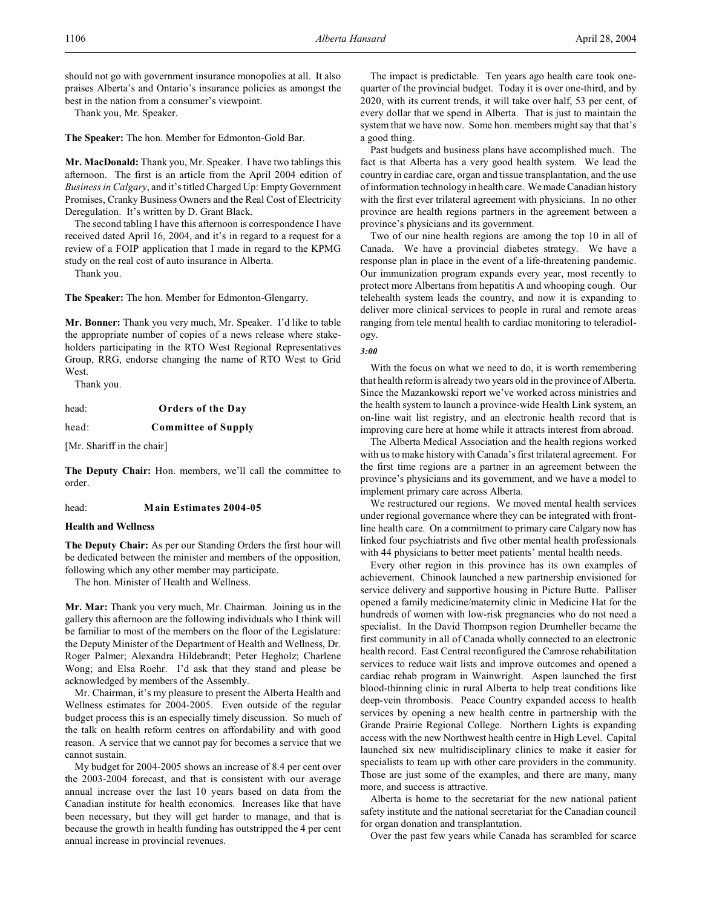should not go with government insurance monopolies at all. It also praises Alberta's and Ontario's insurance policies as amongst the best in the nation from a consumer's viewpoint.

Thank you, Mr. Speaker.

**The Speaker:** The hon. Member for Edmonton-Gold Bar.

**Mr. MacDonald:** Thank you, Mr. Speaker. I have two tablings this afternoon. The first is an article from the April 2004 edition of *Business in Calgary*, and it's titled Charged Up: Empty Government Promises, Cranky Business Owners and the Real Cost of Electricity Deregulation. It's written by D. Grant Black.

The second tabling I have this afternoon is correspondence I have received dated April 16, 2004, and it's in regard to a request for a review of a FOIP application that I made in regard to the KPMG study on the real cost of auto insurance in Alberta.

Thank you.

**The Speaker:** The hon. Member for Edmonton-Glengarry.

**Mr. Bonner:** Thank you very much, Mr. Speaker. I'd like to table the appropriate number of copies of a news release where stakeholders participating in the RTO West Regional Representatives Group, RRG, endorse changing the name of RTO West to Grid West.

Thank you.

head: **Orders of the Day**

head: **Committee of Supply**

[Mr. Shariff in the chair]

**The Deputy Chair:** Hon. members, we'll call the committee to order.

head: **Main Estimates 2004-05**

**Health and Wellness**

**The Deputy Chair:** As per our Standing Orders the first hour will be dedicated between the minister and members of the opposition, following which any other member may participate.

The hon. Minister of Health and Wellness.

**Mr. Mar:** Thank you very much, Mr. Chairman. Joining us in the gallery this afternoon are the following individuals who I think will be familiar to most of the members on the floor of the Legislature: the Deputy Minister of the Department of Health and Wellness, Dr. Roger Palmer; Alexandra Hildebrandt; Peter Hegholz; Charlene Wong; and Elsa Roehr. I'd ask that they stand and please be acknowledged by members of the Assembly.

Mr. Chairman, it's my pleasure to present the Alberta Health and Wellness estimates for 2004-2005. Even outside of the regular budget process this is an especially timely discussion. So much of the talk on health reform centres on affordability and with good reason. A service that we cannot pay for becomes a service that we cannot sustain.

My budget for 2004-2005 shows an increase of 8.4 per cent over the 2003-2004 forecast, and that is consistent with our average annual increase over the last 10 years based on data from the Canadian institute for health economics. Increases like that have been necessary, but they will get harder to manage, and that is because the growth in health funding has outstripped the 4 per cent annual increase in provincial revenues.

The impact is predictable. Ten years ago health care took one-quarter of the provincial budget. Today it is over one-third, and by 2020, with its current trends, it will take over half, 53 per cent, of every dollar that we spend in Alberta. That is just to maintain the system that we have now. Some hon. members might say that that's a good thing.

Past budgets and business plans have accomplished much. The fact is that Alberta has a very good health system. We lead the country in cardiac care, organ and tissue transplantation, and the use of information technology in health care. We made Canadian history with the first ever trilateral agreement with physicians. In no other province are health regions partners in the agreement between a province's physicians and its government.

Two of our nine health regions are among the top 10 in all of Canada. We have a provincial diabetes strategy. We have a response plan in place in the event of a life-threatening pandemic. Our immunization program expands every year, most recently to protect more Albertans from hepatitis A and whooping cough. Our telehealth system leads the country, and now it is expanding to deliver more clinical services to people in rural and remote areas ranging from tele mental health to cardiac monitoring to teleradiology.

*3:00*

With the focus on what we need to do, it is worth remembering that health reform is already two years old in the province of Alberta. Since the Mazankowski report we've worked across ministries and the health system to launch a province-wide Health Link system, an on-line wait list registry, and an electronic health record that is improving care here at home while it attracts interest from abroad.

The Alberta Medical Association and the health regions worked with us to make history with Canada's first trilateral agreement. For the first time regions are a partner in an agreement between the province's physicians and its government, and we have a model to implement primary care across Alberta.

We restructured our regions. We moved mental health services under regional governance where they can be integrated with front-line health care. On a commitment to primary care Calgary now has linked four psychiatrists and five other mental health professionals with 44 physicians to better meet patients' mental health needs.

Every other region in this province has its own examples of achievement. Chinook launched a new partnership envisioned for service delivery and supportive housing in Picture Butte. Palliser opened a family medicine/maternity clinic in Medicine Hat for the hundreds of women with low-risk pregnancies who do not need a specialist. In the David Thompson region Drumheller became the first community in all of Canada wholly connected to an electronic health record. East Central reconfigured the Camrose rehabilitation services to reduce wait lists and improve outcomes and opened a cardiac rehab program in Wainwright. Aspen launched the first blood-thinning clinic in rural Alberta to help treat conditions like deep-vein thrombosis. Peace Country expanded access to health services by opening a new health centre in partnership with the Grande Prairie Regional College. Northern Lights is expanding access with the new Northwest health centre in High Level. Capital launched six new multidisciplinary clinics to make it easier for specialists to team up with other care providers in the community. Those are just some of the examples, and there are many, many more, and success is attractive.

Alberta is home to the secretariat for the new national patient safety institute and the national secretariat for the Canadian council for organ donation and transplantation.

Over the past few years while Canada has scrambled for scarce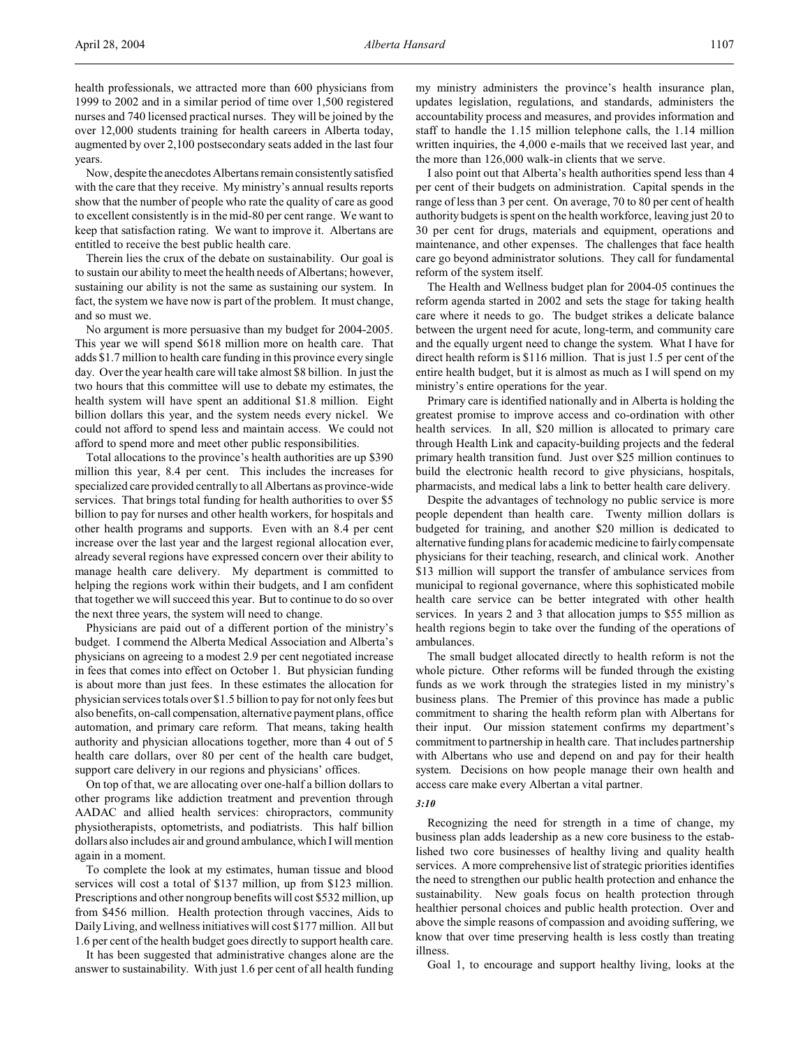health professionals, we attracted more than 600 physicians from 1999 to 2002 and in a similar period of time over 1,500 registered nurses and 740 licensed practical nurses. They will be joined by the over 12,000 students training for health careers in Alberta today, augmented by over 2,100 postsecondary seats added in the last four years.

Now, despite the anecdotes Albertans remain consistently satisfied with the care that they receive. My ministry's annual results reports show that the number of people who rate the quality of care as good to excellent consistently is in the mid-80 per cent range. We want to keep that satisfaction rating. We want to improve it. Albertans are entitled to receive the best public health care.

Therein lies the crux of the debate on sustainability. Our goal is to sustain our ability to meet the health needs of Albertans; however, sustaining our ability is not the same as sustaining our system. In fact, the system we have now is part of the problem. It must change, and so must we.

No argument is more persuasive than my budget for 2004-2005. This year we will spend $618 million more on health care. That adds $1.7 million to health care funding in this province every single day. Over the year health care will take almost $8 billion. In just the two hours that this committee will use to debate my estimates, the health system will have spent an additional $1.8 million. Eight billion dollars this year, and the system needs every nickel. We could not afford to spend less and maintain access. We could not afford to spend more and meet other public responsibilities.

Total allocations to the province's health authorities are up $390 million this year, 8.4 per cent. This includes the increases for specialized care provided centrally to all Albertans as province-wide services. That brings total funding for health authorities to over $5 billion to pay for nurses and other health workers, for hospitals and other health programs and supports. Even with an 8.4 per cent increase over the last year and the largest regional allocation ever, already several regions have expressed concern over their ability to manage health care delivery. My department is committed to helping the regions work within their budgets, and I am confident that together we will succeed this year. But to continue to do so over the next three years, the system will need to change.

Physicians are paid out of a different portion of the ministry's budget. I commend the Alberta Medical Association and Alberta's physicians on agreeing to a modest 2.9 per cent negotiated increase in fees that comes into effect on October 1. But physician funding is about more than just fees. In these estimates the allocation for physician services totals over $1.5 billion to pay for not only fees but also benefits, on-call compensation, alternative payment plans, office automation, and primary care reform. That means, taking health authority and physician allocations together, more than 4 out of 5 health care dollars, over 80 per cent of the health care budget, support care delivery in our regions and physicians' offices.

On top of that, we are allocating over one-half a billion dollars to other programs like addiction treatment and prevention through AADAC and allied health services: chiropractors, community physiotherapists, optometrists, and podiatrists. This half billion dollars also includes air and ground ambulance, which I will mention again in a moment.

To complete the look at my estimates, human tissue and blood services will cost a total of $137 million, up from $123 million. Prescriptions and other nongroup benefits will cost $532 million, up from $456 million. Health protection through vaccines, Aids to Daily Living, and wellness initiatives will cost $177 million. All but 1.6 per cent of the health budget goes directly to support health care.

It has been suggested that administrative changes alone are the answer to sustainability. With just 1.6 per cent of all health funding my ministry administers the province's health insurance plan, updates legislation, regulations, and standards, administers the accountability process and measures, and provides information and staff to handle the 1.15 million telephone calls, the 1.14 million written inquiries, the 4,000 e-mails that we received last year, and the more than 126,000 walk-in clients that we serve.

I also point out that Alberta's health authorities spend less than 4 per cent of their budgets on administration. Capital spends in the range of less than 3 per cent. On average, 70 to 80 per cent of health authority budgets is spent on the health workforce, leaving just 20 to 30 per cent for drugs, materials and equipment, operations and maintenance, and other expenses. The challenges that face health care go beyond administrator solutions. They call for fundamental reform of the system itself.

The Health and Wellness budget plan for 2004-05 continues the reform agenda started in 2002 and sets the stage for taking health care where it needs to go. The budget strikes a delicate balance between the urgent need for acute, long-term, and community care and the equally urgent need to change the system. What I have for direct health reform is $116 million. That is just 1.5 per cent of the entire health budget, but it is almost as much as I will spend on my ministry's entire operations for the year.

Primary care is identified nationally and in Alberta is holding the greatest promise to improve access and co-ordination with other health services. In all, $20 million is allocated to primary care through Health Link and capacity-building projects and the federal primary health transition fund. Just over $25 million continues to build the electronic health record to give physicians, hospitals, pharmacists, and medical labs a link to better health care delivery.

Despite the advantages of technology no public service is more people dependent than health care. Twenty million dollars is budgeted for training, and another $20 million is dedicated to alternative funding plans for academic medicine to fairly compensate physicians for their teaching, research, and clinical work. Another $13 million will support the transfer of ambulance services from municipal to regional governance, where this sophisticated mobile health care service can be better integrated with other health services. In years 2 and 3 that allocation jumps to $55 million as health regions begin to take over the funding of the operations of ambulances.

The small budget allocated directly to health reform is not the whole picture. Other reforms will be funded through the existing funds as we work through the strategies listed in my ministry's business plans. The Premier of this province has made a public commitment to sharing the health reform plan with Albertans for their input. Our mission statement confirms my department's commitment to partnership in health care. That includes partnership with Albertans who use and depend on and pay for their health system. Decisions on how people manage their own health and access care make every Albertan a vital partner.

*3:10*

Recognizing the need for strength in a time of change, my business plan adds leadership as a new core business to the established two core businesses of healthy living and quality health services. A more comprehensive list of strategic priorities identifies the need to strengthen our public health protection and enhance the sustainability. New goals focus on health protection through healthier personal choices and public health protection. Over and above the simple reasons of compassion and avoiding suffering, we know that over time preserving health is less costly than treating illness.

Goal 1, to encourage and support healthy living, looks at the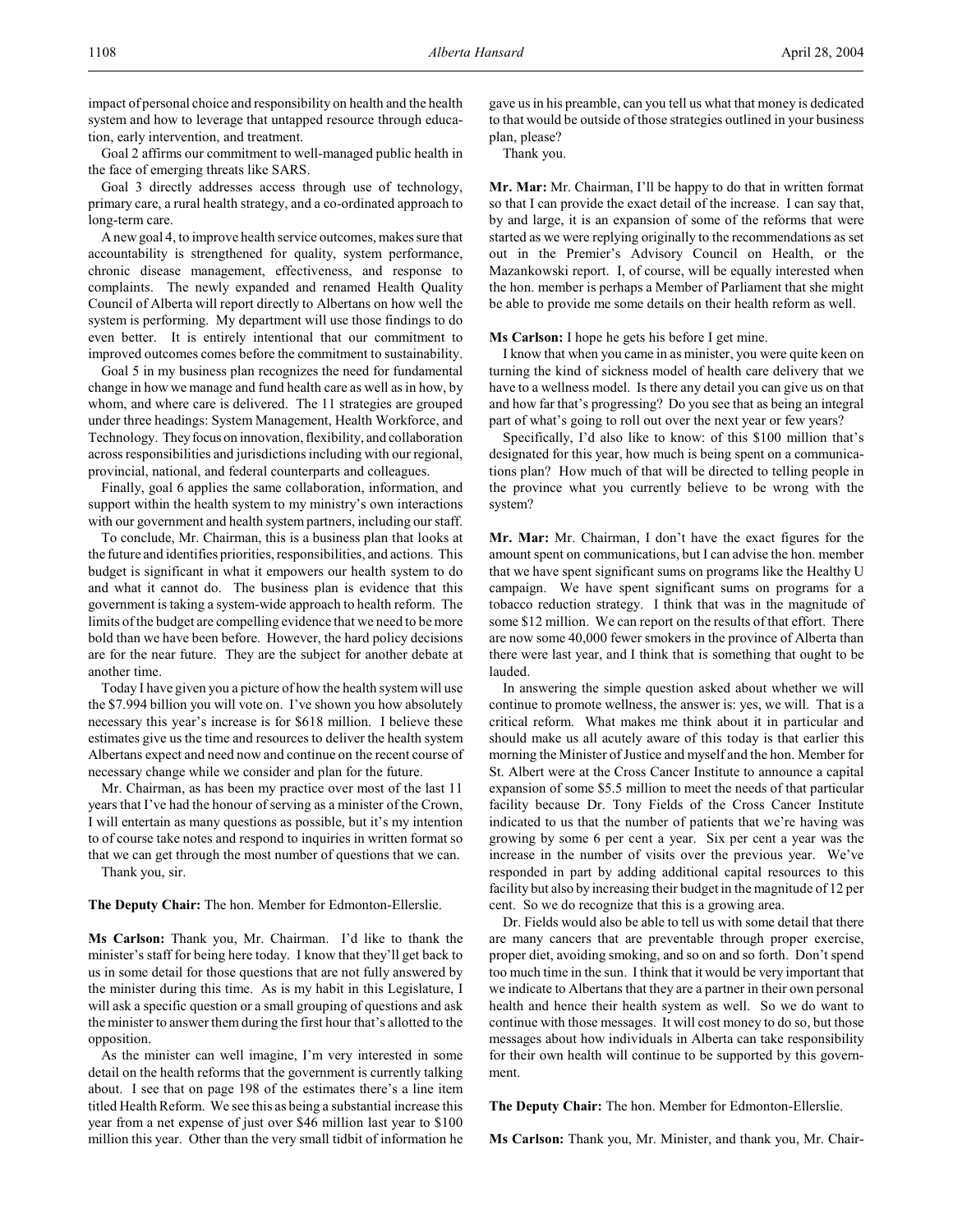impact of personal choice and responsibility on health and the health system and how to leverage that untapped resource through education, early intervention, and treatment.

Goal 2 affirms our commitment to well-managed public health in the face of emerging threats like SARS.

Goal 3 directly addresses access through use of technology, primary care, a rural health strategy, and a co-ordinated approach to long-term care.

A new goal 4, to improve health service outcomes, makes sure that accountability is strengthened for quality, system performance, chronic disease management, effectiveness, and response to complaints. The newly expanded and renamed Health Quality Council of Alberta will report directly to Albertans on how well the system is performing. My department will use those findings to do even better. It is entirely intentional that our commitment to improved outcomes comes before the commitment to sustainability.

Goal 5 in my business plan recognizes the need for fundamental change in how we manage and fund health care as well as in how, by whom, and where care is delivered. The 11 strategies are grouped under three headings: System Management, Health Workforce, and Technology. They focus on innovation, flexibility, and collaboration across responsibilities and jurisdictions including with our regional, provincial, national, and federal counterparts and colleagues.

Finally, goal 6 applies the same collaboration, information, and support within the health system to my ministry's own interactions with our government and health system partners, including our staff.

To conclude, Mr. Chairman, this is a business plan that looks at the future and identifies priorities, responsibilities, and actions. This budget is significant in what it empowers our health system to do and what it cannot do. The business plan is evidence that this government is taking a system-wide approach to health reform. The limits of the budget are compelling evidence that we need to be more bold than we have been before. However, the hard policy decisions are for the near future. They are the subject for another debate at another time.

Today I have given you a picture of how the health system will use the $7.994 billion you will vote on. I've shown you how absolutely necessary this year's increase is for $618 million. I believe these estimates give us the time and resources to deliver the health system Albertans expect and need now and continue on the recent course of necessary change while we consider and plan for the future.

Mr. Chairman, as has been my practice over most of the last 11 years that I've had the honour of serving as a minister of the Crown, I will entertain as many questions as possible, but it's my intention to of course take notes and respond to inquiries in written format so that we can get through the most number of questions that we can.

Thank you, sir.

**The Deputy Chair:** The hon. Member for Edmonton-Ellerslie.

**Ms Carlson:** Thank you, Mr. Chairman. I'd like to thank the minister's staff for being here today. I know that they'll get back to us in some detail for those questions that are not fully answered by the minister during this time. As is my habit in this Legislature, I will ask a specific question or a small grouping of questions and ask the minister to answer them during the first hour that's allotted to the opposition.

As the minister can well imagine, I'm very interested in some detail on the health reforms that the government is currently talking about. I see that on page 198 of the estimates there's a line item titled Health Reform. We see this as being a substantial increase this year from a net expense of just over $46 million last year to $100 million this year. Other than the very small tidbit of information he gave us in his preamble, can you tell us what that money is dedicated to that would be outside of those strategies outlined in your business plan, please?

Thank you.

**Mr. Mar:** Mr. Chairman, I'll be happy to do that in written format so that I can provide the exact detail of the increase. I can say that, by and large, it is an expansion of some of the reforms that were started as we were replying originally to the recommendations as set out in the Premier's Advisory Council on Health, or the Mazankowski report. I, of course, will be equally interested when the hon. member is perhaps a Member of Parliament that she might be able to provide me some details on their health reform as well.

**Ms Carlson:** I hope he gets his before I get mine.

I know that when you came in as minister, you were quite keen on turning the kind of sickness model of health care delivery that we have to a wellness model. Is there any detail you can give us on that and how far that's progressing? Do you see that as being an integral part of what's going to roll out over the next year or few years?

Specifically, I'd also like to know: of this $100 million that's designated for this year, how much is being spent on a communications plan? How much of that will be directed to telling people in the province what you currently believe to be wrong with the system?

**Mr. Mar:** Mr. Chairman, I don't have the exact figures for the amount spent on communications, but I can advise the hon. member that we have spent significant sums on programs like the Healthy U campaign. We have spent significant sums on programs for a tobacco reduction strategy. I think that was in the magnitude of some $12 million. We can report on the results of that effort. There are now some 40,000 fewer smokers in the province of Alberta than there were last year, and I think that is something that ought to be lauded.

In answering the simple question asked about whether we will continue to promote wellness, the answer is: yes, we will. That is a critical reform. What makes me think about it in particular and should make us all acutely aware of this today is that earlier this morning the Minister of Justice and myself and the hon. Member for St. Albert were at the Cross Cancer Institute to announce a capital expansion of some $5.5 million to meet the needs of that particular facility because Dr. Tony Fields of the Cross Cancer Institute indicated to us that the number of patients that we're having was growing by some 6 per cent a year. Six per cent a year was the increase in the number of visits over the previous year. We've responded in part by adding additional capital resources to this facility but also by increasing their budget in the magnitude of 12 per cent. So we do recognize that this is a growing area.

Dr. Fields would also be able to tell us with some detail that there are many cancers that are preventable through proper exercise, proper diet, avoiding smoking, and so on and so forth. Don't spend too much time in the sun. I think that it would be very important that we indicate to Albertans that they are a partner in their own personal health and hence their health system as well. So we do want to continue with those messages. It will cost money to do so, but those messages about how individuals in Alberta can take responsibility for their own health will continue to be supported by this government.

**The Deputy Chair:** The hon. Member for Edmonton-Ellerslie.

**Ms Carlson:** Thank you, Mr. Minister, and thank you, Mr. Chair-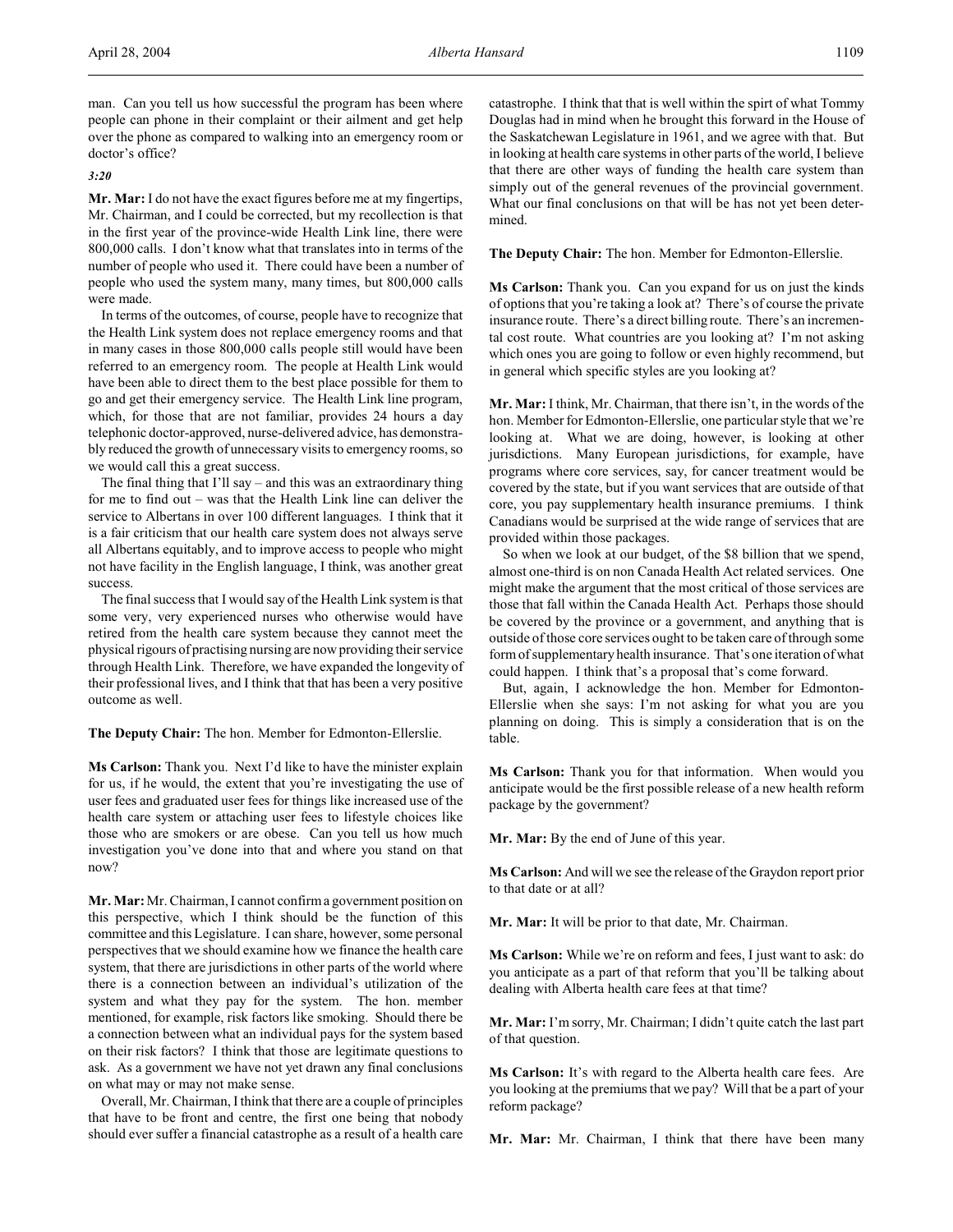man. Can you tell us how successful the program has been where people can phone in their complaint or their ailment and get help over the phone as compared to walking into an emergency room or doctor's office?

*3:20*

**Mr. Mar:** I do not have the exact figures before me at my fingertips, Mr. Chairman, and I could be corrected, but my recollection is that in the first year of the province-wide Health Link line, there were 800,000 calls. I don't know what that translates into in terms of the number of people who used it. There could have been a number of people who used the system many, many times, but 800,000 calls were made.

In terms of the outcomes, of course, people have to recognize that the Health Link system does not replace emergency rooms and that in many cases in those 800,000 calls people still would have been referred to an emergency room. The people at Health Link would have been able to direct them to the best place possible for them to go and get their emergency service. The Health Link line program, which, for those that are not familiar, provides 24 hours a day telephonic doctor-approved, nurse-delivered advice, has demonstrably reduced the growth of unnecessary visits to emergency rooms, so we would call this a great success.

The final thing that I'll say – and this was an extraordinary thing for me to find out – was that the Health Link line can deliver the service to Albertans in over 100 different languages. I think that it is a fair criticism that our health care system does not always serve all Albertans equitably, and to improve access to people who might not have facility in the English language, I think, was another great success.

The final success that I would say of the Health Link system is that some very, very experienced nurses who otherwise would have retired from the health care system because they cannot meet the physical rigours of practising nursing are now providing their service through Health Link. Therefore, we have expanded the longevity of their professional lives, and I think that that has been a very positive outcome as well.

**The Deputy Chair:** The hon. Member for Edmonton-Ellerslie.

**Ms Carlson:** Thank you. Next I'd like to have the minister explain for us, if he would, the extent that you're investigating the use of user fees and graduated user fees for things like increased use of the health care system or attaching user fees to lifestyle choices like those who are smokers or are obese. Can you tell us how much investigation you've done into that and where you stand on that now?

**Mr. Mar:** Mr. Chairman, I cannot confirm a government position on this perspective, which I think should be the function of this committee and this Legislature. I can share, however, some personal perspectives that we should examine how we finance the health care system, that there are jurisdictions in other parts of the world where there is a connection between an individual's utilization of the system and what they pay for the system. The hon. member mentioned, for example, risk factors like smoking. Should there be a connection between what an individual pays for the system based on their risk factors? I think that those are legitimate questions to ask. As a government we have not yet drawn any final conclusions on what may or may not make sense.

Overall, Mr. Chairman, I think that there are a couple of principles that have to be front and centre, the first one being that nobody should ever suffer a financial catastrophe as a result of a health care catastrophe. I think that that is well within the spirt of what Tommy Douglas had in mind when he brought this forward in the House of the Saskatchewan Legislature in 1961, and we agree with that. But in looking at health care systems in other parts of the world, I believe that there are other ways of funding the health care system than simply out of the general revenues of the provincial government. What our final conclusions on that will be has not yet been determined.

**The Deputy Chair:** The hon. Member for Edmonton-Ellerslie.

**Ms Carlson:** Thank you. Can you expand for us on just the kinds of options that you're taking a look at? There's of course the private insurance route. There's a direct billing route. There's an incremental cost route. What countries are you looking at? I'm not asking which ones you are going to follow or even highly recommend, but in general which specific styles are you looking at?

**Mr. Mar:** I think, Mr. Chairman, that there isn't, in the words of the hon. Member for Edmonton-Ellerslie, one particular style that we're looking at. What we are doing, however, is looking at other jurisdictions. Many European jurisdictions, for example, have programs where core services, say, for cancer treatment would be covered by the state, but if you want services that are outside of that core, you pay supplementary health insurance premiums. I think Canadians would be surprised at the wide range of services that are provided within those packages.

So when we look at our budget, of the $8 billion that we spend, almost one-third is on non Canada Health Act related services. One might make the argument that the most critical of those services are those that fall within the Canada Health Act. Perhaps those should be covered by the province or a government, and anything that is outside of those core services ought to be taken care of through some form of supplementary health insurance. That's one iteration of what could happen. I think that's a proposal that's come forward.

But, again, I acknowledge the hon. Member for Edmonton-Ellerslie when she says: I'm not asking for what you are you planning on doing. This is simply a consideration that is on the table.

**Ms Carlson:** Thank you for that information. When would you anticipate would be the first possible release of a new health reform package by the government?

**Mr. Mar:** By the end of June of this year.

**Ms Carlson:** And will we see the release of the Graydon report prior to that date or at all?

**Mr. Mar:** It will be prior to that date, Mr. Chairman.

**Ms Carlson:** While we're on reform and fees, I just want to ask: do you anticipate as a part of that reform that you'll be talking about dealing with Alberta health care fees at that time?

**Mr. Mar:** I'm sorry, Mr. Chairman; I didn't quite catch the last part of that question.

**Ms Carlson:** It's with regard to the Alberta health care fees. Are you looking at the premiums that we pay? Will that be a part of your reform package?

**Mr. Mar:** Mr. Chairman, I think that there have been many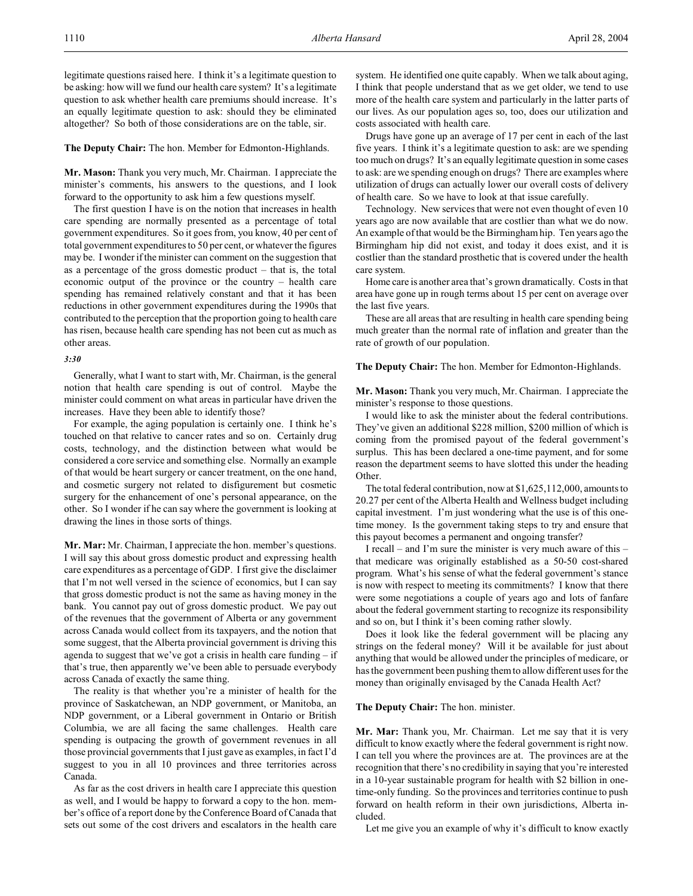legitimate questions raised here. I think it's a legitimate question to be asking: how will we fund our health care system? It's a legitimate question to ask whether health care premiums should increase. It's an equally legitimate question to ask: should they be eliminated altogether? So both of those considerations are on the table, sir.

**The Deputy Chair:** The hon. Member for Edmonton-Highlands.

**Mr. Mason:** Thank you very much, Mr. Chairman. I appreciate the minister's comments, his answers to the questions, and I look forward to the opportunity to ask him a few questions myself.

The first question I have is on the notion that increases in health care spending are normally presented as a percentage of total government expenditures. So it goes from, you know, 40 per cent of total government expenditures to 50 per cent, or whatever the figures may be. I wonder if the minister can comment on the suggestion that as a percentage of the gross domestic product – that is, the total economic output of the province or the country – health care spending has remained relatively constant and that it has been reductions in other government expenditures during the 1990s that contributed to the perception that the proportion going to health care has risen, because health care spending has not been cut as much as other areas.

*3:30*

Generally, what I want to start with, Mr. Chairman, is the general notion that health care spending is out of control. Maybe the minister could comment on what areas in particular have driven the increases. Have they been able to identify those?

For example, the aging population is certainly one. I think he's touched on that relative to cancer rates and so on. Certainly drug costs, technology, and the distinction between what would be considered a core service and something else. Normally an example of that would be heart surgery or cancer treatment, on the one hand, and cosmetic surgery not related to disfigurement but cosmetic surgery for the enhancement of one's personal appearance, on the other. So I wonder if he can say where the government is looking at drawing the lines in those sorts of things.

**Mr. Mar:** Mr. Chairman, I appreciate the hon. member's questions. I will say this about gross domestic product and expressing health care expenditures as a percentage of GDP. I first give the disclaimer that I'm not well versed in the science of economics, but I can say that gross domestic product is not the same as having money in the bank. You cannot pay out of gross domestic product. We pay out of the revenues that the government of Alberta or any government across Canada would collect from its taxpayers, and the notion that some suggest, that the Alberta provincial government is driving this agenda to suggest that we've got a crisis in health care funding – if that's true, then apparently we've been able to persuade everybody across Canada of exactly the same thing.

The reality is that whether you're a minister of health for the province of Saskatchewan, an NDP government, or Manitoba, an NDP government, or a Liberal government in Ontario or British Columbia, we are all facing the same challenges. Health care spending is outpacing the growth of government revenues in all those provincial governments that I just gave as examples, in fact I'd suggest to you in all 10 provinces and three territories across Canada.

As far as the cost drivers in health care I appreciate this question as well, and I would be happy to forward a copy to the hon. member's office of a report done by the Conference Board of Canada that sets out some of the cost drivers and escalators in the health care system. He identified one quite capably. When we talk about aging, I think that people understand that as we get older, we tend to use more of the health care system and particularly in the latter parts of our lives. As our population ages so, too, does our utilization and costs associated with health care.

Drugs have gone up an average of 17 per cent in each of the last five years. I think it's a legitimate question to ask: are we spending too much on drugs? It's an equally legitimate question in some cases to ask: are we spending enough on drugs? There are examples where utilization of drugs can actually lower our overall costs of delivery of health care. So we have to look at that issue carefully.

Technology. New services that were not even thought of even 10 years ago are now available that are costlier than what we do now. An example of that would be the Birmingham hip. Ten years ago the Birmingham hip did not exist, and today it does exist, and it is costlier than the standard prosthetic that is covered under the health care system.

Home care is another area that's grown dramatically. Costs in that area have gone up in rough terms about 15 per cent on average over the last five years.

These are all areas that are resulting in health care spending being much greater than the normal rate of inflation and greater than the rate of growth of our population.

**The Deputy Chair:** The hon. Member for Edmonton-Highlands.

**Mr. Mason:** Thank you very much, Mr. Chairman. I appreciate the minister's response to those questions.

I would like to ask the minister about the federal contributions. They've given an additional \$228 million, \$200 million of which is coming from the promised payout of the federal government's surplus. This has been declared a one-time payment, and for some reason the department seems to have slotted this under the heading Other.

The total federal contribution, now at \$1,625,112,000, amounts to 20.27 per cent of the Alberta Health and Wellness budget including capital investment. I'm just wondering what the use is of this one-time money. Is the government taking steps to try and ensure that this payout becomes a permanent and ongoing transfer?

I recall – and I'm sure the minister is very much aware of this – that medicare was originally established as a 50-50 cost-shared program. What's his sense of what the federal government's stance is now with respect to meeting its commitments? I know that there were some negotiations a couple of years ago and lots of fanfare about the federal government starting to recognize its responsibility and so on, but I think it's been coming rather slowly.

Does it look like the federal government will be placing any strings on the federal money? Will it be available for just about anything that would be allowed under the principles of medicare, or has the government been pushing them to allow different uses for the money than originally envisaged by the Canada Health Act?

**The Deputy Chair:** The hon. minister.

**Mr. Mar:** Thank you, Mr. Chairman. Let me say that it is very difficult to know exactly where the federal government is right now. I can tell you where the provinces are at. The provinces are at the recognition that there's no credibility in saying that you're interested in a 10-year sustainable program for health with \$2 billion in one-time-only funding. So the provinces and territories continue to push forward on health reform in their own jurisdictions, Alberta included.

Let me give you an example of why it's difficult to know exactly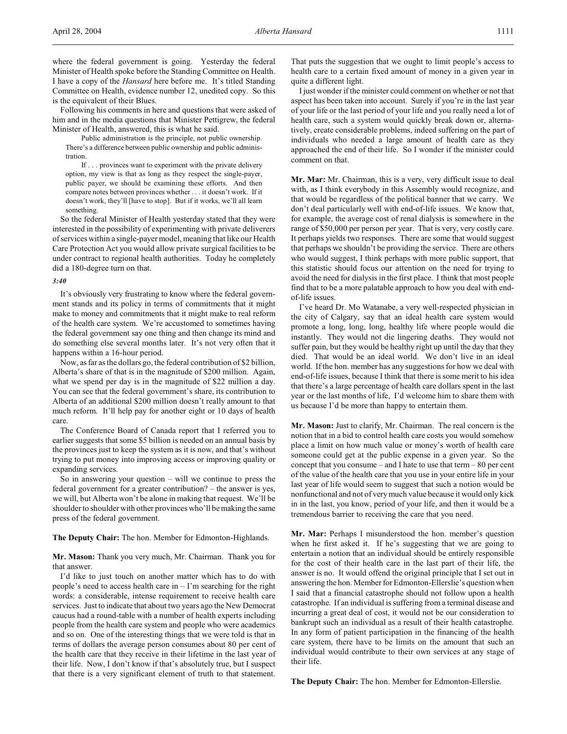where the federal government is going. Yesterday the federal Minister of Health spoke before the Standing Committee on Health. I have a copy of the *Hansard* here before me. It's titled Standing Committee on Health, evidence number 12, unedited copy. So this is the equivalent of their Blues.

Following his comments in here and questions that were asked of him and in the media questions that Minister Pettigrew, the federal Minister of Health, answered, this is what he said.

> Public administration is the principle, not public ownership. There's a difference between public ownership and public administration.
>
> If . . . provinces want to experiment with the private delivery option, my view is that as long as they respect the single-payer, public payer, we should be examining these efforts. And then compare notes between provinces whether . . . it doesn't work. If it doesn't work, they'll [have to stop]. But if it works, we'll all learn something.

So the federal Minister of Health yesterday stated that they were interested in the possibility of experimenting with private deliverers of services within a single-payer model, meaning that like our Health Care Protection Act you would allow private surgical facilities to be under contract to regional health authorities. Today he completely did a 180-degree turn on that.

*3:40*

It's obviously very frustrating to know where the federal government stands and its policy in terms of commitments that it might make to money and commitments that it might make to real reform of the health care system. We're accustomed to sometimes having the federal government say one thing and then change its mind and do something else several months later. It's not very often that it happens within a 16-hour period.

Now, as far as the dollars go, the federal contribution of $2 billion, Alberta's share of that is in the magnitude of $200 million. Again, what we spend per day is in the magnitude of $22 million a day. You can see that the federal government's share, its contribution to Alberta of an additional $200 million doesn't really amount to that much reform. It'll help pay for another eight or 10 days of health care.

The Conference Board of Canada report that I referred you to earlier suggests that some $5 billion is needed on an annual basis by the provinces just to keep the system as it is now, and that's without trying to put money into improving access or improving quality or expanding services.

So in answering your question – will we continue to press the federal government for a greater contribution? – the answer is yes, we will, but Alberta won't be alone in making that request. We'll be shoulder to shoulder with other provinces who'll be making the same press of the federal government.

**The Deputy Chair:** The hon. Member for Edmonton-Highlands.

**Mr. Mason:** Thank you very much, Mr. Chairman. Thank you for that answer.

I'd like to just touch on another matter which has to do with people's need to access health care in – I'm searching for the right words: a considerable, intense requirement to receive health care services. Just to indicate that about two years ago the New Democrat caucus had a round-table with a number of health experts including people from the health care system and people who were academics and so on. One of the interesting things that we were told is that in terms of dollars the average person consumes about 80 per cent of the health care that they receive in their lifetime in the last year of their life. Now, I don't know if that's absolutely true, but I suspect that there is a very significant element of truth to that statement. That puts the suggestion that we ought to limit people's access to health care to a certain fixed amount of money in a given year in quite a different light.

I just wonder if the minister could comment on whether or not that aspect has been taken into account. Surely if you're in the last year of your life or the last period of your life and you really need a lot of health care, such a system would quickly break down or, alternatively, create considerable problems, indeed suffering on the part of individuals who needed a large amount of health care as they approached the end of their life. So I wonder if the minister could comment on that.

**Mr. Mar:** Mr. Chairman, this is a very, very difficult issue to deal with, as I think everybody in this Assembly would recognize, and that would be regardless of the political banner that we carry. We don't deal particularly well with end-of-life issues. We know that, for example, the average cost of renal dialysis is somewhere in the range of $50,000 per person per year. That is very, very costly care. It perhaps yields two responses. There are some that would suggest that perhaps we shouldn't be providing the service. There are others who would suggest, I think perhaps with more public support, that this statistic should focus our attention on the need for trying to avoid the need for dialysis in the first place. I think that most people find that to be a more palatable approach to how you deal with end-of-life issues.

I've heard Dr. Mo Watanabe, a very well-respected physician in the city of Calgary, say that an ideal health care system would promote a long, long, long, healthy life where people would die instantly. They would not die lingering deaths. They would not suffer pain, but they would be healthy right up until the day that they died. That would be an ideal world. We don't live in an ideal world. If the hon. member has any suggestions for how we deal with end-of-life issues, because I think that there is some merit to his idea that there's a large percentage of health care dollars spent in the last year or the last months of life, I'd welcome him to share them with us because I'd be more than happy to entertain them.

**Mr. Mason:** Just to clarify, Mr. Chairman. The real concern is the notion that in a bid to control health care costs you would somehow place a limit on how much value or money's worth of health care someone could get at the public expense in a given year. So the concept that you consume – and I hate to use that term – 80 per cent of the value of the health care that you use in your entire life in your last year of life would seem to suggest that such a notion would be nonfunctional and not of very much value because it would only kick in in the last, you know, period of your life, and then it would be a tremendous barrier to receiving the care that you need.

**Mr. Mar:** Perhaps I misunderstood the hon. member's question when he first asked it. If he's suggesting that we are going to entertain a notion that an individual should be entirely responsible for the cost of their health care in the last part of their life, the answer is no. It would offend the original principle that I set out in answering the hon. Member for Edmonton-Ellerslie's question when I said that a financial catastrophe should not follow upon a health catastrophe. If an individual is suffering from a terminal disease and incurring a great deal of cost, it would not be our consideration to bankrupt such an individual as a result of their health catastrophe. In any form of patient participation in the financing of the health care system, there have to be limits on the amount that such an individual would contribute to their own services at any stage of their life.

**The Deputy Chair:** The hon. Member for Edmonton-Ellerslie.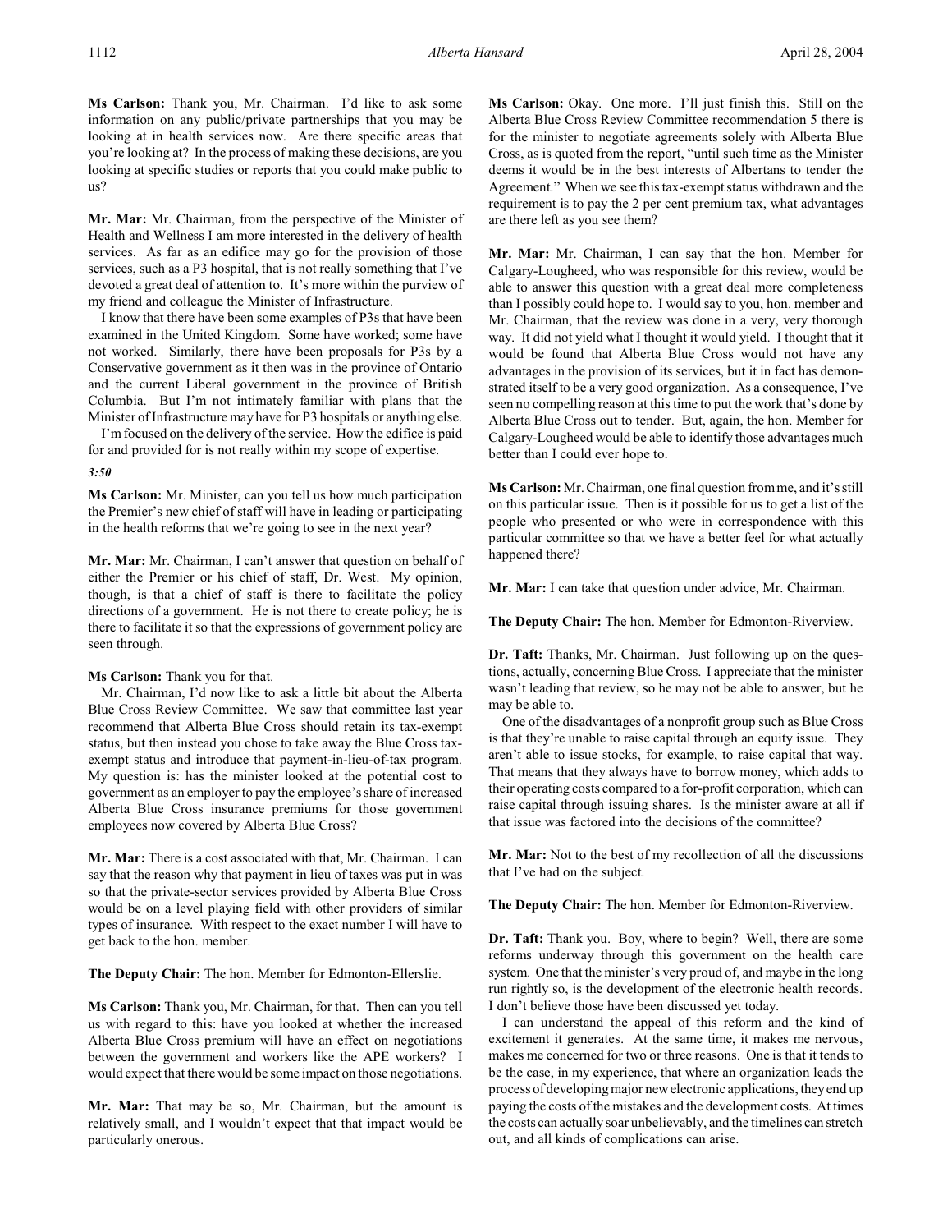**Ms Carlson:** Thank you, Mr. Chairman. I'd like to ask some information on any public/private partnerships that you may be looking at in health services now. Are there specific areas that you're looking at? In the process of making these decisions, are you looking at specific studies or reports that you could make public to us?

**Mr. Mar:** Mr. Chairman, from the perspective of the Minister of Health and Wellness I am more interested in the delivery of health services. As far as an edifice may go for the provision of those services, such as a P3 hospital, that is not really something that I've devoted a great deal of attention to. It's more within the purview of my friend and colleague the Minister of Infrastructure.

I know that there have been some examples of P3s that have been examined in the United Kingdom. Some have worked; some have not worked. Similarly, there have been proposals for P3s by a Conservative government as it then was in the province of Ontario and the current Liberal government in the province of British Columbia. But I'm not intimately familiar with plans that the Minister of Infrastructure may have for P3 hospitals or anything else.

I'm focused on the delivery of the service. How the edifice is paid for and provided for is not really within my scope of expertise.

*3:50*

**Ms Carlson:** Mr. Minister, can you tell us how much participation the Premier's new chief of staff will have in leading or participating in the health reforms that we're going to see in the next year?

**Mr. Mar:** Mr. Chairman, I can't answer that question on behalf of either the Premier or his chief of staff, Dr. West. My opinion, though, is that a chief of staff is there to facilitate the policy directions of a government. He is not there to create policy; he is there to facilitate it so that the expressions of government policy are seen through.

**Ms Carlson:** Thank you for that.

Mr. Chairman, I'd now like to ask a little bit about the Alberta Blue Cross Review Committee. We saw that committee last year recommend that Alberta Blue Cross should retain its tax-exempt status, but then instead you chose to take away the Blue Cross tax-exempt status and introduce that payment-in-lieu-of-tax program. My question is: has the minister looked at the potential cost to government as an employer to pay the employee's share of increased Alberta Blue Cross insurance premiums for those government employees now covered by Alberta Blue Cross?

**Mr. Mar:** There is a cost associated with that, Mr. Chairman. I can say that the reason why that payment in lieu of taxes was put in was so that the private-sector services provided by Alberta Blue Cross would be on a level playing field with other providers of similar types of insurance. With respect to the exact number I will have to get back to the hon. member.

**The Deputy Chair:** The hon. Member for Edmonton-Ellerslie.

**Ms Carlson:** Thank you, Mr. Chairman, for that. Then can you tell us with regard to this: have you looked at whether the increased Alberta Blue Cross premium will have an effect on negotiations between the government and workers like the APE workers? I would expect that there would be some impact on those negotiations.

**Mr. Mar:** That may be so, Mr. Chairman, but the amount is relatively small, and I wouldn't expect that that impact would be particularly onerous.

**Ms Carlson:** Okay. One more. I'll just finish this. Still on the Alberta Blue Cross Review Committee recommendation 5 there is for the minister to negotiate agreements solely with Alberta Blue Cross, as is quoted from the report, "until such time as the Minister deems it would be in the best interests of Albertans to tender the Agreement." When we see this tax-exempt status withdrawn and the requirement is to pay the 2 per cent premium tax, what advantages are there left as you see them?

**Mr. Mar:** Mr. Chairman, I can say that the hon. Member for Calgary-Lougheed, who was responsible for this review, would be able to answer this question with a great deal more completeness than I possibly could hope to. I would say to you, hon. member and Mr. Chairman, that the review was done in a very, very thorough way. It did not yield what I thought it would yield. I thought that it would be found that Alberta Blue Cross would not have any advantages in the provision of its services, but it in fact has demonstrated itself to be a very good organization. As a consequence, I've seen no compelling reason at this time to put the work that's done by Alberta Blue Cross out to tender. But, again, the hon. Member for Calgary-Lougheed would be able to identify those advantages much better than I could ever hope to.

**Ms Carlson:** Mr. Chairman, one final question from me, and it's still on this particular issue. Then is it possible for us to get a list of the people who presented or who were in correspondence with this particular committee so that we have a better feel for what actually happened there?

**Mr. Mar:** I can take that question under advice, Mr. Chairman.

**The Deputy Chair:** The hon. Member for Edmonton-Riverview.

**Dr. Taft:** Thanks, Mr. Chairman. Just following up on the questions, actually, concerning Blue Cross. I appreciate that the minister wasn't leading that review, so he may not be able to answer, but he may be able to.

One of the disadvantages of a nonprofit group such as Blue Cross is that they're unable to raise capital through an equity issue. They aren't able to issue stocks, for example, to raise capital that way. That means that they always have to borrow money, which adds to their operating costs compared to a for-profit corporation, which can raise capital through issuing shares. Is the minister aware at all if that issue was factored into the decisions of the committee?

**Mr. Mar:** Not to the best of my recollection of all the discussions that I've had on the subject.

**The Deputy Chair:** The hon. Member for Edmonton-Riverview.

**Dr. Taft:** Thank you. Boy, where to begin? Well, there are some reforms underway through this government on the health care system. One that the minister's very proud of, and maybe in the long run rightly so, is the development of the electronic health records. I don't believe those have been discussed yet today.

I can understand the appeal of this reform and the kind of excitement it generates. At the same time, it makes me nervous, makes me concerned for two or three reasons. One is that it tends to be the case, in my experience, that where an organization leads the process of developing major new electronic applications, they end up paying the costs of the mistakes and the development costs. At times the costs can actually soar unbelievably, and the timelines can stretch out, and all kinds of complications can arise.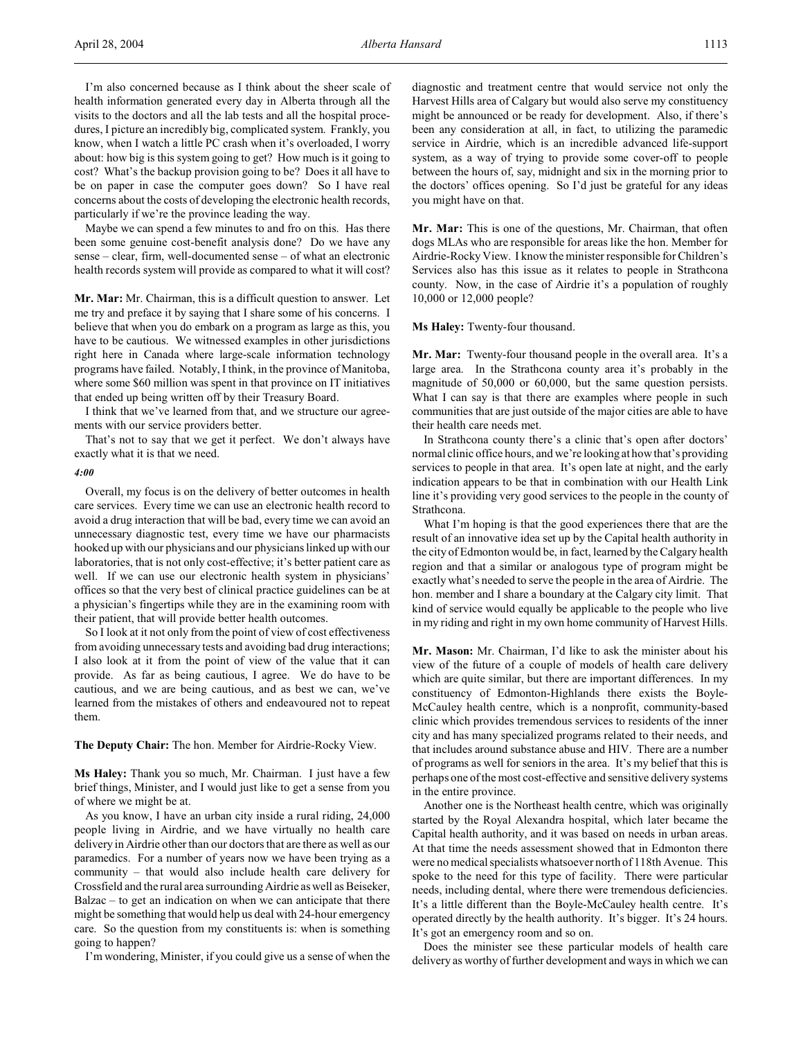I'm also concerned because as I think about the sheer scale of health information generated every day in Alberta through all the visits to the doctors and all the lab tests and all the hospital procedures, I picture an incredibly big, complicated system. Frankly, you know, when I watch a little PC crash when it's overloaded, I worry about: how big is this system going to get? How much is it going to cost? What's the backup provision going to be? Does it all have to be on paper in case the computer goes down? So I have real concerns about the costs of developing the electronic health records, particularly if we're the province leading the way.

Maybe we can spend a few minutes to and fro on this. Has there been some genuine cost-benefit analysis done? Do we have any sense – clear, firm, well-documented sense – of what an electronic health records system will provide as compared to what it will cost?

**Mr. Mar:** Mr. Chairman, this is a difficult question to answer. Let me try and preface it by saying that I share some of his concerns. I believe that when you do embark on a program as large as this, you have to be cautious. We witnessed examples in other jurisdictions right here in Canada where large-scale information technology programs have failed. Notably, I think, in the province of Manitoba, where some $60 million was spent in that province on IT initiatives that ended up being written off by their Treasury Board.

I think that we've learned from that, and we structure our agreements with our service providers better.

That's not to say that we get it perfect. We don't always have exactly what it is that we need.

*4:00*

Overall, my focus is on the delivery of better outcomes in health care services. Every time we can use an electronic health record to avoid a drug interaction that will be bad, every time we can avoid an unnecessary diagnostic test, every time we have our pharmacists hooked up with our physicians and our physicians linked up with our laboratories, that is not only cost-effective; it's better patient care as well. If we can use our electronic health system in physicians' offices so that the very best of clinical practice guidelines can be at a physician's fingertips while they are in the examining room with their patient, that will provide better health outcomes.

So I look at it not only from the point of view of cost effectiveness from avoiding unnecessary tests and avoiding bad drug interactions; I also look at it from the point of view of the value that it can provide. As far as being cautious, I agree. We do have to be cautious, and we are being cautious, and as best we can, we've learned from the mistakes of others and endeavoured not to repeat them.

**The Deputy Chair:** The hon. Member for Airdrie-Rocky View.

**Ms Haley:** Thank you so much, Mr. Chairman. I just have a few brief things, Minister, and I would just like to get a sense from you of where we might be at.

As you know, I have an urban city inside a rural riding, 24,000 people living in Airdrie, and we have virtually no health care delivery in Airdrie other than our doctors that are there as well as our paramedics. For a number of years now we have been trying as a community – that would also include health care delivery for Crossfield and the rural area surrounding Airdrie as well as Beiseker, Balzac – to get an indication on when we can anticipate that there might be something that would help us deal with 24-hour emergency care. So the question from my constituents is: when is something going to happen?

I'm wondering, Minister, if you could give us a sense of when the diagnostic and treatment centre that would service not only the Harvest Hills area of Calgary but would also serve my constituency might be announced or be ready for development. Also, if there's been any consideration at all, in fact, to utilizing the paramedic service in Airdrie, which is an incredible advanced life-support system, as a way of trying to provide some cover-off to people between the hours of, say, midnight and six in the morning prior to the doctors' offices opening. So I'd just be grateful for any ideas you might have on that.

**Mr. Mar:** This is one of the questions, Mr. Chairman, that often dogs MLAs who are responsible for areas like the hon. Member for Airdrie-Rocky View. I know the minister responsible for Children's Services also has this issue as it relates to people in Strathcona county. Now, in the case of Airdrie it's a population of roughly 10,000 or 12,000 people?

**Ms Haley:** Twenty-four thousand.

**Mr. Mar:** Twenty-four thousand people in the overall area. It's a large area. In the Strathcona county area it's probably in the magnitude of 50,000 or 60,000, but the same question persists. What I can say is that there are examples where people in such communities that are just outside of the major cities are able to have their health care needs met.

In Strathcona county there's a clinic that's open after doctors' normal clinic office hours, and we're looking at how that's providing services to people in that area. It's open late at night, and the early indication appears to be that in combination with our Health Link line it's providing very good services to the people in the county of Strathcona.

What I'm hoping is that the good experiences there that are the result of an innovative idea set up by the Capital health authority in the city of Edmonton would be, in fact, learned by the Calgary health region and that a similar or analogous type of program might be exactly what's needed to serve the people in the area of Airdrie. The hon. member and I share a boundary at the Calgary city limit. That kind of service would equally be applicable to the people who live in my riding and right in my own home community of Harvest Hills.

**Mr. Mason:** Mr. Chairman, I'd like to ask the minister about his view of the future of a couple of models of health care delivery which are quite similar, but there are important differences. In my constituency of Edmonton-Highlands there exists the Boyle-McCauley health centre, which is a nonprofit, community-based clinic which provides tremendous services to residents of the inner city and has many specialized programs related to their needs, and that includes around substance abuse and HIV. There are a number of programs as well for seniors in the area. It's my belief that this is perhaps one of the most cost-effective and sensitive delivery systems in the entire province.

Another one is the Northeast health centre, which was originally started by the Royal Alexandra hospital, which later became the Capital health authority, and it was based on needs in urban areas. At that time the needs assessment showed that in Edmonton there were no medical specialists whatsoever north of 118th Avenue. This spoke to the need for this type of facility. There were particular needs, including dental, where there were tremendous deficiencies. It's a little different than the Boyle-McCauley health centre. It's operated directly by the health authority. It's bigger. It's 24 hours. It's got an emergency room and so on.

Does the minister see these particular models of health care delivery as worthy of further development and ways in which we can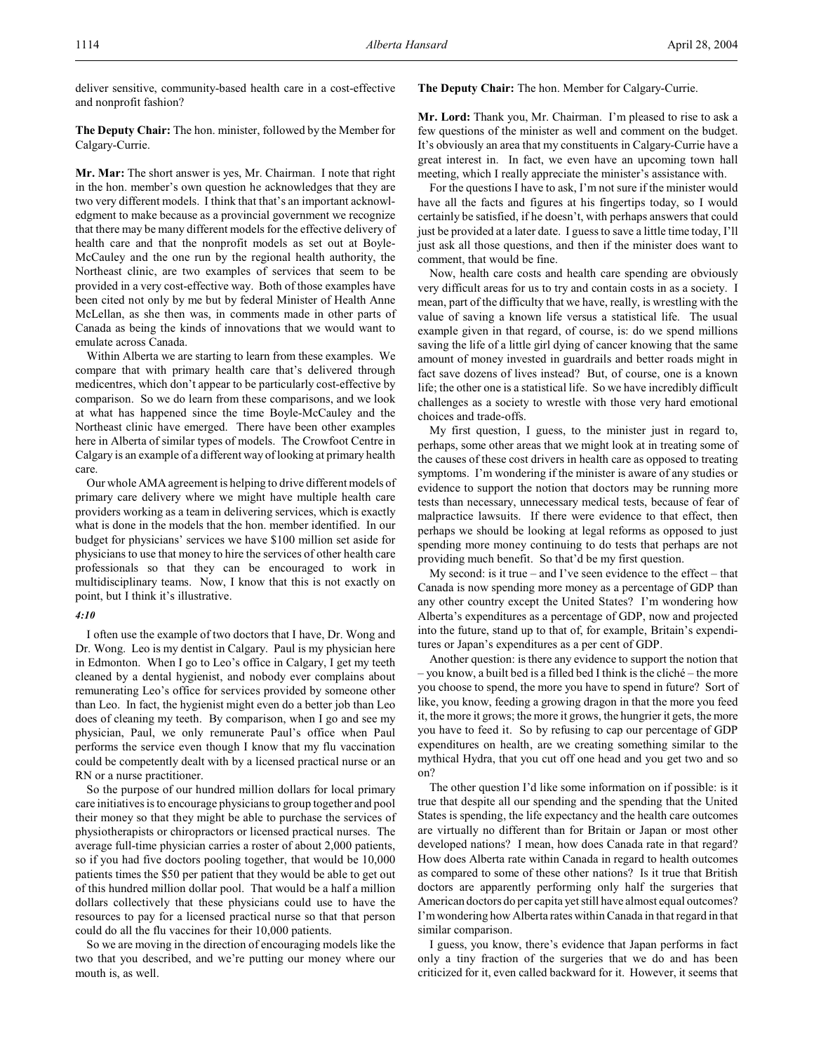deliver sensitive, community-based health care in a cost-effective and nonprofit fashion?

**The Deputy Chair:** The hon. minister, followed by the Member for Calgary-Currie.

**Mr. Mar:** The short answer is yes, Mr. Chairman. I note that right in the hon. member's own question he acknowledges that they are two very different models. I think that that's an important acknowledgment to make because as a provincial government we recognize that there may be many different models for the effective delivery of health care and that the nonprofit models as set out at Boyle-McCauley and the one run by the regional health authority, the Northeast clinic, are two examples of services that seem to be provided in a very cost-effective way. Both of those examples have been cited not only by me but by federal Minister of Health Anne McLellan, as she then was, in comments made in other parts of Canada as being the kinds of innovations that we would want to emulate across Canada.

Within Alberta we are starting to learn from these examples. We compare that with primary health care that's delivered through medicentres, which don't appear to be particularly cost-effective by comparison. So we do learn from these comparisons, and we look at what has happened since the time Boyle-McCauley and the Northeast clinic have emerged. There have been other examples here in Alberta of similar types of models. The Crowfoot Centre in Calgary is an example of a different way of looking at primary health care.

Our whole AMA agreement is helping to drive different models of primary care delivery where we might have multiple health care providers working as a team in delivering services, which is exactly what is done in the models that the hon. member identified. In our budget for physicians' services we have $100 million set aside for physicians to use that money to hire the services of other health care professionals so that they can be encouraged to work in multidisciplinary teams. Now, I know that this is not exactly on point, but I think it's illustrative.

*4:10*

I often use the example of two doctors that I have, Dr. Wong and Dr. Wong. Leo is my dentist in Calgary. Paul is my physician here in Edmonton. When I go to Leo's office in Calgary, I get my teeth cleaned by a dental hygienist, and nobody ever complains about remunerating Leo's office for services provided by someone other than Leo. In fact, the hygienist might even do a better job than Leo does of cleaning my teeth. By comparison, when I go and see my physician, Paul, we only remunerate Paul's office when Paul performs the service even though I know that my flu vaccination could be competently dealt with by a licensed practical nurse or an RN or a nurse practitioner.

So the purpose of our hundred million dollars for local primary care initiatives is to encourage physicians to group together and pool their money so that they might be able to purchase the services of physiotherapists or chiropractors or licensed practical nurses. The average full-time physician carries a roster of about 2,000 patients, so if you had five doctors pooling together, that would be 10,000 patients times the $50 per patient that they would be able to get out of this hundred million dollar pool. That would be a half a million dollars collectively that these physicians could use to have the resources to pay for a licensed practical nurse so that that person could do all the flu vaccines for their 10,000 patients.

So we are moving in the direction of encouraging models like the two that you described, and we're putting our money where our mouth is, as well.

**The Deputy Chair:** The hon. Member for Calgary-Currie.

**Mr. Lord:** Thank you, Mr. Chairman. I'm pleased to rise to ask a few questions of the minister as well and comment on the budget. It's obviously an area that my constituents in Calgary-Currie have a great interest in. In fact, we even have an upcoming town hall meeting, which I really appreciate the minister's assistance with.

For the questions I have to ask, I'm not sure if the minister would have all the facts and figures at his fingertips today, so I would certainly be satisfied, if he doesn't, with perhaps answers that could just be provided at a later date. I guess to save a little time today, I'll just ask all those questions, and then if the minister does want to comment, that would be fine.

Now, health care costs and health care spending are obviously very difficult areas for us to try and contain costs in as a society. I mean, part of the difficulty that we have, really, is wrestling with the value of saving a known life versus a statistical life. The usual example given in that regard, of course, is: do we spend millions saving the life of a little girl dying of cancer knowing that the same amount of money invested in guardrails and better roads might in fact save dozens of lives instead? But, of course, one is a known life; the other one is a statistical life. So we have incredibly difficult challenges as a society to wrestle with those very hard emotional choices and trade-offs.

My first question, I guess, to the minister just in regard to, perhaps, some other areas that we might look at in treating some of the causes of these cost drivers in health care as opposed to treating symptoms. I'm wondering if the minister is aware of any studies or evidence to support the notion that doctors may be running more tests than necessary, unnecessary medical tests, because of fear of malpractice lawsuits. If there were evidence to that effect, then perhaps we should be looking at legal reforms as opposed to just spending more money continuing to do tests that perhaps are not providing much benefit. So that'd be my first question.

My second: is it true – and I've seen evidence to the effect – that Canada is now spending more money as a percentage of GDP than any other country except the United States? I'm wondering how Alberta's expenditures as a percentage of GDP, now and projected into the future, stand up to that of, for example, Britain's expenditures or Japan's expenditures as a per cent of GDP.

Another question: is there any evidence to support the notion that – you know, a built bed is a filled bed I think is the cliché – the more you choose to spend, the more you have to spend in future? Sort of like, you know, feeding a growing dragon in that the more you feed it, the more it grows; the more it grows, the hungrier it gets, the more you have to feed it. So by refusing to cap our percentage of GDP expenditures on health, are we creating something similar to the mythical Hydra, that you cut off one head and you get two and so on?

The other question I'd like some information on if possible: is it true that despite all our spending and the spending that the United States is spending, the life expectancy and the health care outcomes are virtually no different than for Britain or Japan or most other developed nations? I mean, how does Canada rate in that regard? How does Alberta rate within Canada in regard to health outcomes as compared to some of these other nations? Is it true that British doctors are apparently performing only half the surgeries that American doctors do per capita yet still have almost equal outcomes? I'm wondering how Alberta rates within Canada in that regard in that similar comparison.

I guess, you know, there's evidence that Japan performs in fact only a tiny fraction of the surgeries that we do and has been criticized for it, even called backward for it. However, it seems that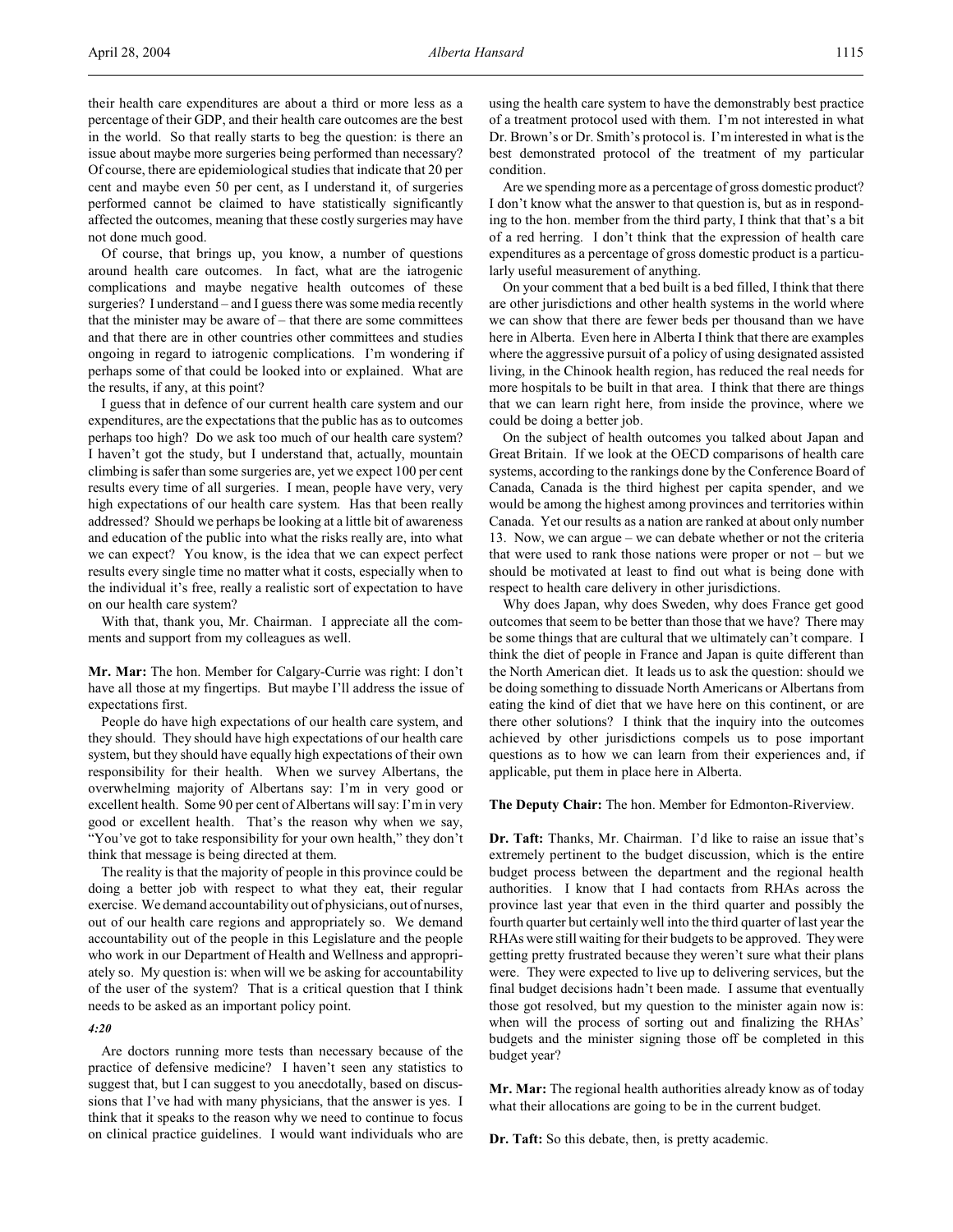their health care expenditures are about a third or more less as a percentage of their GDP, and their health care outcomes are the best in the world. So that really starts to beg the question: is there an issue about maybe more surgeries being performed than necessary? Of course, there are epidemiological studies that indicate that 20 per cent and maybe even 50 per cent, as I understand it, of surgeries performed cannot be claimed to have statistically significantly affected the outcomes, meaning that these costly surgeries may have not done much good.

Of course, that brings up, you know, a number of questions around health care outcomes. In fact, what are the iatrogenic complications and maybe negative health outcomes of these surgeries? I understand – and I guess there was some media recently that the minister may be aware of – that there are some committees and that there are in other countries other committees and studies ongoing in regard to iatrogenic complications. I'm wondering if perhaps some of that could be looked into or explained. What are the results, if any, at this point?

I guess that in defence of our current health care system and our expenditures, are the expectations that the public has as to outcomes perhaps too high? Do we ask too much of our health care system? I haven't got the study, but I understand that, actually, mountain climbing is safer than some surgeries are, yet we expect 100 per cent results every time of all surgeries. I mean, people have very, very high expectations of our health care system. Has that been really addressed? Should we perhaps be looking at a little bit of awareness and education of the public into what the risks really are, into what we can expect? You know, is the idea that we can expect perfect results every single time no matter what it costs, especially when to the individual it's free, really a realistic sort of expectation to have on our health care system?

With that, thank you, Mr. Chairman. I appreciate all the comments and support from my colleagues as well.

**Mr. Mar:** The hon. Member for Calgary-Currie was right: I don't have all those at my fingertips. But maybe I'll address the issue of expectations first.

People do have high expectations of our health care system, and they should. They should have high expectations of our health care system, but they should have equally high expectations of their own responsibility for their health. When we survey Albertans, the overwhelming majority of Albertans say: I'm in very good or excellent health. Some 90 per cent of Albertans will say: I'm in very good or excellent health. That's the reason why when we say, "You've got to take responsibility for your own health," they don't think that message is being directed at them.

The reality is that the majority of people in this province could be doing a better job with respect to what they eat, their regular exercise. We demand accountability out of physicians, out of nurses, out of our health care regions and appropriately so. We demand accountability out of the people in this Legislature and the people who work in our Department of Health and Wellness and appropriately so. My question is: when will we be asking for accountability of the user of the system? That is a critical question that I think needs to be asked as an important policy point.

*4:20*

Are doctors running more tests than necessary because of the practice of defensive medicine? I haven't seen any statistics to suggest that, but I can suggest to you anecdotally, based on discussions that I've had with many physicians, that the answer is yes. I think that it speaks to the reason why we need to continue to focus on clinical practice guidelines. I would want individuals who are using the health care system to have the demonstrably best practice of a treatment protocol used with them. I'm not interested in what Dr. Brown's or Dr. Smith's protocol is. I'm interested in what is the best demonstrated protocol of the treatment of my particular condition.

Are we spending more as a percentage of gross domestic product? I don't know what the answer to that question is, but as in responding to the hon. member from the third party, I think that that's a bit of a red herring. I don't think that the expression of health care expenditures as a percentage of gross domestic product is a particularly useful measurement of anything.

On your comment that a bed built is a bed filled, I think that there are other jurisdictions and other health systems in the world where we can show that there are fewer beds per thousand than we have here in Alberta. Even here in Alberta I think that there are examples where the aggressive pursuit of a policy of using designated assisted living, in the Chinook health region, has reduced the real needs for more hospitals to be built in that area. I think that there are things that we can learn right here, from inside the province, where we could be doing a better job.

On the subject of health outcomes you talked about Japan and Great Britain. If we look at the OECD comparisons of health care systems, according to the rankings done by the Conference Board of Canada, Canada is the third highest per capita spender, and we would be among the highest among provinces and territories within Canada. Yet our results as a nation are ranked at about only number 13. Now, we can argue – we can debate whether or not the criteria that were used to rank those nations were proper or not – but we should be motivated at least to find out what is being done with respect to health care delivery in other jurisdictions.

Why does Japan, why does Sweden, why does France get good outcomes that seem to be better than those that we have? There may be some things that are cultural that we ultimately can't compare. I think the diet of people in France and Japan is quite different than the North American diet. It leads us to ask the question: should we be doing something to dissuade North Americans or Albertans from eating the kind of diet that we have here on this continent, or are there other solutions? I think that the inquiry into the outcomes achieved by other jurisdictions compels us to pose important questions as to how we can learn from their experiences and, if applicable, put them in place here in Alberta.

**The Deputy Chair:** The hon. Member for Edmonton-Riverview.

**Dr. Taft:** Thanks, Mr. Chairman. I'd like to raise an issue that's extremely pertinent to the budget discussion, which is the entire budget process between the department and the regional health authorities. I know that I had contacts from RHAs across the province last year that even in the third quarter and possibly the fourth quarter but certainly well into the third quarter of last year the RHAs were still waiting for their budgets to be approved. They were getting pretty frustrated because they weren't sure what their plans were. They were expected to live up to delivering services, but the final budget decisions hadn't been made. I assume that eventually those got resolved, but my question to the minister again now is: when will the process of sorting out and finalizing the RHAs' budgets and the minister signing those off be completed in this budget year?

**Mr. Mar:** The regional health authorities already know as of today what their allocations are going to be in the current budget.

**Dr. Taft:** So this debate, then, is pretty academic.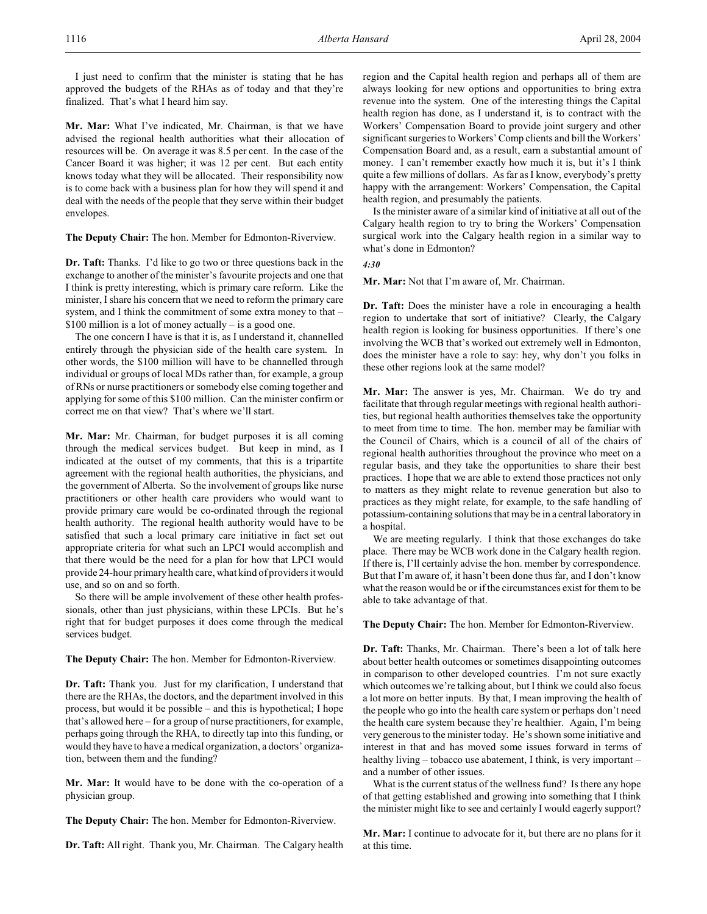I just need to confirm that the minister is stating that he has approved the budgets of the RHAs as of today and that they're finalized. That's what I heard him say.

**Mr. Mar:** What I've indicated, Mr. Chairman, is that we have advised the regional health authorities what their allocation of resources will be. On average it was 8.5 per cent. In the case of the Cancer Board it was higher; it was 12 per cent. But each entity knows today what they will be allocated. Their responsibility now is to come back with a business plan for how they will spend it and deal with the needs of the people that they serve within their budget envelopes.

**The Deputy Chair:** The hon. Member for Edmonton-Riverview.

**Dr. Taft:** Thanks. I'd like to go two or three questions back in the exchange to another of the minister's favourite projects and one that I think is pretty interesting, which is primary care reform. Like the minister, I share his concern that we need to reform the primary care system, and I think the commitment of some extra money to that – $100 million is a lot of money actually – is a good one.

The one concern I have is that it is, as I understand it, channelled entirely through the physician side of the health care system. In other words, the $100 million will have to be channelled through individual or groups of local MDs rather than, for example, a group of RNs or nurse practitioners or somebody else coming together and applying for some of this $100 million. Can the minister confirm or correct me on that view? That's where we'll start.

**Mr. Mar:** Mr. Chairman, for budget purposes it is all coming through the medical services budget. But keep in mind, as I indicated at the outset of my comments, that this is a tripartite agreement with the regional health authorities, the physicians, and the government of Alberta. So the involvement of groups like nurse practitioners or other health care providers who would want to provide primary care would be co-ordinated through the regional health authority. The regional health authority would have to be satisfied that such a local primary care initiative in fact set out appropriate criteria for what such an LPCI would accomplish and that there would be the need for a plan for how that LPCI would provide 24-hour primary health care, what kind of providers it would use, and so on and so forth.

So there will be ample involvement of these other health professionals, other than just physicians, within these LPCIs. But he's right that for budget purposes it does come through the medical services budget.

**The Deputy Chair:** The hon. Member for Edmonton-Riverview.

**Dr. Taft:** Thank you. Just for my clarification, I understand that there are the RHAs, the doctors, and the department involved in this process, but would it be possible – and this is hypothetical; I hope that's allowed here – for a group of nurse practitioners, for example, perhaps going through the RHA, to directly tap into this funding, or would they have to have a medical organization, a doctors' organization, between them and the funding?

**Mr. Mar:** It would have to be done with the co-operation of a physician group.

**The Deputy Chair:** The hon. Member for Edmonton-Riverview.

**Dr. Taft:** All right. Thank you, Mr. Chairman. The Calgary health region and the Capital health region and perhaps all of them are always looking for new options and opportunities to bring extra revenue into the system. One of the interesting things the Capital health region has done, as I understand it, is to contract with the Workers' Compensation Board to provide joint surgery and other significant surgeries to Workers' Comp clients and bill the Workers' Compensation Board and, as a result, earn a substantial amount of money. I can't remember exactly how much it is, but it's I think quite a few millions of dollars. As far as I know, everybody's pretty happy with the arrangement: Workers' Compensation, the Capital health region, and presumably the patients.

Is the minister aware of a similar kind of initiative at all out of the Calgary health region to try to bring the Workers' Compensation surgical work into the Calgary health region in a similar way to what's done in Edmonton?

*4:30*

**Mr. Mar:** Not that I'm aware of, Mr. Chairman.

**Dr. Taft:** Does the minister have a role in encouraging a health region to undertake that sort of initiative? Clearly, the Calgary health region is looking for business opportunities. If there's one involving the WCB that's worked out extremely well in Edmonton, does the minister have a role to say: hey, why don't you folks in these other regions look at the same model?

**Mr. Mar:** The answer is yes, Mr. Chairman. We do try and facilitate that through regular meetings with regional health authorities, but regional health authorities themselves take the opportunity to meet from time to time. The hon. member may be familiar with the Council of Chairs, which is a council of all of the chairs of regional health authorities throughout the province who meet on a regular basis, and they take the opportunities to share their best practices. I hope that we are able to extend those practices not only to matters as they might relate to revenue generation but also to practices as they might relate, for example, to the safe handling of potassium-containing solutions that may be in a central laboratory in a hospital.

We are meeting regularly. I think that those exchanges do take place. There may be WCB work done in the Calgary health region. If there is, I'll certainly advise the hon. member by correspondence. But that I'm aware of, it hasn't been done thus far, and I don't know what the reason would be or if the circumstances exist for them to be able to take advantage of that.

**The Deputy Chair:** The hon. Member for Edmonton-Riverview.

**Dr. Taft:** Thanks, Mr. Chairman. There's been a lot of talk here about better health outcomes or sometimes disappointing outcomes in comparison to other developed countries. I'm not sure exactly which outcomes we're talking about, but I think we could also focus a lot more on better inputs. By that, I mean improving the health of the people who go into the health care system or perhaps don't need the health care system because they're healthier. Again, I'm being very generous to the minister today. He's shown some initiative and interest in that and has moved some issues forward in terms of healthy living – tobacco use abatement, I think, is very important – and a number of other issues.

What is the current status of the wellness fund? Is there any hope of that getting established and growing into something that I think the minister might like to see and certainly I would eagerly support?

**Mr. Mar:** I continue to advocate for it, but there are no plans for it at this time.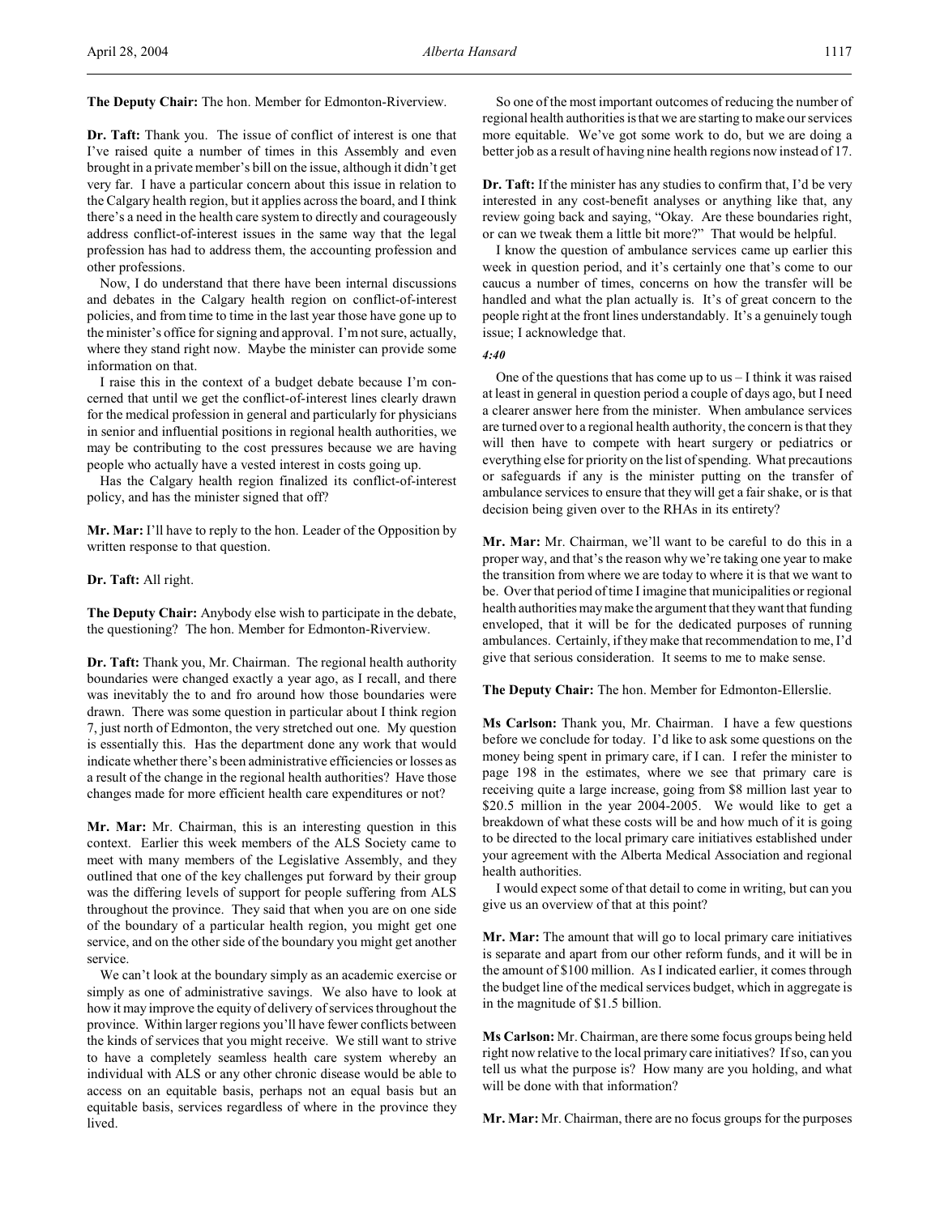**The Deputy Chair:** The hon. Member for Edmonton-Riverview.

**Dr. Taft:** Thank you. The issue of conflict of interest is one that I've raised quite a number of times in this Assembly and even brought in a private member's bill on the issue, although it didn't get very far. I have a particular concern about this issue in relation to the Calgary health region, but it applies across the board, and I think there's a need in the health care system to directly and courageously address conflict-of-interest issues in the same way that the legal profession has had to address them, the accounting profession and other professions.

Now, I do understand that there have been internal discussions and debates in the Calgary health region on conflict-of-interest policies, and from time to time in the last year those have gone up to the minister's office for signing and approval. I'm not sure, actually, where they stand right now. Maybe the minister can provide some information on that.

I raise this in the context of a budget debate because I'm concerned that until we get the conflict-of-interest lines clearly drawn for the medical profession in general and particularly for physicians in senior and influential positions in regional health authorities, we may be contributing to the cost pressures because we are having people who actually have a vested interest in costs going up.

Has the Calgary health region finalized its conflict-of-interest policy, and has the minister signed that off?

**Mr. Mar:** I'll have to reply to the hon. Leader of the Opposition by written response to that question.

**Dr. Taft:** All right.

**The Deputy Chair:** Anybody else wish to participate in the debate, the questioning? The hon. Member for Edmonton-Riverview.

**Dr. Taft:** Thank you, Mr. Chairman. The regional health authority boundaries were changed exactly a year ago, as I recall, and there was inevitably the to and fro around how those boundaries were drawn. There was some question in particular about I think region 7, just north of Edmonton, the very stretched out one. My question is essentially this. Has the department done any work that would indicate whether there's been administrative efficiencies or losses as a result of the change in the regional health authorities? Have those changes made for more efficient health care expenditures or not?

**Mr. Mar:** Mr. Chairman, this is an interesting question in this context. Earlier this week members of the ALS Society came to meet with many members of the Legislative Assembly, and they outlined that one of the key challenges put forward by their group was the differing levels of support for people suffering from ALS throughout the province. They said that when you are on one side of the boundary of a particular health region, you might get one service, and on the other side of the boundary you might get another service.

We can't look at the boundary simply as an academic exercise or simply as one of administrative savings. We also have to look at how it may improve the equity of delivery of services throughout the province. Within larger regions you'll have fewer conflicts between the kinds of services that you might receive. We still want to strive to have a completely seamless health care system whereby an individual with ALS or any other chronic disease would be able to access on an equitable basis, perhaps not an equal basis but an equitable basis, services regardless of where in the province they lived.

So one of the most important outcomes of reducing the number of regional health authorities is that we are starting to make our services more equitable. We've got some work to do, but we are doing a better job as a result of having nine health regions now instead of 17.

**Dr. Taft:** If the minister has any studies to confirm that, I'd be very interested in any cost-benefit analyses or anything like that, any review going back and saying, "Okay. Are these boundaries right, or can we tweak them a little bit more?" That would be helpful.

I know the question of ambulance services came up earlier this week in question period, and it's certainly one that's come to our caucus a number of times, concerns on how the transfer will be handled and what the plan actually is. It's of great concern to the people right at the front lines understandably. It's a genuinely tough issue; I acknowledge that.

*4:40*

One of the questions that has come up to us – I think it was raised at least in general in question period a couple of days ago, but I need a clearer answer here from the minister. When ambulance services are turned over to a regional health authority, the concern is that they will then have to compete with heart surgery or pediatrics or everything else for priority on the list of spending. What precautions or safeguards if any is the minister putting on the transfer of ambulance services to ensure that they will get a fair shake, or is that decision being given over to the RHAs in its entirety?

**Mr. Mar:** Mr. Chairman, we'll want to be careful to do this in a proper way, and that's the reason why we're taking one year to make the transition from where we are today to where it is that we want to be. Over that period of time I imagine that municipalities or regional health authorities may make the argument that they want that funding enveloped, that it will be for the dedicated purposes of running ambulances. Certainly, if they make that recommendation to me, I'd give that serious consideration. It seems to me to make sense.

**The Deputy Chair:** The hon. Member for Edmonton-Ellerslie.

**Ms Carlson:** Thank you, Mr. Chairman. I have a few questions before we conclude for today. I'd like to ask some questions on the money being spent in primary care, if I can. I refer the minister to page 198 in the estimates, where we see that primary care is receiving quite a large increase, going from $8 million last year to $20.5 million in the year 2004-2005. We would like to get a breakdown of what these costs will be and how much of it is going to be directed to the local primary care initiatives established under your agreement with the Alberta Medical Association and regional health authorities.

I would expect some of that detail to come in writing, but can you give us an overview of that at this point?

**Mr. Mar:** The amount that will go to local primary care initiatives is separate and apart from our other reform funds, and it will be in the amount of $100 million. As I indicated earlier, it comes through the budget line of the medical services budget, which in aggregate is in the magnitude of $1.5 billion.

**Ms Carlson:** Mr. Chairman, are there some focus groups being held right now relative to the local primary care initiatives? If so, can you tell us what the purpose is? How many are you holding, and what will be done with that information?

**Mr. Mar:** Mr. Chairman, there are no focus groups for the purposes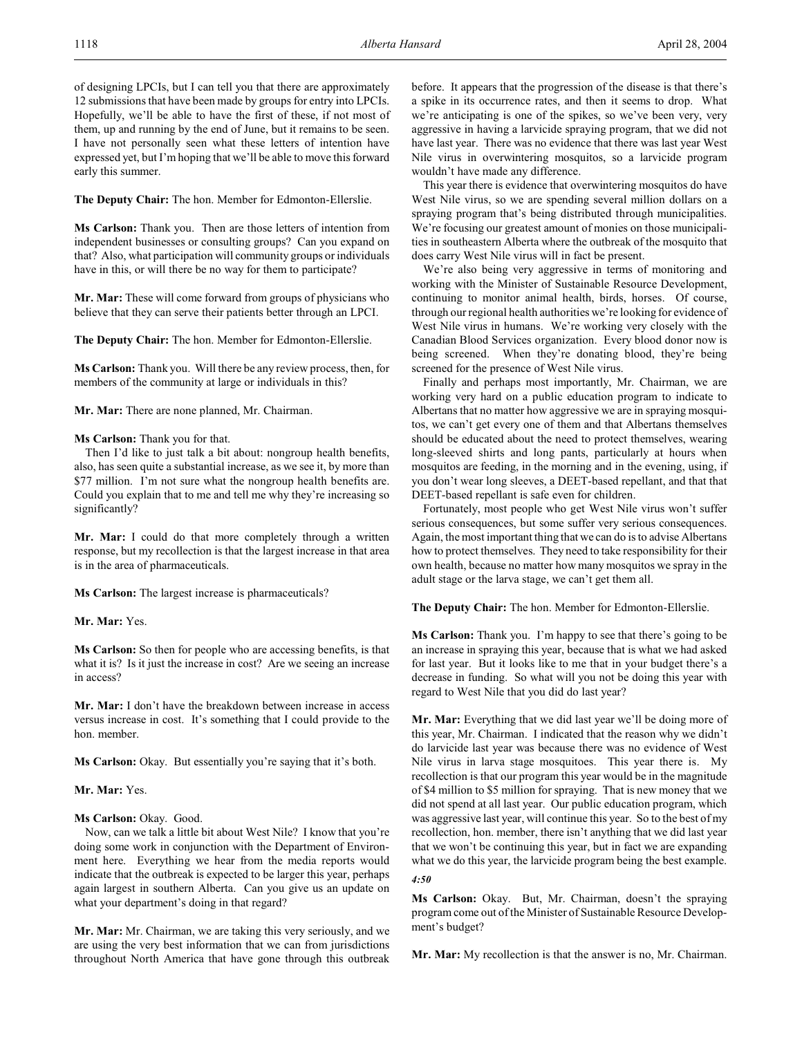of designing LPCIs, but I can tell you that there are approximately 12 submissions that have been made by groups for entry into LPCIs. Hopefully, we'll be able to have the first of these, if not most of them, up and running by the end of June, but it remains to be seen. I have not personally seen what these letters of intention have expressed yet, but I'm hoping that we'll be able to move this forward early this summer.

**The Deputy Chair:** The hon. Member for Edmonton-Ellerslie.

**Ms Carlson:** Thank you. Then are those letters of intention from independent businesses or consulting groups? Can you expand on that? Also, what participation will community groups or individuals have in this, or will there be no way for them to participate?

**Mr. Mar:** These will come forward from groups of physicians who believe that they can serve their patients better through an LPCI.

**The Deputy Chair:** The hon. Member for Edmonton-Ellerslie.

**Ms Carlson:** Thank you. Will there be any review process, then, for members of the community at large or individuals in this?

**Mr. Mar:** There are none planned, Mr. Chairman.

**Ms Carlson:** Thank you for that.

Then I'd like to just talk a bit about: nongroup health benefits, also, has seen quite a substantial increase, as we see it, by more than $77 million. I'm not sure what the nongroup health benefits are. Could you explain that to me and tell me why they're increasing so significantly?

**Mr. Mar:** I could do that more completely through a written response, but my recollection is that the largest increase in that area is in the area of pharmaceuticals.

**Ms Carlson:** The largest increase is pharmaceuticals?

**Mr. Mar:** Yes.

**Ms Carlson:** So then for people who are accessing benefits, is that what it is? Is it just the increase in cost? Are we seeing an increase in access?

**Mr. Mar:** I don't have the breakdown between increase in access versus increase in cost. It's something that I could provide to the hon. member.

**Ms Carlson:** Okay. But essentially you're saying that it's both.

**Mr. Mar:** Yes.

**Ms Carlson:** Okay. Good.

Now, can we talk a little bit about West Nile? I know that you're doing some work in conjunction with the Department of Environment here. Everything we hear from the media reports would indicate that the outbreak is expected to be larger this year, perhaps again largest in southern Alberta. Can you give us an update on what your department's doing in that regard?

**Mr. Mar:** Mr. Chairman, we are taking this very seriously, and we are using the very best information that we can from jurisdictions throughout North America that have gone through this outbreak before. It appears that the progression of the disease is that there's a spike in its occurrence rates, and then it seems to drop. What we're anticipating is one of the spikes, so we've been very, very aggressive in having a larvicide spraying program, that we did not have last year. There was no evidence that there was last year West Nile virus in overwintering mosquitos, so a larvicide program wouldn't have made any difference.

This year there is evidence that overwintering mosquitos do have West Nile virus, so we are spending several million dollars on a spraying program that's being distributed through municipalities. We're focusing our greatest amount of monies on those municipalities in southeastern Alberta where the outbreak of the mosquito that does carry West Nile virus will in fact be present.

We're also being very aggressive in terms of monitoring and working with the Minister of Sustainable Resource Development, continuing to monitor animal health, birds, horses. Of course, through our regional health authorities we're looking for evidence of West Nile virus in humans. We're working very closely with the Canadian Blood Services organization. Every blood donor now is being screened. When they're donating blood, they're being screened for the presence of West Nile virus.

Finally and perhaps most importantly, Mr. Chairman, we are working very hard on a public education program to indicate to Albertans that no matter how aggressive we are in spraying mosquitos, we can't get every one of them and that Albertans themselves should be educated about the need to protect themselves, wearing long-sleeved shirts and long pants, particularly at hours when mosquitos are feeding, in the morning and in the evening, using, if you don't wear long sleeves, a DEET-based repellant, and that that DEET-based repellant is safe even for children.

Fortunately, most people who get West Nile virus won't suffer serious consequences, but some suffer very serious consequences. Again, the most important thing that we can do is to advise Albertans how to protect themselves. They need to take responsibility for their own health, because no matter how many mosquitos we spray in the adult stage or the larva stage, we can't get them all.

**The Deputy Chair:** The hon. Member for Edmonton-Ellerslie.

**Ms Carlson:** Thank you. I'm happy to see that there's going to be an increase in spraying this year, because that is what we had asked for last year. But it looks like to me that in your budget there's a decrease in funding. So what will you not be doing this year with regard to West Nile that you did do last year?

**Mr. Mar:** Everything that we did last year we'll be doing more of this year, Mr. Chairman. I indicated that the reason why we didn't do larvicide last year was because there was no evidence of West Nile virus in larva stage mosquitoes. This year there is. My recollection is that our program this year would be in the magnitude of $4 million to $5 million for spraying. That is new money that we did not spend at all last year. Our public education program, which was aggressive last year, will continue this year. So to the best of my recollection, hon. member, there isn't anything that we did last year that we won't be continuing this year, but in fact we are expanding what we do this year, the larvicide program being the best example.

*4:50*

**Ms Carlson:** Okay. But, Mr. Chairman, doesn't the spraying program come out of the Minister of Sustainable Resource Development's budget?

**Mr. Mar:** My recollection is that the answer is no, Mr. Chairman.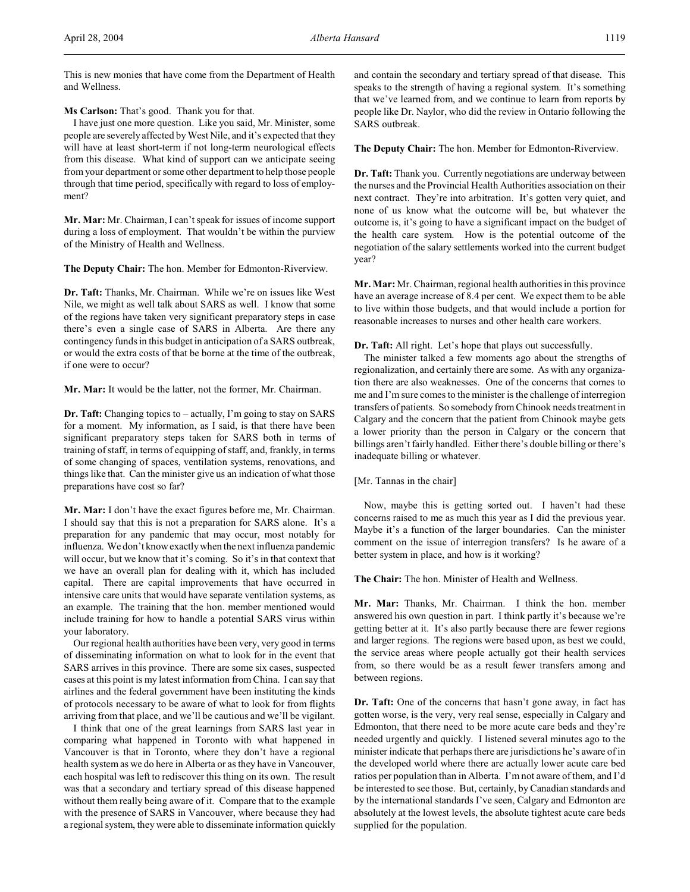This is new monies that have come from the Department of Health and Wellness.

**Ms Carlson:** That's good. Thank you for that.

I have just one more question. Like you said, Mr. Minister, some people are severely affected by West Nile, and it's expected that they will have at least short-term if not long-term neurological effects from this disease. What kind of support can we anticipate seeing from your department or some other department to help those people through that time period, specifically with regard to loss of employment?

**Mr. Mar:** Mr. Chairman, I can't speak for issues of income support during a loss of employment. That wouldn't be within the purview of the Ministry of Health and Wellness.

**The Deputy Chair:** The hon. Member for Edmonton-Riverview.

**Dr. Taft:** Thanks, Mr. Chairman. While we're on issues like West Nile, we might as well talk about SARS as well. I know that some of the regions have taken very significant preparatory steps in case there's even a single case of SARS in Alberta. Are there any contingency funds in this budget in anticipation of a SARS outbreak, or would the extra costs of that be borne at the time of the outbreak, if one were to occur?

**Mr. Mar:** It would be the latter, not the former, Mr. Chairman.

**Dr. Taft:** Changing topics to – actually, I'm going to stay on SARS for a moment. My information, as I said, is that there have been significant preparatory steps taken for SARS both in terms of training of staff, in terms of equipping of staff, and, frankly, in terms of some changing of spaces, ventilation systems, renovations, and things like that. Can the minister give us an indication of what those preparations have cost so far?

**Mr. Mar:** I don't have the exact figures before me, Mr. Chairman. I should say that this is not a preparation for SARS alone. It's a preparation for any pandemic that may occur, most notably for influenza. We don't know exactly when the next influenza pandemic will occur, but we know that it's coming. So it's in that context that we have an overall plan for dealing with it, which has included capital. There are capital improvements that have occurred in intensive care units that would have separate ventilation systems, as an example. The training that the hon. member mentioned would include training for how to handle a potential SARS virus within your laboratory.

Our regional health authorities have been very, very good in terms of disseminating information on what to look for in the event that SARS arrives in this province. There are some six cases, suspected cases at this point is my latest information from China. I can say that airlines and the federal government have been instituting the kinds of protocols necessary to be aware of what to look for from flights arriving from that place, and we'll be cautious and we'll be vigilant.

I think that one of the great learnings from SARS last year in comparing what happened in Toronto with what happened in Vancouver is that in Toronto, where they don't have a regional health system as we do here in Alberta or as they have in Vancouver, each hospital was left to rediscover this thing on its own. The result was that a secondary and tertiary spread of this disease happened without them really being aware of it. Compare that to the example with the presence of SARS in Vancouver, where because they had a regional system, they were able to disseminate information quickly and contain the secondary and tertiary spread of that disease. This speaks to the strength of having a regional system. It's something that we've learned from, and we continue to learn from reports by people like Dr. Naylor, who did the review in Ontario following the SARS outbreak.

**The Deputy Chair:** The hon. Member for Edmonton-Riverview.

**Dr. Taft:** Thank you. Currently negotiations are underway between the nurses and the Provincial Health Authorities association on their next contract. They're into arbitration. It's gotten very quiet, and none of us know what the outcome will be, but whatever the outcome is, it's going to have a significant impact on the budget of the health care system. How is the potential outcome of the negotiation of the salary settlements worked into the current budget year?

**Mr. Mar:** Mr. Chairman, regional health authorities in this province have an average increase of 8.4 per cent. We expect them to be able to live within those budgets, and that would include a portion for reasonable increases to nurses and other health care workers.

**Dr. Taft:** All right. Let's hope that plays out successfully.

The minister talked a few moments ago about the strengths of regionalization, and certainly there are some. As with any organization there are also weaknesses. One of the concerns that comes to me and I'm sure comes to the minister is the challenge of interregion transfers of patients. So somebody from Chinook needs treatment in Calgary and the concern that the patient from Chinook maybe gets a lower priority than the person in Calgary or the concern that billings aren't fairly handled. Either there's double billing or there's inadequate billing or whatever.

[Mr. Tannas in the chair]

Now, maybe this is getting sorted out. I haven't had these concerns raised to me as much this year as I did the previous year. Maybe it's a function of the larger boundaries. Can the minister comment on the issue of interregion transfers? Is he aware of a better system in place, and how is it working?

**The Chair:** The hon. Minister of Health and Wellness.

**Mr. Mar:** Thanks, Mr. Chairman. I think the hon. member answered his own question in part. I think partly it's because we're getting better at it. It's also partly because there are fewer regions and larger regions. The regions were based upon, as best we could, the service areas where people actually got their health services from, so there would be as a result fewer transfers among and between regions.

**Dr. Taft:** One of the concerns that hasn't gone away, in fact has gotten worse, is the very, very real sense, especially in Calgary and Edmonton, that there need to be more acute care beds and they're needed urgently and quickly. I listened several minutes ago to the minister indicate that perhaps there are jurisdictions he's aware of in the developed world where there are actually lower acute care bed ratios per population than in Alberta. I'm not aware of them, and I'd be interested to see those. But, certainly, by Canadian standards and by the international standards I've seen, Calgary and Edmonton are absolutely at the lowest levels, the absolute tightest acute care beds supplied for the population.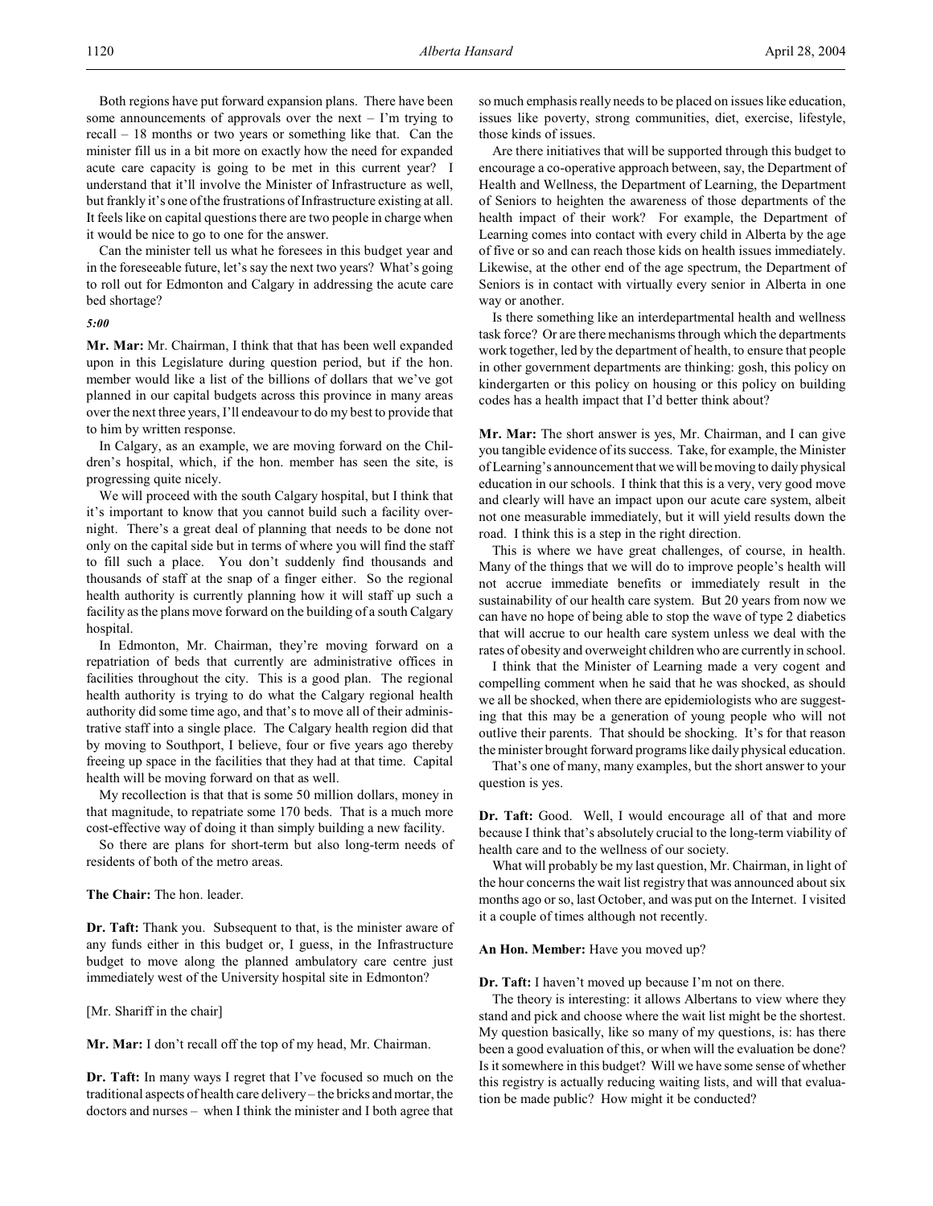Both regions have put forward expansion plans. There have been some announcements of approvals over the next – I'm trying to recall – 18 months or two years or something like that. Can the minister fill us in a bit more on exactly how the need for expanded acute care capacity is going to be met in this current year? I understand that it'll involve the Minister of Infrastructure as well, but frankly it's one of the frustrations of Infrastructure existing at all. It feels like on capital questions there are two people in charge when it would be nice to go to one for the answer.

Can the minister tell us what he foresees in this budget year and in the foreseeable future, let's say the next two years? What's going to roll out for Edmonton and Calgary in addressing the acute care bed shortage?

*5:00*

**Mr. Mar:** Mr. Chairman, I think that that has been well expanded upon in this Legislature during question period, but if the hon. member would like a list of the billions of dollars that we've got planned in our capital budgets across this province in many areas over the next three years, I'll endeavour to do my best to provide that to him by written response.

In Calgary, as an example, we are moving forward on the Children's hospital, which, if the hon. member has seen the site, is progressing quite nicely.

We will proceed with the south Calgary hospital, but I think that it's important to know that you cannot build such a facility overnight. There's a great deal of planning that needs to be done not only on the capital side but in terms of where you will find the staff to fill such a place. You don't suddenly find thousands and thousands of staff at the snap of a finger either. So the regional health authority is currently planning how it will staff up such a facility as the plans move forward on the building of a south Calgary hospital.

In Edmonton, Mr. Chairman, they're moving forward on a repatriation of beds that currently are administrative offices in facilities throughout the city. This is a good plan. The regional health authority is trying to do what the Calgary regional health authority did some time ago, and that's to move all of their administrative staff into a single place. The Calgary health region did that by moving to Southport, I believe, four or five years ago thereby freeing up space in the facilities that they had at that time. Capital health will be moving forward on that as well.

My recollection is that that is some 50 million dollars, money in that magnitude, to repatriate some 170 beds. That is a much more cost-effective way of doing it than simply building a new facility.

So there are plans for short-term but also long-term needs of residents of both of the metro areas.

**The Chair:** The hon. leader.

**Dr. Taft:** Thank you. Subsequent to that, is the minister aware of any funds either in this budget or, I guess, in the Infrastructure budget to move along the planned ambulatory care centre just immediately west of the University hospital site in Edmonton?

[Mr. Shariff in the chair]

**Mr. Mar:** I don't recall off the top of my head, Mr. Chairman.

**Dr. Taft:** In many ways I regret that I've focused so much on the traditional aspects of health care delivery – the bricks and mortar, the doctors and nurses – when I think the minister and I both agree that so much emphasis really needs to be placed on issues like education, issues like poverty, strong communities, diet, exercise, lifestyle, those kinds of issues.

Are there initiatives that will be supported through this budget to encourage a co-operative approach between, say, the Department of Health and Wellness, the Department of Learning, the Department of Seniors to heighten the awareness of those departments of the health impact of their work? For example, the Department of Learning comes into contact with every child in Alberta by the age of five or so and can reach those kids on health issues immediately. Likewise, at the other end of the age spectrum, the Department of Seniors is in contact with virtually every senior in Alberta in one way or another.

Is there something like an interdepartmental health and wellness task force? Or are there mechanisms through which the departments work together, led by the department of health, to ensure that people in other government departments are thinking: gosh, this policy on kindergarten or this policy on housing or this policy on building codes has a health impact that I'd better think about?

**Mr. Mar:** The short answer is yes, Mr. Chairman, and I can give you tangible evidence of its success. Take, for example, the Minister of Learning's announcement that we will be moving to daily physical education in our schools. I think that this is a very, very good move and clearly will have an impact upon our acute care system, albeit not one measurable immediately, but it will yield results down the road. I think this is a step in the right direction.

This is where we have great challenges, of course, in health. Many of the things that we will do to improve people's health will not accrue immediate benefits or immediately result in the sustainability of our health care system. But 20 years from now we can have no hope of being able to stop the wave of type 2 diabetics that will accrue to our health care system unless we deal with the rates of obesity and overweight children who are currently in school.

I think that the Minister of Learning made a very cogent and compelling comment when he said that he was shocked, as should we all be shocked, when there are epidemiologists who are suggesting that this may be a generation of young people who will not outlive their parents. That should be shocking. It's for that reason the minister brought forward programs like daily physical education.

That's one of many, many examples, but the short answer to your question is yes.

**Dr. Taft:** Good. Well, I would encourage all of that and more because I think that's absolutely crucial to the long-term viability of health care and to the wellness of our society.

What will probably be my last question, Mr. Chairman, in light of the hour concerns the wait list registry that was announced about six months ago or so, last October, and was put on the Internet. I visited it a couple of times although not recently.

**An Hon. Member:** Have you moved up?

**Dr. Taft:** I haven't moved up because I'm not on there.

The theory is interesting: it allows Albertans to view where they stand and pick and choose where the wait list might be the shortest. My question basically, like so many of my questions, is: has there been a good evaluation of this, or when will the evaluation be done? Is it somewhere in this budget? Will we have some sense of whether this registry is actually reducing waiting lists, and will that evaluation be made public? How might it be conducted?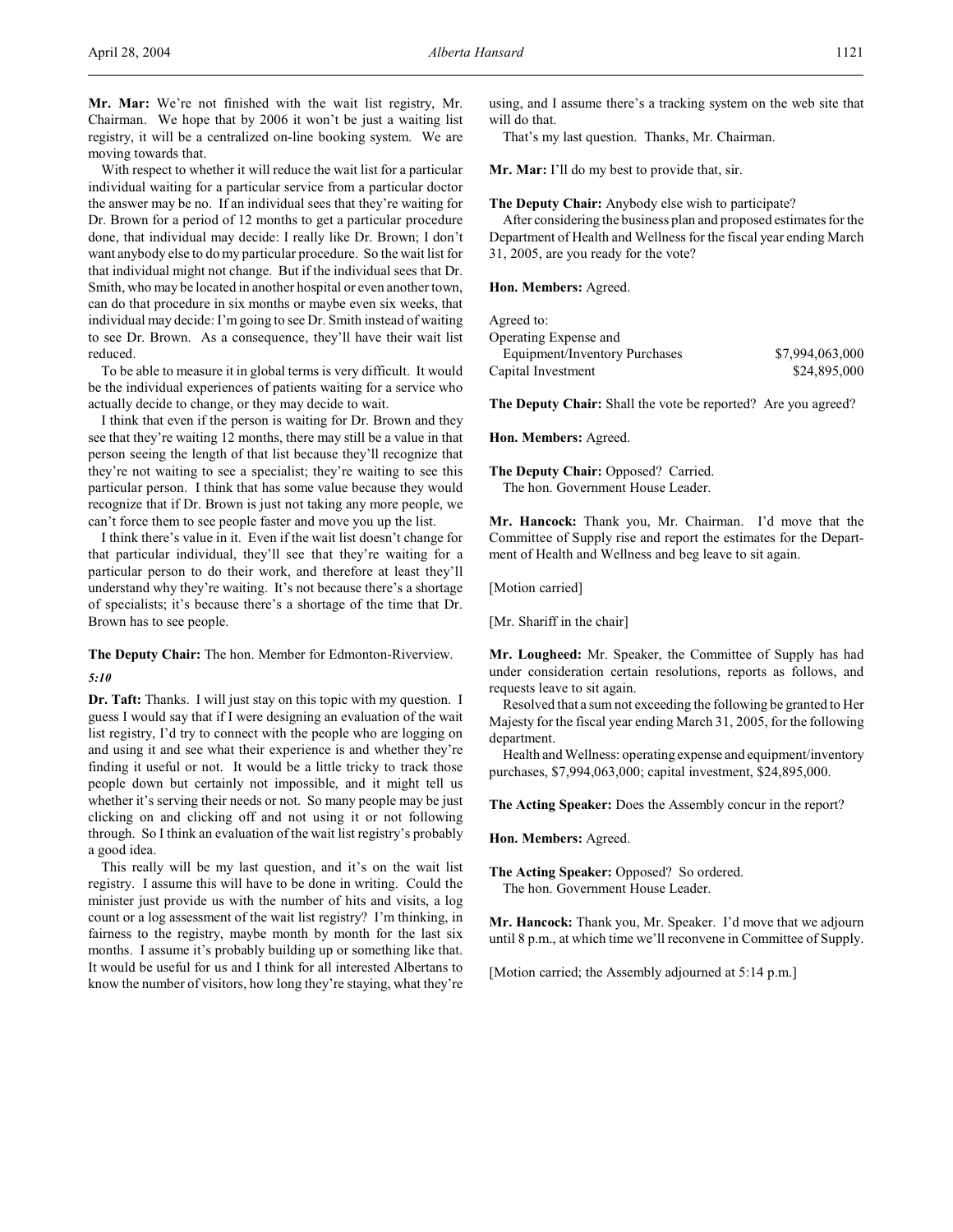**Mr. Mar:** We're not finished with the wait list registry, Mr. Chairman. We hope that by 2006 it won't be just a waiting list registry, it will be a centralized on-line booking system. We are moving towards that.

With respect to whether it will reduce the wait list for a particular individual waiting for a particular service from a particular doctor the answer may be no. If an individual sees that they're waiting for Dr. Brown for a period of 12 months to get a particular procedure done, that individual may decide: I really like Dr. Brown; I don't want anybody else to do my particular procedure. So the wait list for that individual might not change. But if the individual sees that Dr. Smith, who may be located in another hospital or even another town, can do that procedure in six months or maybe even six weeks, that individual may decide: I'm going to see Dr. Smith instead of waiting to see Dr. Brown. As a consequence, they'll have their wait list reduced.

To be able to measure it in global terms is very difficult. It would be the individual experiences of patients waiting for a service who actually decide to change, or they may decide to wait.

I think that even if the person is waiting for Dr. Brown and they see that they're waiting 12 months, there may still be a value in that person seeing the length of that list because they'll recognize that they're not waiting to see a specialist; they're waiting to see this particular person. I think that has some value because they would recognize that if Dr. Brown is just not taking any more people, we can't force them to see people faster and move you up the list.

I think there's value in it. Even if the wait list doesn't change for that particular individual, they'll see that they're waiting for a particular person to do their work, and therefore at least they'll understand why they're waiting. It's not because there's a shortage of specialists; it's because there's a shortage of the time that Dr. Brown has to see people.

**The Deputy Chair:** The hon. Member for Edmonton-Riverview.

*5:10*

**Dr. Taft:** Thanks. I will just stay on this topic with my question. I guess I would say that if I were designing an evaluation of the wait list registry, I'd try to connect with the people who are logging on and using it and see what their experience is and whether they're finding it useful or not. It would be a little tricky to track those people down but certainly not impossible, and it might tell us whether it's serving their needs or not. So many people may be just clicking on and clicking off and not using it or not following through. So I think an evaluation of the wait list registry's probably a good idea.

This really will be my last question, and it's on the wait list registry. I assume this will have to be done in writing. Could the minister just provide us with the number of hits and visits, a log count or a log assessment of the wait list registry? I'm thinking, in fairness to the registry, maybe month by month for the last six months. I assume it's probably building up or something like that. It would be useful for us and I think for all interested Albertans to know the number of visitors, how long they're staying, what they're using, and I assume there's a tracking system on the web site that will do that.

That's my last question. Thanks, Mr. Chairman.

**Mr. Mar:** I'll do my best to provide that, sir.

**The Deputy Chair:** Anybody else wish to participate?

After considering the business plan and proposed estimates for the Department of Health and Wellness for the fiscal year ending March 31, 2005, are you ready for the vote?

**Hon. Members:** Agreed.

Agreed to:

| | |
|---|---|
| Operating Expense and Equipment/Inventory Purchases | $7,994,063,000 |
| Capital Investment | $24,895,000 |

**The Deputy Chair:** Shall the vote be reported? Are you agreed?

**Hon. Members:** Agreed.

**The Deputy Chair:** Opposed? Carried.

The hon. Government House Leader.

**Mr. Hancock:** Thank you, Mr. Chairman. I'd move that the Committee of Supply rise and report the estimates for the Department of Health and Wellness and beg leave to sit again.

[Motion carried]

[Mr. Shariff in the chair]

**Mr. Lougheed:** Mr. Speaker, the Committee of Supply has had under consideration certain resolutions, reports as follows, and requests leave to sit again.

Resolved that a sum not exceeding the following be granted to Her Majesty for the fiscal year ending March 31, 2005, for the following department.

Health and Wellness: operating expense and equipment/inventory purchases, $7,994,063,000; capital investment, $24,895,000.

**The Acting Speaker:** Does the Assembly concur in the report?

**Hon. Members:** Agreed.

**The Acting Speaker:** Opposed? So ordered.

The hon. Government House Leader.

**Mr. Hancock:** Thank you, Mr. Speaker. I'd move that we adjourn until 8 p.m., at which time we'll reconvene in Committee of Supply.

[Motion carried; the Assembly adjourned at 5:14 p.m.]